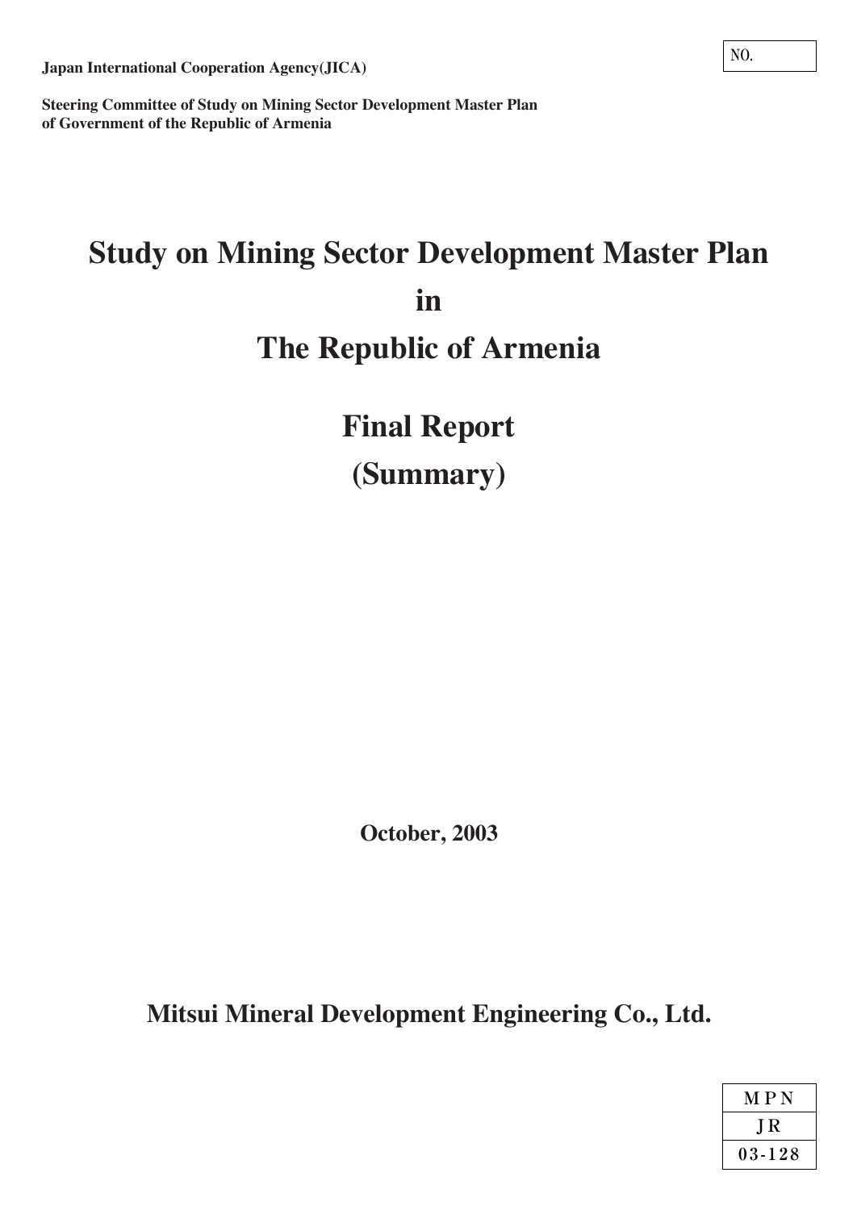NO.

**Japan International Cooperation Agency(JICA)**

**Steering Committee of Study on Mining Sector Development Master Plan of Government of the Republic of Armenia**

# Study on Mining Sector Development Master Plan in The Republic of Armenia

# Final Report (Summary)

**October, 2003**

**Mitsui Mineral Development Engineering Co., Ltd.**

| M P N |
|---|
| J R |
| 03-128 |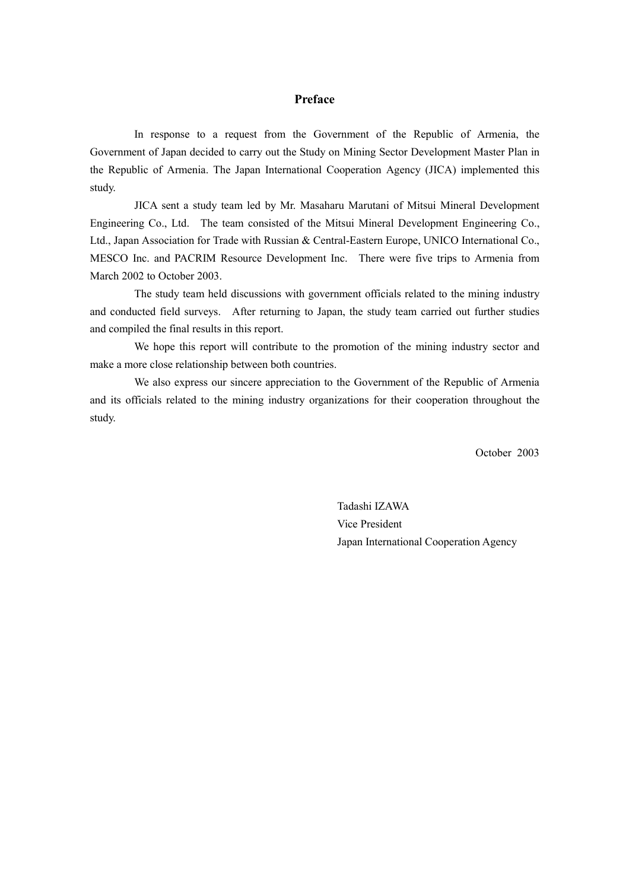# Preface

In response to a request from the Government of the Republic of Armenia, the Government of Japan decided to carry out the Study on Mining Sector Development Master Plan in the Republic of Armenia. The Japan International Cooperation Agency (JICA) implemented this study.

JICA sent a study team led by Mr. Masaharu Marutani of Mitsui Mineral Development Engineering Co., Ltd. The team consisted of the Mitsui Mineral Development Engineering Co., Ltd., Japan Association for Trade with Russian & Central-Eastern Europe, UNICO International Co., MESCO Inc. and PACRIM Resource Development Inc. There were five trips to Armenia from March 2002 to October 2003.

The study team held discussions with government officials related to the mining industry and conducted field surveys. After returning to Japan, the study team carried out further studies and compiled the final results in this report.

We hope this report will contribute to the promotion of the mining industry sector and make a more close relationship between both countries.

We also express our sincere appreciation to the Government of the Republic of Armenia and its officials related to the mining industry organizations for their cooperation throughout the study.

October 2003

Tadashi IZAWA
Vice President
Japan International Cooperation Agency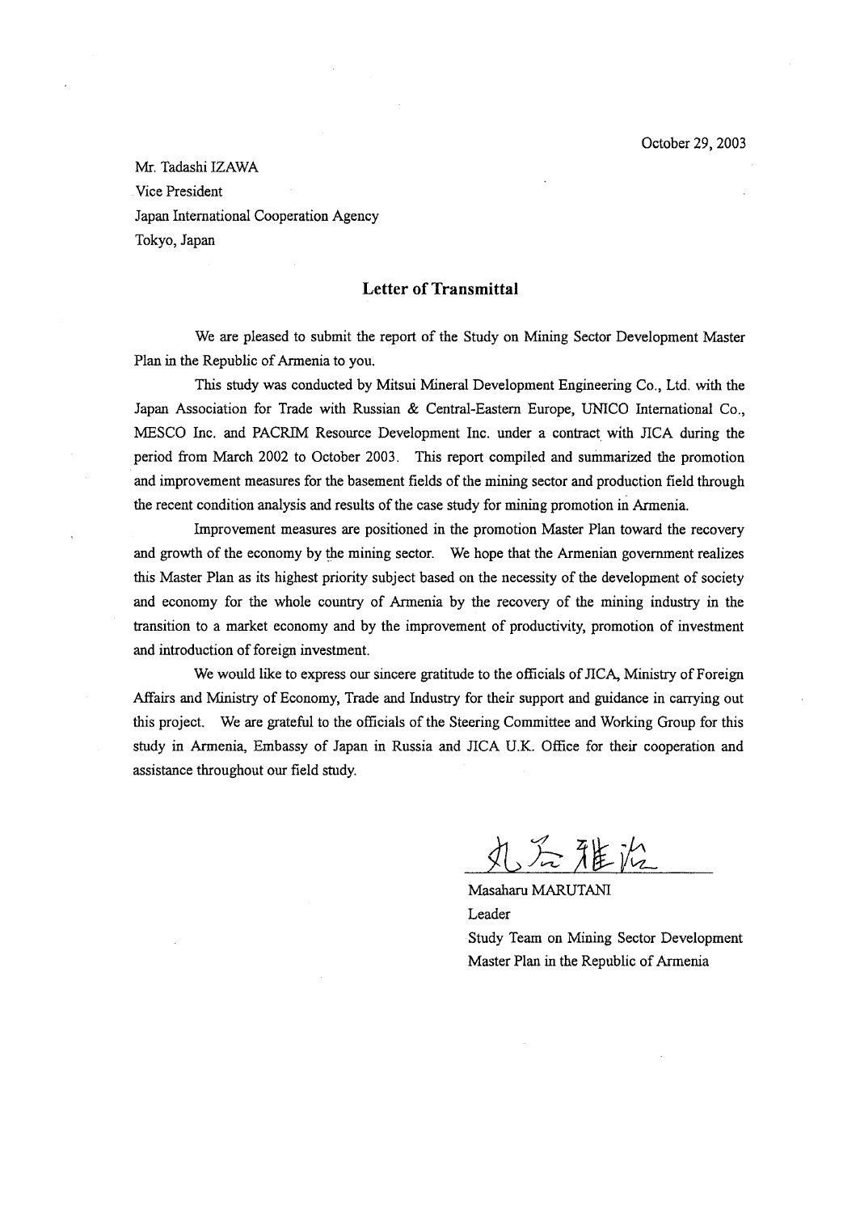October 29, 2003

Mr. Tadashi IZAWA
Vice President
Japan International Cooperation Agency
Tokyo, Japan

## Letter of Transmittal

We are pleased to submit the report of the Study on Mining Sector Development Master Plan in the Republic of Armenia to you.

This study was conducted by Mitsui Mineral Development Engineering Co., Ltd. with the Japan Association for Trade with Russian & Central-Eastern Europe, UNICO International Co., MESCO Inc. and PACRIM Resource Development Inc. under a contract with JICA during the period from March 2002 to October 2003. This report compiled and summarized the promotion and improvement measures for the basement fields of the mining sector and production field through the recent condition analysis and results of the case study for mining promotion in Armenia.

Improvement measures are positioned in the promotion Master Plan toward the recovery and growth of the economy by the mining sector. We hope that the Armenian government realizes this Master Plan as its highest priority subject based on the necessity of the development of society and economy for the whole country of Armenia by the recovery of the mining industry in the transition to a market economy and by the improvement of productivity, promotion of investment and introduction of foreign investment.

We would like to express our sincere gratitude to the officials of JICA, Ministry of Foreign Affairs and Ministry of Economy, Trade and Industry for their support and guidance in carrying out this project. We are grateful to the officials of the Steering Committee and Working Group for this study in Armenia, Embassy of Japan in Russia and JICA U.K. Office for their cooperation and assistance throughout our field study.

丸谷雅治

Masaharu MARUTANI
Leader
Study Team on Mining Sector Development Master Plan in the Republic of Armenia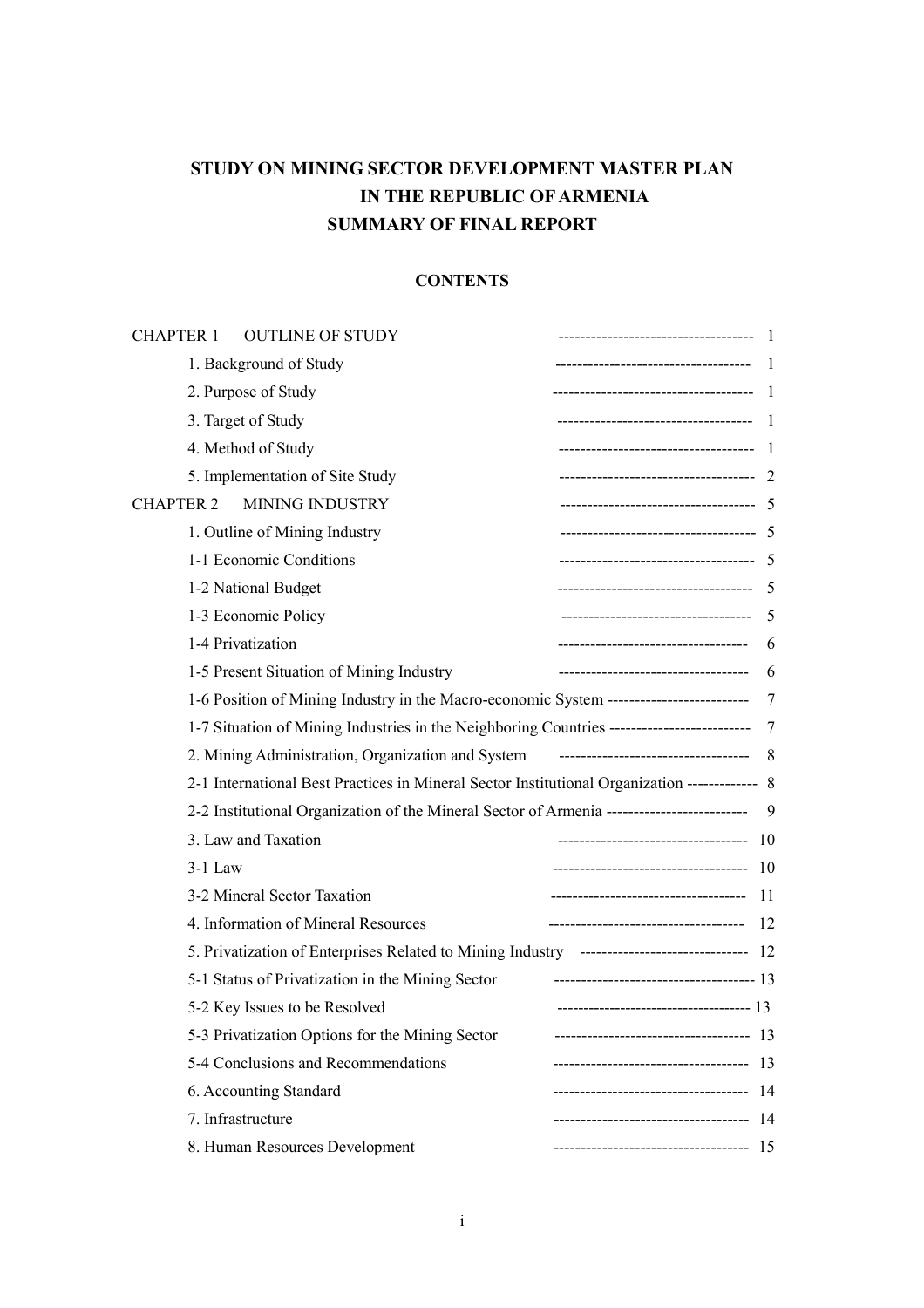# STUDY ON MINING SECTOR DEVELOPMENT MASTER PLAN IN THE REPUBLIC OF ARMENIA SUMMARY OF FINAL REPORT

## CONTENTS

| | |
|---|---|
| CHAPTER 1 OUTLINE OF STUDY | 1 |
| 1. Background of Study | 1 |
| 2. Purpose of Study | 1 |
| 3. Target of Study | 1 |
| 4. Method of Study | 1 |
| 5. Implementation of Site Study | 2 |
| CHAPTER 2 MINING INDUSTRY | 5 |
| 1. Outline of Mining Industry | 5 |
| 1-1 Economic Conditions | 5 |
| 1-2 National Budget | 5 |
| 1-3 Economic Policy | 5 |
| 1-4 Privatization | 6 |
| 1-5 Present Situation of Mining Industry | 6 |
| 1-6 Position of Mining Industry in the Macro-economic System | 7 |
| 1-7 Situation of Mining Industries in the Neighboring Countries | 7 |
| 2. Mining Administration, Organization and System | 8 |
| 2-1 International Best Practices in Mineral Sector Institutional Organization | 8 |
| 2-2 Institutional Organization of the Mineral Sector of Armenia | 9 |
| 3. Law and Taxation | 10 |
| 3-1 Law | 10 |
| 3-2 Mineral Sector Taxation | 11 |
| 4. Information of Mineral Resources | 12 |
| 5. Privatization of Enterprises Related to Mining Industry | 12 |
| 5-1 Status of Privatization in the Mining Sector | 13 |
| 5-2 Key Issues to be Resolved | 13 |
| 5-3 Privatization Options for the Mining Sector | 13 |
| 5-4 Conclusions and Recommendations | 13 |
| 6. Accounting Standard | 14 |
| 7. Infrastructure | 14 |
| 8. Human Resources Development | 15 |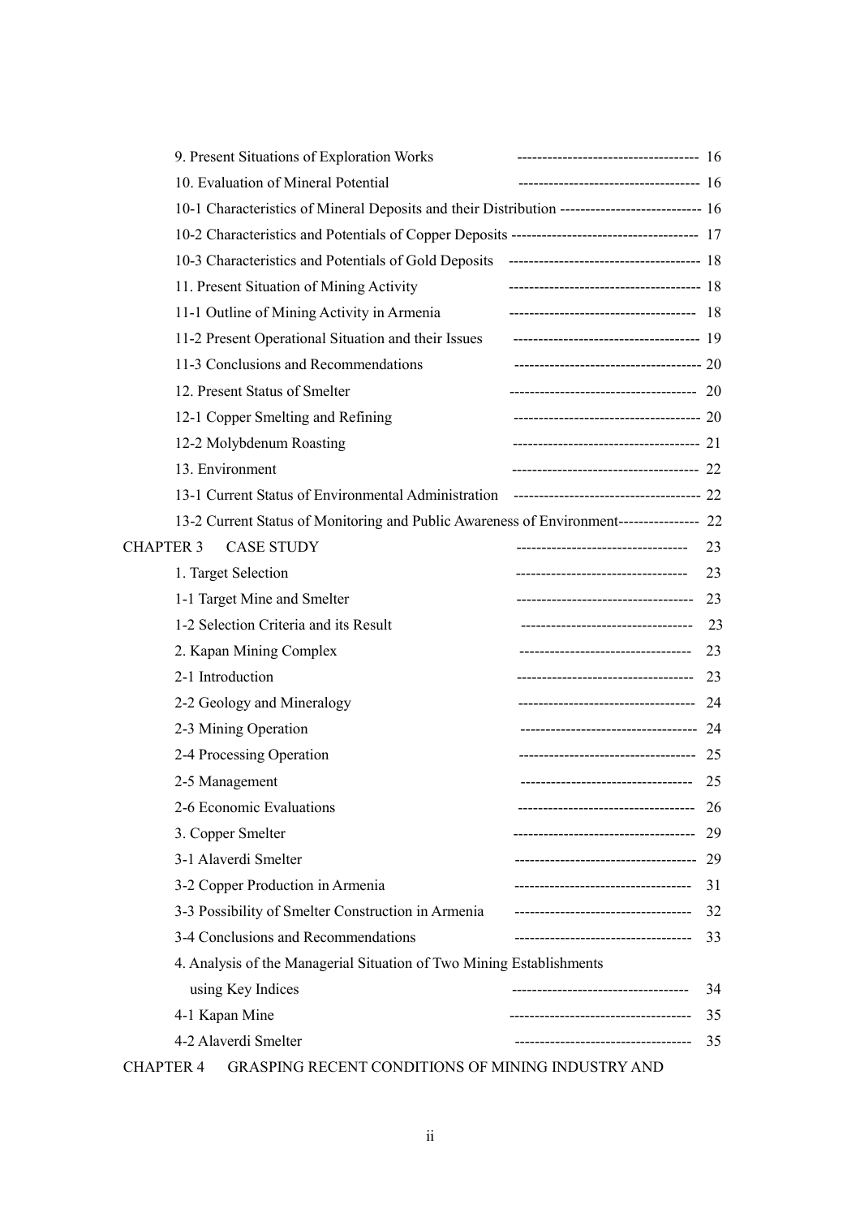9. Present Situations of Exploration Works ------------------------------------ 16

10. Evaluation of Mineral Potential ------------------------------------ 16

10-1 Characteristics of Mineral Deposits and their Distribution ---------------------------- 16

10-2 Characteristics and Potentials of Copper Deposits ------------------------------------ 17

10-3 Characteristics and Potentials of Gold Deposits ------------------------------------- 18

11. Present Situation of Mining Activity ------------------------------------- 18

11-1 Outline of Mining Activity in Armenia ------------------------------------ 18

11-2 Present Operational Situation and their Issues ------------------------------------ 19

11-3 Conclusions and Recommendations ------------------------------------ 20

12. Present Status of Smelter ------------------------------------ 20

12-1 Copper Smelting and Refining ------------------------------------ 20

12-2 Molybdenum Roasting ------------------------------------ 21

13. Environment ------------------------------------ 22

13-1 Current Status of Environmental Administration ------------------------------------ 22

13-2 Current Status of Monitoring and Public Awareness of Environment---------------- 22

CHAPTER 3 CASE STUDY ---------------------------------- 23

1. Target Selection ---------------------------------- 23

1-1 Target Mine and Smelter ----------------------------------- 23

1-2 Selection Criteria and its Result ---------------------------------- 23

2. Kapan Mining Complex ---------------------------------- 23

2-1 Introduction ----------------------------------- 23

2-2 Geology and Mineralogy ----------------------------------- 24

2-3 Mining Operation ----------------------------------- 24

2-4 Processing Operation ----------------------------------- 25

2-5 Management ---------------------------------- 25

2-6 Economic Evaluations ----------------------------------- 26

3. Copper Smelter ------------------------------------ 29

3-1 Alaverdi Smelter ------------------------------------ 29

3-2 Copper Production in Armenia ----------------------------------- 31

3-3 Possibility of Smelter Construction in Armenia ----------------------------------- 32

3-4 Conclusions and Recommendations ----------------------------------- 33

4. Analysis of the Managerial Situation of Two Mining Establishments using Key Indices ----------------------------------- 34

4-1 Kapan Mine ------------------------------------ 35

4-2 Alaverdi Smelter ----------------------------------- 35

CHAPTER 4 GRASPING RECENT CONDITIONS OF MINING INDUSTRY AND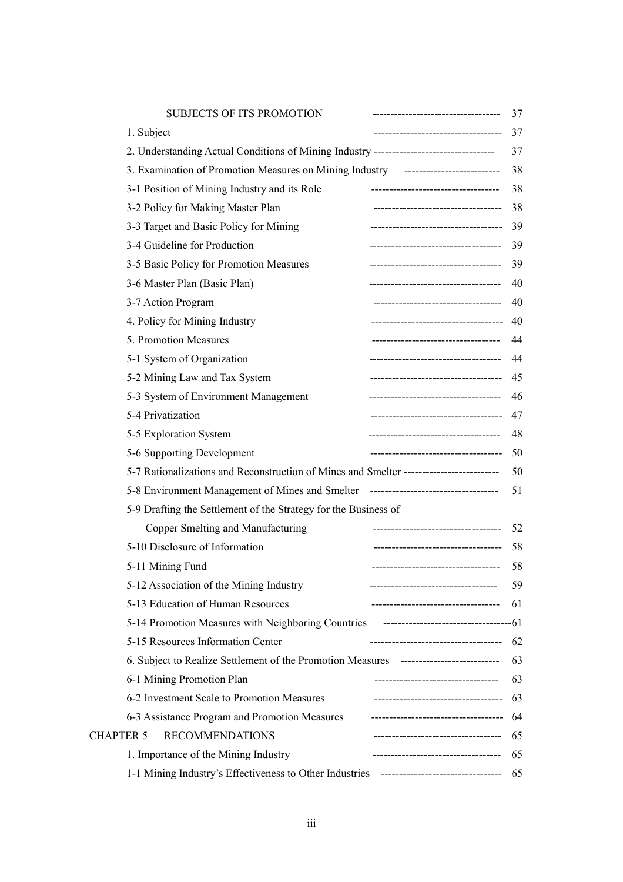SUBJECTS OF ITS PROMOTION ----------------------------------- 37

1. Subject ----------------------------------- 37

2. Understanding Actual Conditions of Mining Industry -------------------------------- 37

3. Examination of Promotion Measures on Mining Industry ------------------------- 38

3-1 Position of Mining Industry and its Role ----------------------------------- 38

3-2 Policy for Making Master Plan ----------------------------------- 38

3-3 Target and Basic Policy for Mining ------------------------------------ 39

3-4 Guideline for Production ------------------------------------ 39

3-5 Basic Policy for Promotion Measures ------------------------------------ 39

3-6 Master Plan (Basic Plan) ------------------------------------ 40

3-7 Action Program ----------------------------------- 40

4. Policy for Mining Industry ------------------------------------ 40

5. Promotion Measures ----------------------------------- 44

5-1 System of Organization ------------------------------------ 44

5-2 Mining Law and Tax System ------------------------------------ 45

5-3 System of Environment Management ------------------------------------ 46

5-4 Privatization ------------------------------------ 47

5-5 Exploration System ------------------------------------ 48

5-6 Supporting Development ------------------------------------ 50

5-7 Rationalizations and Reconstruction of Mines and Smelter ------------------------- 50

5-8 Environment Management of Mines and Smelter ----------------------------------- 51

5-9 Drafting the Settlement of the Strategy for the Business of Copper Smelting and Manufacturing ----------------------------------- 52

5-10 Disclosure of Information ----------------------------------- 58

5-11 Mining Fund ----------------------------------- 58

5-12 Association of the Mining Industry ----------------------------------- 59

5-13 Education of Human Resources ----------------------------------- 61

5-14 Promotion Measures with Neighboring Countries -----------------------------------61

5-15 Resources Information Center ------------------------------------ 62

6. Subject to Realize Settlement of the Promotion Measures -------------------------- 63

6-1 Mining Promotion Plan ---------------------------------- 63

6-2 Investment Scale to Promotion Measures ----------------------------------- 63

6-3 Assistance Program and Promotion Measures ------------------------------------ 64

CHAPTER 5 RECOMMENDATIONS ----------------------------------- 65

1. Importance of the Mining Industry ----------------------------------- 65

1-1 Mining Industry's Effectiveness to Other Industries -------------------------------- 65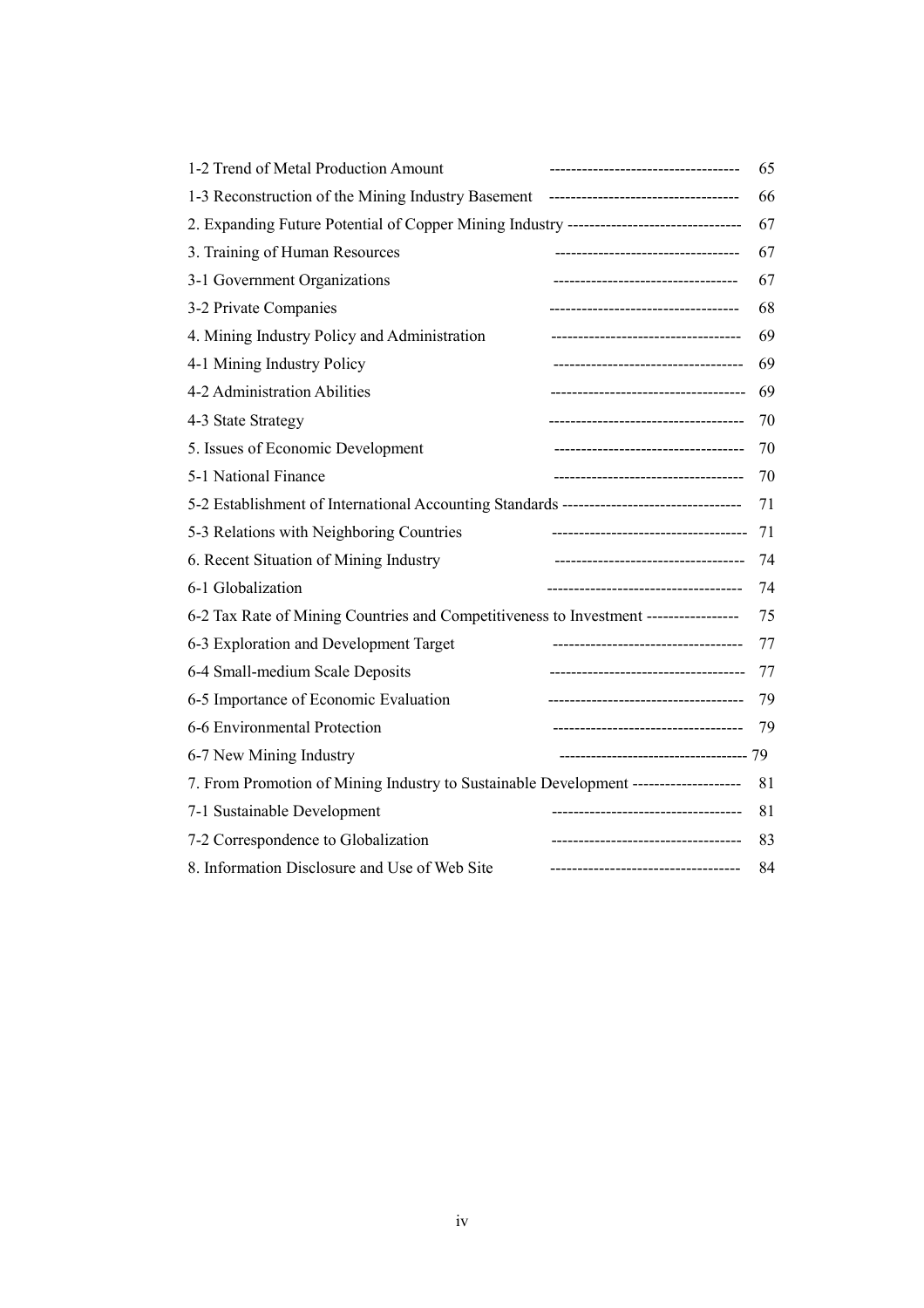1-2 Trend of Metal Production Amount ----------------------------------- 65

1-3 Reconstruction of the Mining Industry Basement ----------------------------------- 66

2. Expanding Future Potential of Copper Mining Industry ------------------------------- 67

3. Training of Human Resources ---------------------------------- 67

3-1 Government Organizations ---------------------------------- 67

3-2 Private Companies ----------------------------------- 68

4. Mining Industry Policy and Administration ----------------------------------- 69

4-1 Mining Industry Policy ----------------------------------- 69

4-2 Administration Abilities ------------------------------------ 69

4-3 State Strategy ------------------------------------ 70

5. Issues of Economic Development ----------------------------------- 70

5-1 National Finance ----------------------------------- 70

5-2 Establishment of International Accounting Standards -------------------------------- 71

5-3 Relations with Neighboring Countries ------------------------------------ 71

6. Recent Situation of Mining Industry ----------------------------------- 74

6-1 Globalization ------------------------------------ 74

6-2 Tax Rate of Mining Countries and Competitiveness to Investment ----------------- 75

6-3 Exploration and Development Target ----------------------------------- 77

6-4 Small-medium Scale Deposits ------------------------------------ 77

6-5 Importance of Economic Evaluation ------------------------------------ 79

6-6 Environmental Protection ----------------------------------- 79

6-7 New Mining Industry ----------------------------------- 79

7. From Promotion of Mining Industry to Sustainable Development -------------------- 81

7-1 Sustainable Development ----------------------------------- 81

7-2 Correspondence to Globalization ----------------------------------- 83

8. Information Disclosure and Use of Web Site ----------------------------------- 84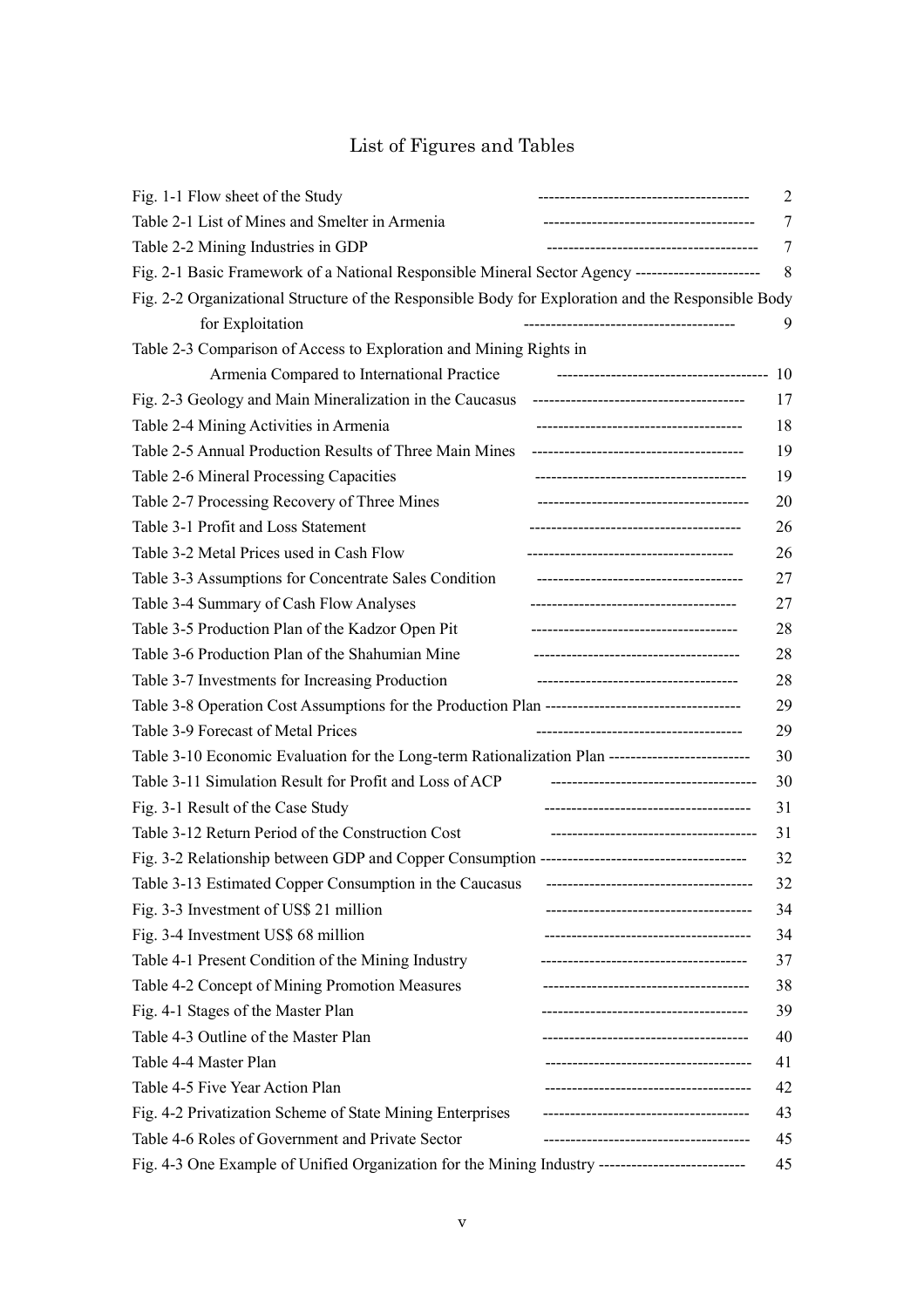# List of Figures and Tables

| | |
|---|---|
| Fig. 1-1 Flow sheet of the Study | 2 |
| Table 2-1 List of Mines and Smelter in Armenia | 7 |
| Table 2-2 Mining Industries in GDP | 7 |
| Fig. 2-1 Basic Framework of a National Responsible Mineral Sector Agency | 8 |
| Fig. 2-2 Organizational Structure of the Responsible Body for Exploration and the Responsible Body for Exploitation | 9 |
| Table 2-3 Comparison of Access to Exploration and Mining Rights in Armenia Compared to International Practice | 10 |
| Fig. 2-3 Geology and Main Mineralization in the Caucasus | 17 |
| Table 2-4 Mining Activities in Armenia | 18 |
| Table 2-5 Annual Production Results of Three Main Mines | 19 |
| Table 2-6 Mineral Processing Capacities | 19 |
| Table 2-7 Processing Recovery of Three Mines | 20 |
| Table 3-1 Profit and Loss Statement | 26 |
| Table 3-2 Metal Prices used in Cash Flow | 26 |
| Table 3-3 Assumptions for Concentrate Sales Condition | 27 |
| Table 3-4 Summary of Cash Flow Analyses | 27 |
| Table 3-5 Production Plan of the Kadzor Open Pit | 28 |
| Table 3-6 Production Plan of the Shahumian Mine | 28 |
| Table 3-7 Investments for Increasing Production | 28 |
| Table 3-8 Operation Cost Assumptions for the Production Plan | 29 |
| Table 3-9 Forecast of Metal Prices | 29 |
| Table 3-10 Economic Evaluation for the Long-term Rationalization Plan | 30 |
| Table 3-11 Simulation Result for Profit and Loss of ACP | 30 |
| Fig. 3-1 Result of the Case Study | 31 |
| Table 3-12 Return Period of the Construction Cost | 31 |
| Fig. 3-2 Relationship between GDP and Copper Consumption | 32 |
| Table 3-13 Estimated Copper Consumption in the Caucasus | 32 |
| Fig. 3-3 Investment of US$ 21 million | 34 |
| Fig. 3-4 Investment US$ 68 million | 34 |
| Table 4-1 Present Condition of the Mining Industry | 37 |
| Table 4-2 Concept of Mining Promotion Measures | 38 |
| Fig. 4-1 Stages of the Master Plan | 39 |
| Table 4-3 Outline of the Master Plan | 40 |
| Table 4-4 Master Plan | 41 |
| Table 4-5 Five Year Action Plan | 42 |
| Fig. 4-2 Privatization Scheme of State Mining Enterprises | 43 |
| Table 4-6 Roles of Government and Private Sector | 45 |
| Fig. 4-3 One Example of Unified Organization for the Mining Industry | 45 |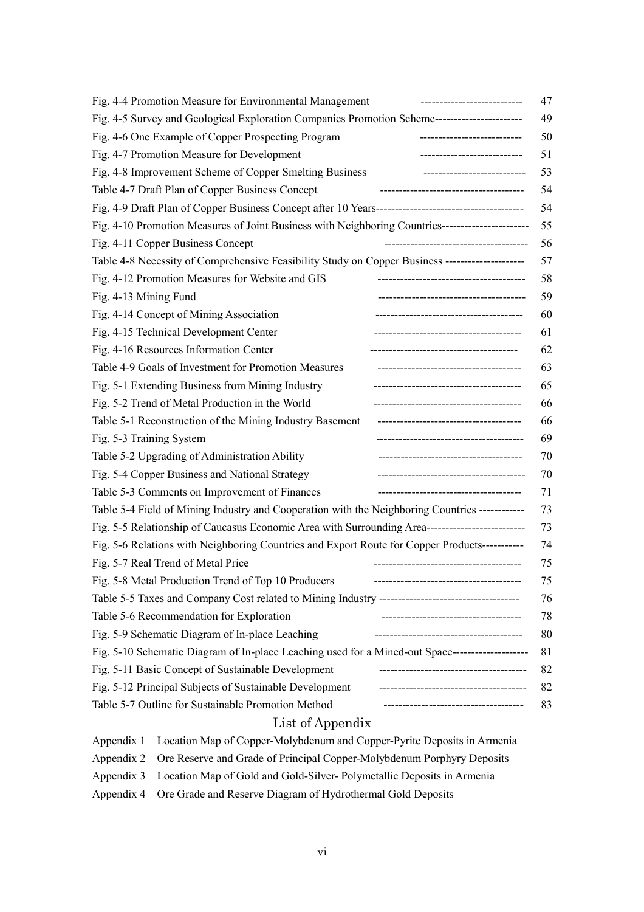Fig. 4-4 Promotion Measure for Environmental Management --------------------------- 47

Fig. 4-5 Survey and Geological Exploration Companies Promotion Scheme----------------------- 49

Fig. 4-6 One Example of Copper Prospecting Program --------------------------- 50

Fig. 4-7 Promotion Measure for Development --------------------------- 51

Fig. 4-8 Improvement Scheme of Copper Smelting Business --------------------------- 53

Table 4-7 Draft Plan of Copper Business Concept ------------------------------------- 54

Fig. 4-9 Draft Plan of Copper Business Concept after 10 Years-------------------------------------- 54

Fig. 4-10 Promotion Measures of Joint Business with Neighboring Countries---------------------- 55

Fig. 4-11 Copper Business Concept ------------------------------------- 56

Table 4-8 Necessity of Comprehensive Feasibility Study on Copper Business --------------------- 57

Fig. 4-12 Promotion Measures for Website and GIS -------------------------------------- 58

Fig. 4-13 Mining Fund -------------------------------------- 59

Fig. 4-14 Concept of Mining Association -------------------------------------- 60

Fig. 4-15 Technical Development Center -------------------------------------- 61

Fig. 4-16 Resources Information Center -------------------------------------- 62

Table 4-9 Goals of Investment for Promotion Measures ------------------------------------- 63

Fig. 5-1 Extending Business from Mining Industry -------------------------------------- 65

Fig. 5-2 Trend of Metal Production in the World -------------------------------------- 66

Table 5-1 Reconstruction of the Mining Industry Basement ------------------------------------- 66

Fig. 5-3 Training System -------------------------------------- 69

Table 5-2 Upgrading of Administration Ability ------------------------------------- 70

Fig. 5-4 Copper Business and National Strategy -------------------------------------- 70

Table 5-3 Comments on Improvement of Finances ------------------------------------- 71

Table 5-4 Field of Mining Industry and Cooperation with the Neighboring Countries ------------ 73

Fig. 5-5 Relationship of Caucasus Economic Area with Surrounding Area------------------------- 73

Fig. 5-6 Relations with Neighboring Countries and Export Route for Copper Products----------- 74

Fig. 5-7 Real Trend of Metal Price -------------------------------------- 75

Fig. 5-8 Metal Production Trend of Top 10 Producers -------------------------------------- 75

Table 5-5 Taxes and Company Cost related to Mining Industry ------------------------------------ 76

Table 5-6 Recommendation for Exploration ------------------------------------ 78

Fig. 5-9 Schematic Diagram of In-place Leaching -------------------------------------- 80

Fig. 5-10 Schematic Diagram of In-place Leaching used for a Mined-out Space------------------- 81

Fig. 5-11 Basic Concept of Sustainable Development -------------------------------------- 82

Fig. 5-12 Principal Subjects of Sustainable Development -------------------------------------- 82

Table 5-7 Outline for Sustainable Promotion Method ------------------------------------ 83

## List of Appendix

Appendix 1 Location Map of Copper-Molybdenum and Copper-Pyrite Deposits in Armenia

Appendix 2 Ore Reserve and Grade of Principal Copper-Molybdenum Porphyry Deposits

Appendix 3 Location Map of Gold and Gold-Silver- Polymetallic Deposits in Armenia

Appendix 4 Ore Grade and Reserve Diagram of Hydrothermal Gold Deposits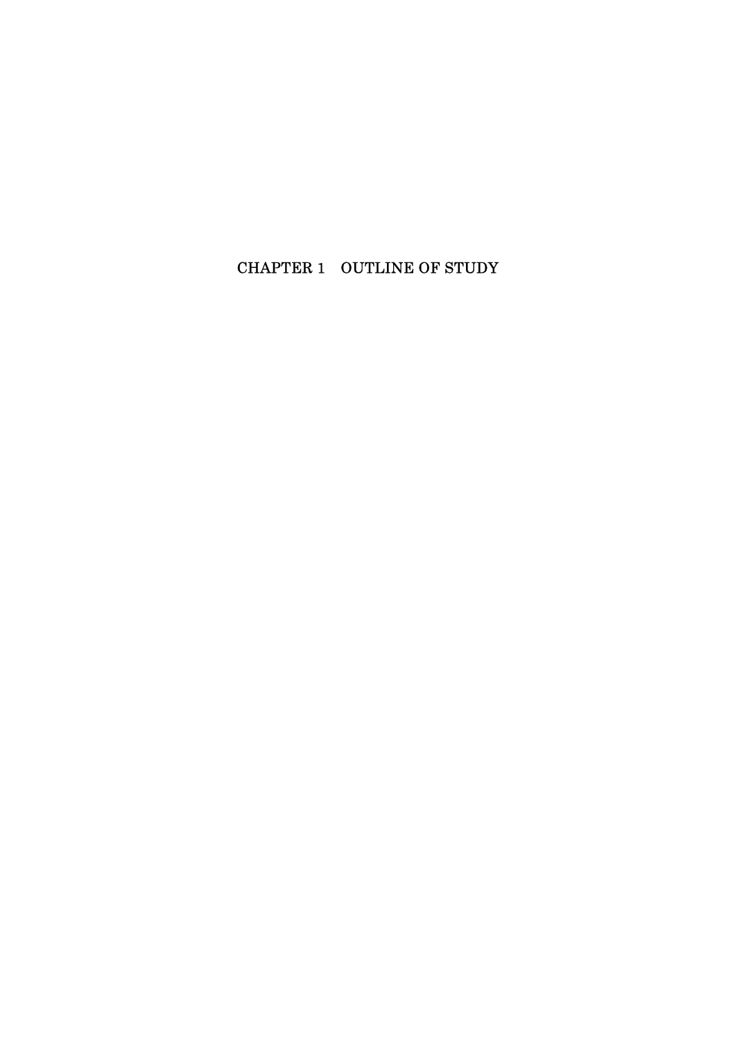# CHAPTER 1 OUTLINE OF STUDY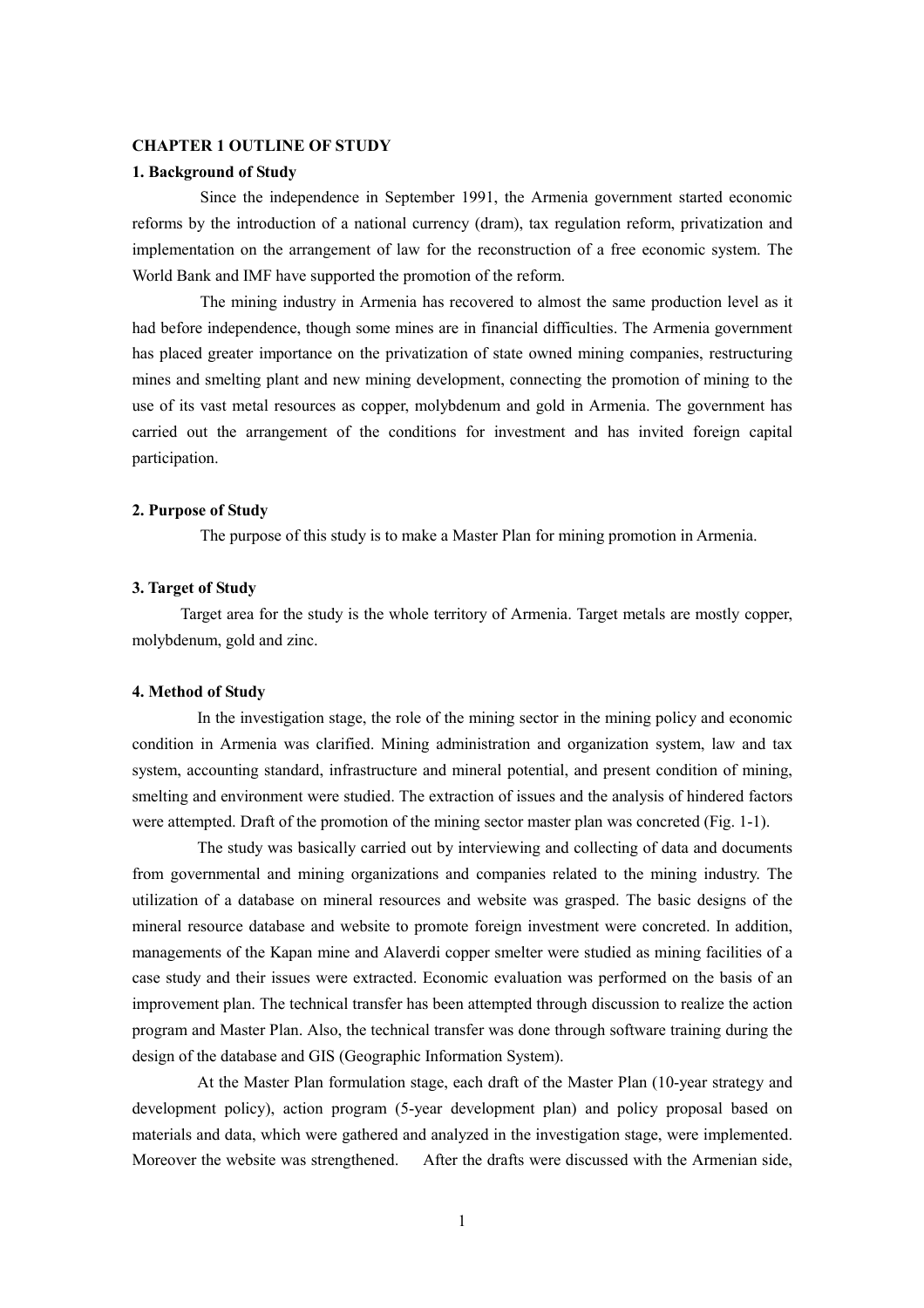# CHAPTER 1 OUTLINE OF STUDY

## 1. Background of Study

Since the independence in September 1991, the Armenia government started economic reforms by the introduction of a national currency (dram), tax regulation reform, privatization and implementation on the arrangement of law for the reconstruction of a free economic system. The World Bank and IMF have supported the promotion of the reform.

The mining industry in Armenia has recovered to almost the same production level as it had before independence, though some mines are in financial difficulties. The Armenia government has placed greater importance on the privatization of state owned mining companies, restructuring mines and smelting plant and new mining development, connecting the promotion of mining to the use of its vast metal resources as copper, molybdenum and gold in Armenia. The government has carried out the arrangement of the conditions for investment and has invited foreign capital participation.

## 2. Purpose of Study

The purpose of this study is to make a Master Plan for mining promotion in Armenia.

## 3. Target of Study

Target area for the study is the whole territory of Armenia. Target metals are mostly copper, molybdenum, gold and zinc.

## 4. Method of Study

In the investigation stage, the role of the mining sector in the mining policy and economic condition in Armenia was clarified. Mining administration and organization system, law and tax system, accounting standard, infrastructure and mineral potential, and present condition of mining, smelting and environment were studied. The extraction of issues and the analysis of hindered factors were attempted. Draft of the promotion of the mining sector master plan was concreted (Fig. 1-1).

The study was basically carried out by interviewing and collecting of data and documents from governmental and mining organizations and companies related to the mining industry. The utilization of a database on mineral resources and website was grasped. The basic designs of the mineral resource database and website to promote foreign investment were concreted. In addition, managements of the Kapan mine and Alaverdi copper smelter were studied as mining facilities of a case study and their issues were extracted. Economic evaluation was performed on the basis of an improvement plan. The technical transfer has been attempted through discussion to realize the action program and Master Plan. Also, the technical transfer was done through software training during the design of the database and GIS (Geographic Information System).

At the Master Plan formulation stage, each draft of the Master Plan (10-year strategy and development policy), action program (5-year development plan) and policy proposal based on materials and data, which were gathered and analyzed in the investigation stage, were implemented. Moreover the website was strengthened. After the drafts were discussed with the Armenian side,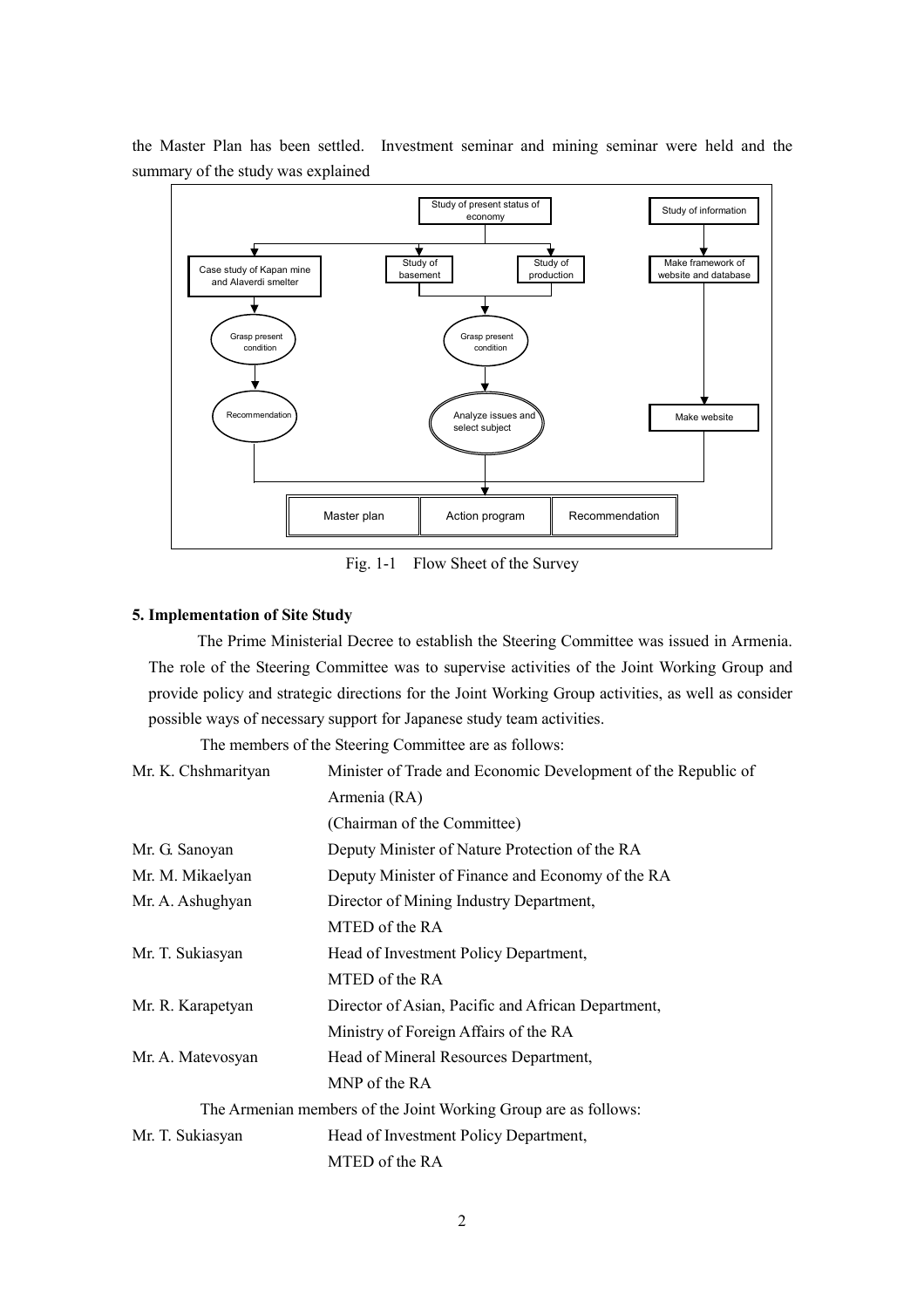the Master Plan has been settled. Investment seminar and mining seminar were held and the summary of the study was explained

Fig. 1-1 Flow Sheet of the Survey

**5. Implementation of Site Study**

The Prime Ministerial Decree to establish the Steering Committee was issued in Armenia. The role of the Steering Committee was to supervise activities of the Joint Working Group and provide policy and strategic directions for the Joint Working Group activities, as well as consider possible ways of necessary support for Japanese study team activities.

The members of the Steering Committee are as follows:

| | |
|---|---|
| Mr. K. Chshmarityan | Minister of Trade and Economic Development of the Republic of Armenia (RA) (Chairman of the Committee) |
| Mr. G. Sanoyan | Deputy Minister of Nature Protection of the RA |
| Mr. M. Mikaelyan | Deputy Minister of Finance and Economy of the RA |
| Mr. A. Ashughyan | Director of Mining Industry Department, MTED of the RA |
| Mr. T. Sukiasyan | Head of Investment Policy Department, MTED of the RA |
| Mr. R. Karapetyan | Director of Asian, Pacific and African Department, Ministry of Foreign Affairs of the RA |
| Mr. A. Matevosyan | Head of Mineral Resources Department, MNP of the RA |

The Armenian members of the Joint Working Group are as follows:

| | |
|---|---|
| Mr. T. Sukiasyan | Head of Investment Policy Department, MTED of the RA |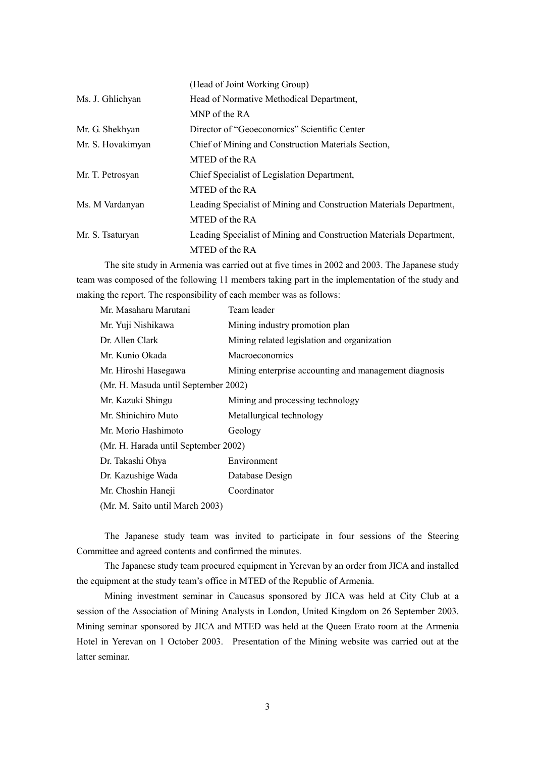| | |
|---|---|
| | (Head of Joint Working Group) |
| Ms. J. Ghlichyan | Head of Normative Methodical Department, MNP of the RA |
| Mr. G. Shekhyan | Director of "Geoeconomics" Scientific Center |
| Mr. S. Hovakimyan | Chief of Mining and Construction Materials Section, MTED of the RA |
| Mr. T. Petrosyan | Chief Specialist of Legislation Department, MTED of the RA |
| Ms. M Vardanyan | Leading Specialist of Mining and Construction Materials Department, MTED of the RA |
| Mr. S. Tsaturyan | Leading Specialist of Mining and Construction Materials Department, MTED of the RA |

The site study in Armenia was carried out at five times in 2002 and 2003. The Japanese study team was composed of the following 11 members taking part in the implementation of the study and making the report. The responsibility of each member was as follows:

| | |
|---|---|
| Mr. Masaharu Marutani | Team leader |
| Mr. Yuji Nishikawa | Mining industry promotion plan |
| Dr. Allen Clark | Mining related legislation and organization |
| Mr. Kunio Okada | Macroeconomics |
| Mr. Hiroshi Hasegawa | Mining enterprise accounting and management diagnosis |
| (Mr. H. Masuda until September 2002) | |
| Mr. Kazuki Shingu | Mining and processing technology |
| Mr. Shinichiro Muto | Metallurgical technology |
| Mr. Morio Hashimoto | Geology |
| (Mr. H. Harada until September 2002) | |
| Dr. Takashi Ohya | Environment |
| Dr. Kazushige Wada | Database Design |
| Mr. Choshin Haneji | Coordinator |
| (Mr. M. Saito until March 2003) | |

The Japanese study team was invited to participate in four sessions of the Steering Committee and agreed contents and confirmed the minutes.

The Japanese study team procured equipment in Yerevan by an order from JICA and installed the equipment at the study team's office in MTED of the Republic of Armenia.

Mining investment seminar in Caucasus sponsored by JICA was held at City Club at a session of the Association of Mining Analysts in London, United Kingdom on 26 September 2003. Mining seminar sponsored by JICA and MTED was held at the Queen Erato room at the Armenia Hotel in Yerevan on 1 October 2003. Presentation of the Mining website was carried out at the latter seminar.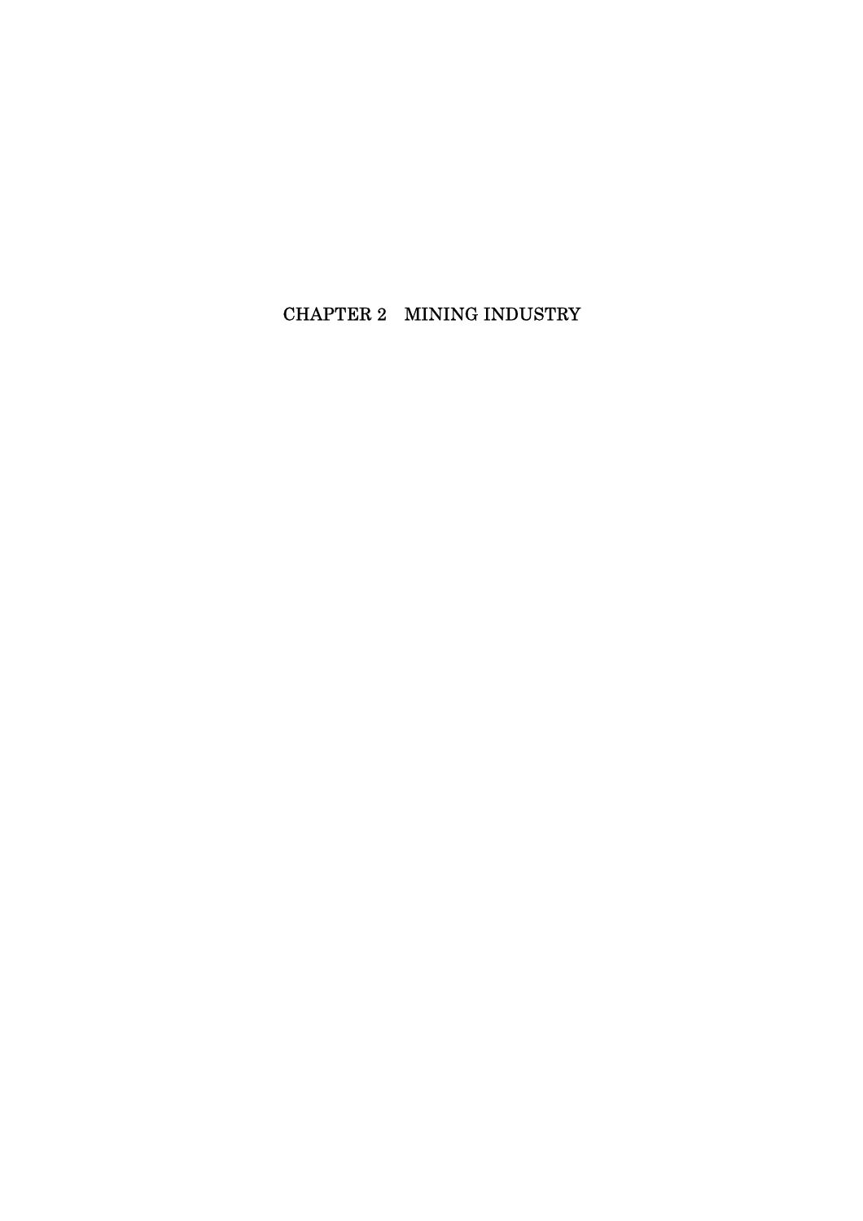# CHAPTER 2　MINING INDUSTRY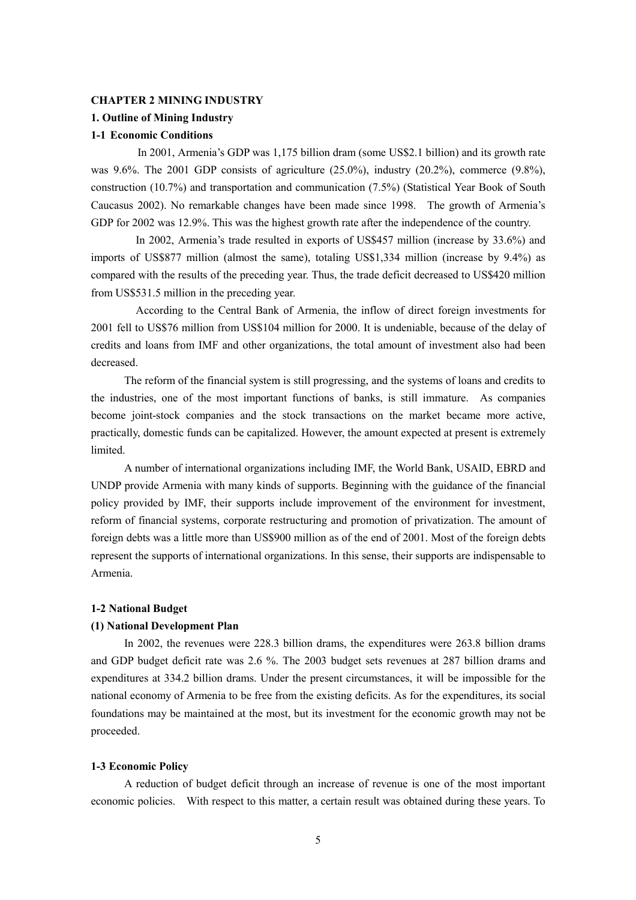# CHAPTER 2 MINING INDUSTRY

## 1. Outline of Mining Industry

### 1-1 Economic Conditions

In 2001, Armenia's GDP was 1,175 billion dram (some US$2.1 billion) and its growth rate was 9.6%. The 2001 GDP consists of agriculture (25.0%), industry (20.2%), commerce (9.8%), construction (10.7%) and transportation and communication (7.5%) (Statistical Year Book of South Caucasus 2002). No remarkable changes have been made since 1998. The growth of Armenia's GDP for 2002 was 12.9%. This was the highest growth rate after the independence of the country.

In 2002, Armenia's trade resulted in exports of US$457 million (increase by 33.6%) and imports of US$877 million (almost the same), totaling US$1,334 million (increase by 9.4%) as compared with the results of the preceding year. Thus, the trade deficit decreased to US$420 million from US$531.5 million in the preceding year.

According to the Central Bank of Armenia, the inflow of direct foreign investments for 2001 fell to US$76 million from US$104 million for 2000. It is undeniable, because of the delay of credits and loans from IMF and other organizations, the total amount of investment also had been decreased.

The reform of the financial system is still progressing, and the systems of loans and credits to the industries, one of the most important functions of banks, is still immature. As companies become joint-stock companies and the stock transactions on the market became more active, practically, domestic funds can be capitalized. However, the amount expected at present is extremely limited.

A number of international organizations including IMF, the World Bank, USAID, EBRD and UNDP provide Armenia with many kinds of supports. Beginning with the guidance of the financial policy provided by IMF, their supports include improvement of the environment for investment, reform of financial systems, corporate restructuring and promotion of privatization. The amount of foreign debts was a little more than US$900 million as of the end of 2001. Most of the foreign debts represent the supports of international organizations. In this sense, their supports are indispensable to Armenia.

### 1-2 National Budget

#### (1) National Development Plan

In 2002, the revenues were 228.3 billion drams, the expenditures were 263.8 billion drams and GDP budget deficit rate was 2.6 %. The 2003 budget sets revenues at 287 billion drams and expenditures at 334.2 billion drams. Under the present circumstances, it will be impossible for the national economy of Armenia to be free from the existing deficits. As for the expenditures, its social foundations may be maintained at the most, but its investment for the economic growth may not be proceeded.

### 1-3 Economic Policy

A reduction of budget deficit through an increase of revenue is one of the most important economic policies. With respect to this matter, a certain result was obtained during these years. To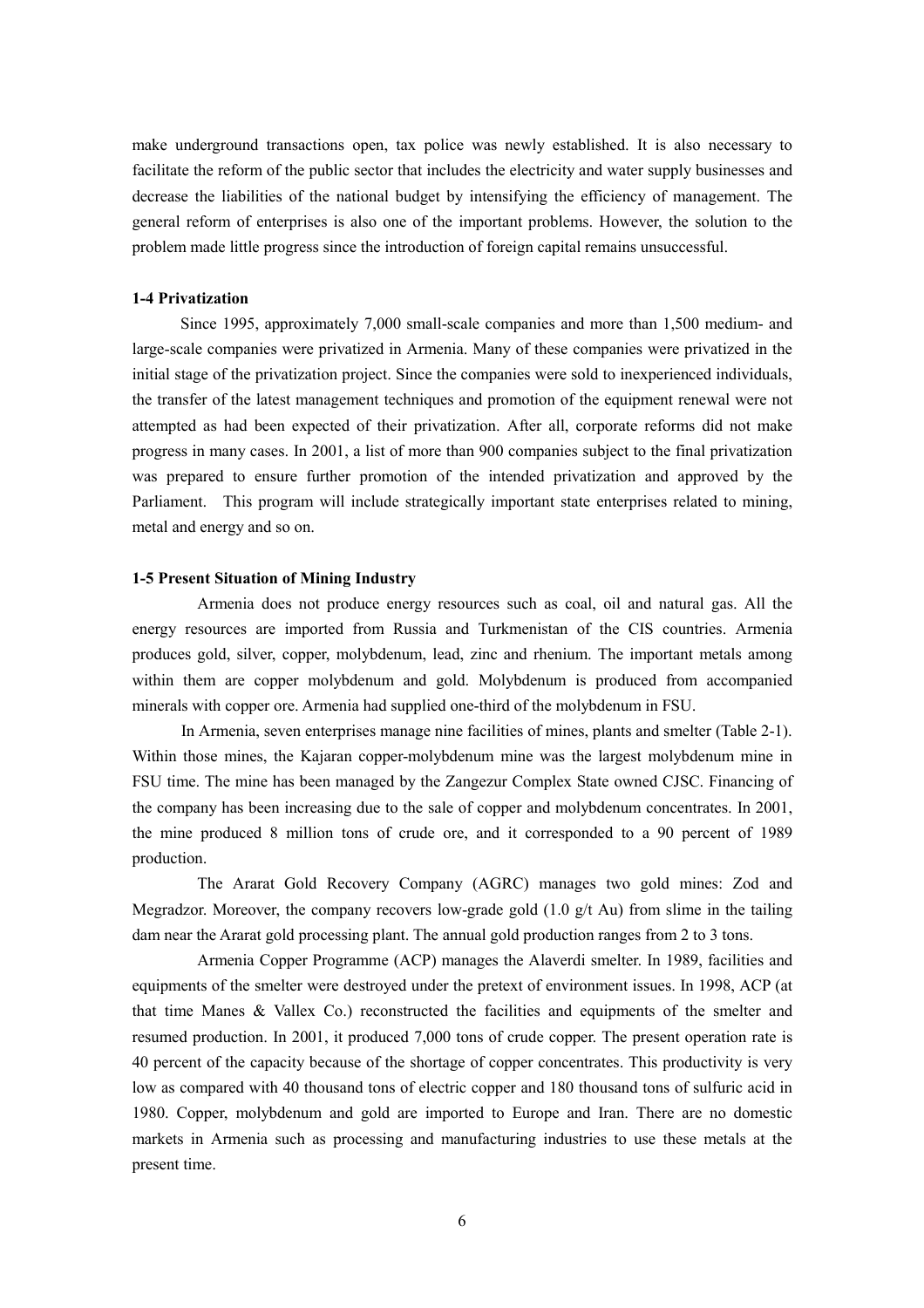make underground transactions open, tax police was newly established. It is also necessary to facilitate the reform of the public sector that includes the electricity and water supply businesses and decrease the liabilities of the national budget by intensifying the efficiency of management. The general reform of enterprises is also one of the important problems. However, the solution to the problem made little progress since the introduction of foreign capital remains unsuccessful.

### 1-4 Privatization

Since 1995, approximately 7,000 small-scale companies and more than 1,500 medium- and large-scale companies were privatized in Armenia. Many of these companies were privatized in the initial stage of the privatization project. Since the companies were sold to inexperienced individuals, the transfer of the latest management techniques and promotion of the equipment renewal were not attempted as had been expected of their privatization. After all, corporate reforms did not make progress in many cases. In 2001, a list of more than 900 companies subject to the final privatization was prepared to ensure further promotion of the intended privatization and approved by the Parliament. This program will include strategically important state enterprises related to mining, metal and energy and so on.

### 1-5 Present Situation of Mining Industry

Armenia does not produce energy resources such as coal, oil and natural gas. All the energy resources are imported from Russia and Turkmenistan of the CIS countries. Armenia produces gold, silver, copper, molybdenum, lead, zinc and rhenium. The important metals among within them are copper molybdenum and gold. Molybdenum is produced from accompanied minerals with copper ore. Armenia had supplied one-third of the molybdenum in FSU.

In Armenia, seven enterprises manage nine facilities of mines, plants and smelter (Table 2-1). Within those mines, the Kajaran copper-molybdenum mine was the largest molybdenum mine in FSU time. The mine has been managed by the Zangezur Complex State owned CJSC. Financing of the company has been increasing due to the sale of copper and molybdenum concentrates. In 2001, the mine produced 8 million tons of crude ore, and it corresponded to a 90 percent of 1989 production.

The Ararat Gold Recovery Company (AGRC) manages two gold mines: Zod and Megradzor. Moreover, the company recovers low-grade gold (1.0 g/t Au) from slime in the tailing dam near the Ararat gold processing plant. The annual gold production ranges from 2 to 3 tons.

Armenia Copper Programme (ACP) manages the Alaverdi smelter. In 1989, facilities and equipments of the smelter were destroyed under the pretext of environment issues. In 1998, ACP (at that time Manes & Vallex Co.) reconstructed the facilities and equipments of the smelter and resumed production. In 2001, it produced 7,000 tons of crude copper. The present operation rate is 40 percent of the capacity because of the shortage of copper concentrates. This productivity is very low as compared with 40 thousand tons of electric copper and 180 thousand tons of sulfuric acid in 1980. Copper, molybdenum and gold are imported to Europe and Iran. There are no domestic markets in Armenia such as processing and manufacturing industries to use these metals at the present time.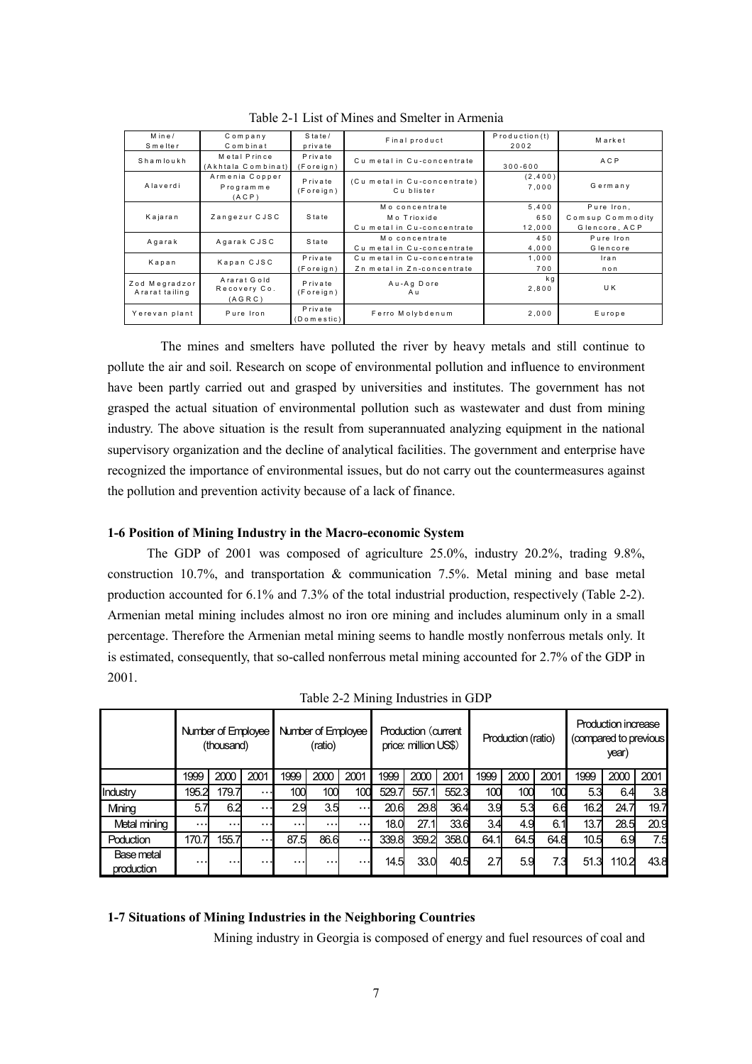Table 2-1 List of Mines and Smelter in Armenia

| Mine/ Smelter | Company Combinat | State/ private | Final product | Production(t) 2002 | Market |
|---|---|---|---|---|---|
| Shamloukh | Metal Prince (Akhtala Combinat) | Private (Foreign) | Cu metal in Cu-concentrate | 300-600 | ACP |
| Alaverdi | Armenia Copper Programme (ACP) | Private (Foreign) | (Cu metal in Cu-concentrate) Cu blister | (2,400) 7,000 | Germany |
| Kajaran | Zangezur CJSC | State | Mo concentrate<br>Mo Trioxide<br>Cu metal in Cu-concentrate | 5,400<br>650<br>12,000 | Pure Iron, Comsup Commodity Glencore, ACP |
| Agarak | Agarak CJSC | State | Mo concentrate<br>Cu metal in Cu-concentrate | 450<br>4,000 | Pure Iron<br>Glencore |
| Kapan | Kapan CJSC | Private (Foreign) | Cu metal in Cu-concentrate<br>Zn metal in Zn-concentrate | 1,000<br>700 | Iran<br>non |
| Zod Megradzor Ararat tailing | Ararat Gold Recovery Co. (AGRC) | Private (Foreign) | Au-Ag Dore Au | kg 2,800 | UK |
| Yerevan plant | Pure Iron | Private (Domestic) | Ferro Molybdenum | 2,000 | Europe |

The mines and smelters have polluted the river by heavy metals and still continue to pollute the air and soil. Research on scope of environmental pollution and influence to environment have been partly carried out and grasped by universities and institutes. The government has not grasped the actual situation of environmental pollution such as wastewater and dust from mining industry. The above situation is the result from superannuated analyzing equipment in the national supervisory organization and the decline of analytical facilities. The government and enterprise have recognized the importance of environmental issues, but do not carry out the countermeasures against the pollution and prevention activity because of a lack of finance.

### 1-6 Position of Mining Industry in the Macro-economic System

The GDP of 2001 was composed of agriculture 25.0%, industry 20.2%, trading 9.8%, construction 10.7%, and transportation & communication 7.5%. Metal mining and base metal production accounted for 6.1% and 7.3% of the total industrial production, respectively (Table 2-2). Armenian metal mining includes almost no iron ore mining and includes aluminum only in a small percentage. Therefore the Armenian metal mining seems to handle mostly nonferrous metals only. It is estimated, consequently, that so-called nonferrous metal mining accounted for 2.7% of the GDP in 2001.

Table 2-2 Mining Industries in GDP

| | Number of Employee (thousand) | | | Number of Employee (ratio) | | | Production (current price: million US$) | | | Production (ratio) | | | Production increase (compared to previous year) | | |
|---|---|---|---|---|---|---|---|---|---|---|---|---|---|---|---|
| | 1999 | 2000 | 2001 | 1999 | 2000 | 2001 | 1999 | 2000 | 2001 | 1999 | 2000 | 2001 | 1999 | 2000 | 2001 |
| Industry | 195.2 | 179.7 | … | 100 | 100 | 100 | 529.7 | 557.1 | 552.3 | 100 | 100 | 100 | 5.3 | 6.4 | 3.8 |
| Mining | 5.7 | 6.2 | … | 2.9 | 3.5 | … | 20.6 | 29.8 | 36.4 | 3.9 | 5.3 | 6.6 | 16.2 | 24.7 | 19.7 |
| Metal mining | … | … | … | … | … | … | 18.0 | 27.1 | 33.6 | 3.4 | 4.9 | 6.1 | 13.7 | 28.5 | 20.9 |
| Poduction | 170.7 | 155.7 | … | 87.5 | 86.6 | … | 339.8 | 359.2 | 358.0 | 64.1 | 64.5 | 64.8 | 10.5 | 6.9 | 7.5 |
| Base metal production | … | … | … | … | … | … | 14.5 | 33.0 | 40.5 | 2.7 | 5.9 | 7.3 | 51.3 | 110.2 | 43.8 |

### 1-7 Situations of Mining Industries in the Neighboring Countries

Mining industry in Georgia is composed of energy and fuel resources of coal and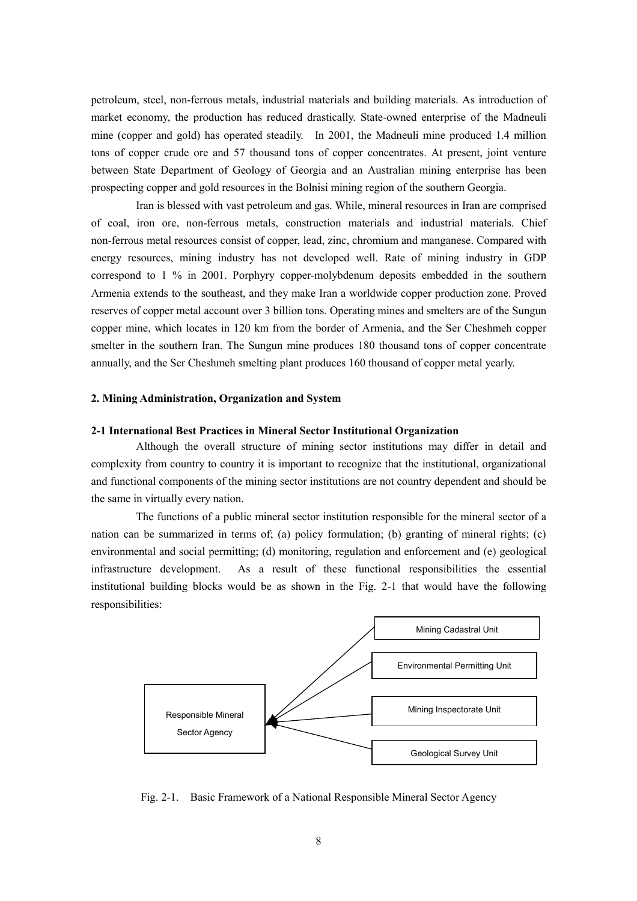petroleum, steel, non-ferrous metals, industrial materials and building materials. As introduction of market economy, the production has reduced drastically. State-owned enterprise of the Madneuli mine (copper and gold) has operated steadily. In 2001, the Madneuli mine produced 1.4 million tons of copper crude ore and 57 thousand tons of copper concentrates. At present, joint venture between State Department of Geology of Georgia and an Australian mining enterprise has been prospecting copper and gold resources in the Bolnisi mining region of the southern Georgia.

Iran is blessed with vast petroleum and gas. While, mineral resources in Iran are comprised of coal, iron ore, non-ferrous metals, construction materials and industrial materials. Chief non-ferrous metal resources consist of copper, lead, zinc, chromium and manganese. Compared with energy resources, mining industry has not developed well. Rate of mining industry in GDP correspond to 1 % in 2001. Porphyry copper-molybdenum deposits embedded in the southern Armenia extends to the southeast, and they make Iran a worldwide copper production zone. Proved reserves of copper metal account over 3 billion tons. Operating mines and smelters are of the Sungun copper mine, which locates in 120 km from the border of Armenia, and the Ser Cheshmeh copper smelter in the southern Iran. The Sungun mine produces 180 thousand tons of copper concentrate annually, and the Ser Cheshmeh smelting plant produces 160 thousand of copper metal yearly.

## 2. Mining Administration, Organization and System

### 2-1 International Best Practices in Mineral Sector Institutional Organization

Although the overall structure of mining sector institutions may differ in detail and complexity from country to country it is important to recognize that the institutional, organizational and functional components of the mining sector institutions are not country dependent and should be the same in virtually every nation.

The functions of a public mineral sector institution responsible for the mineral sector of a nation can be summarized in terms of; (a) policy formulation; (b) granting of mineral rights; (c) environmental and social permitting; (d) monitoring, regulation and enforcement and (e) geological infrastructure development. As a result of these functional responsibilities the essential institutional building blocks would be as shown in the Fig. 2-1 that would have the following responsibilities:

Responsible Mineral Sector Agency

Mining Cadastral Unit

Environmental Permitting Unit

Mining Inspectorate Unit

Geological Survey Unit

Fig. 2-1. Basic Framework of a National Responsible Mineral Sector Agency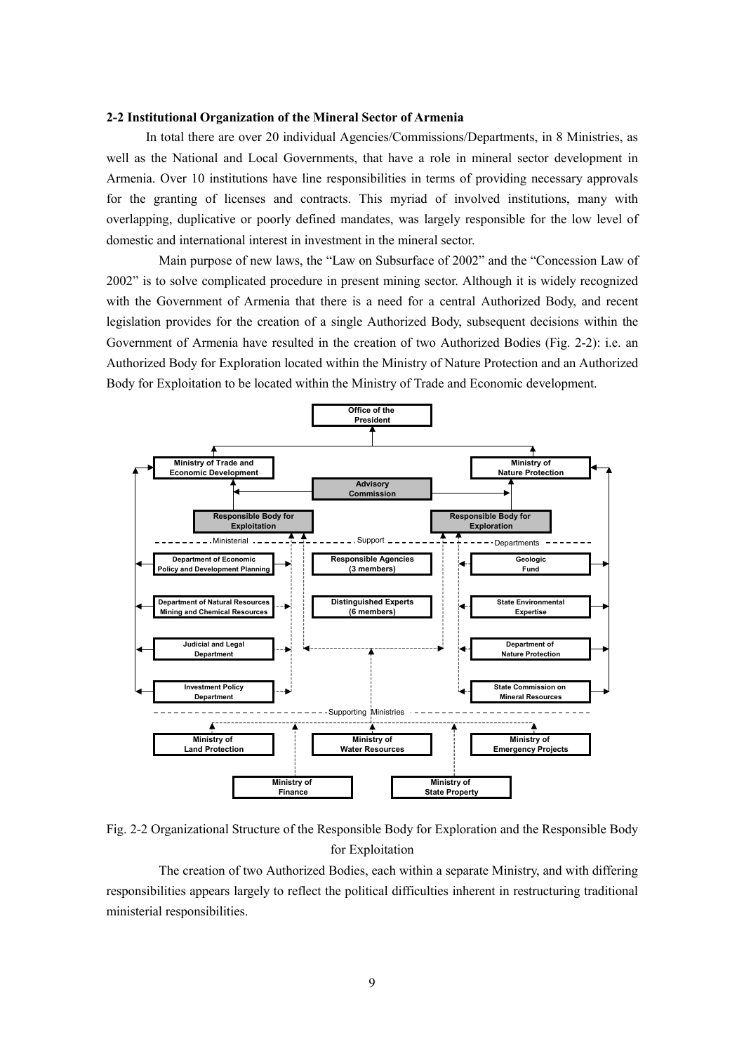### 2-2 Institutional Organization of the Mineral Sector of Armenia

In total there are over 20 individual Agencies/Commissions/Departments, in 8 Ministries, as well as the National and Local Governments, that have a role in mineral sector development in Armenia. Over 10 institutions have line responsibilities in terms of providing necessary approvals for the granting of licenses and contracts. This myriad of involved institutions, many with overlapping, duplicative or poorly defined mandates, was largely responsible for the low level of domestic and international interest in investment in the mineral sector.

Main purpose of new laws, the "Law on Subsurface of 2002" and the "Concession Law of 2002" is to solve complicated procedure in present mining sector. Although it is widely recognized with the Government of Armenia that there is a need for a central Authorized Body, and recent legislation provides for the creation of a single Authorized Body, subsequent decisions within the Government of Armenia have resulted in the creation of two Authorized Bodies (Fig. 2-2): i.e. an Authorized Body for Exploration located within the Ministry of Nature Protection and an Authorized Body for Exploitation to be located within the Ministry of Trade and Economic development.

Office of the President

Ministry of Trade and Economic Development

Ministry of Nature Protection

Advisory Commission

Responsible Body for Exploitation

Responsible Body for Exploration

Ministerial — Support — Departments

Department of Economic Policy and Development Planning

Department of Natural Resources Mining and Chemical Resources

Judicial and Legal Department

Investment Policy Department

Responsible Agencies (3 members)

Distinguished Experts (6 members)

Geologic Fund

State Environmental Expertise

Department of Nature Protection

State Commission on Mineral Resources

Supporting Ministries

Ministry of Land Protection

Ministry of Water Resources

Ministry of Emergency Projects

Ministry of Finance

Ministry of State Property

Fig. 2-2 Organizational Structure of the Responsible Body for Exploration and the Responsible Body for Exploitation

The creation of two Authorized Bodies, each within a separate Ministry, and with differing responsibilities appears largely to reflect the political difficulties inherent in restructuring traditional ministerial responsibilities.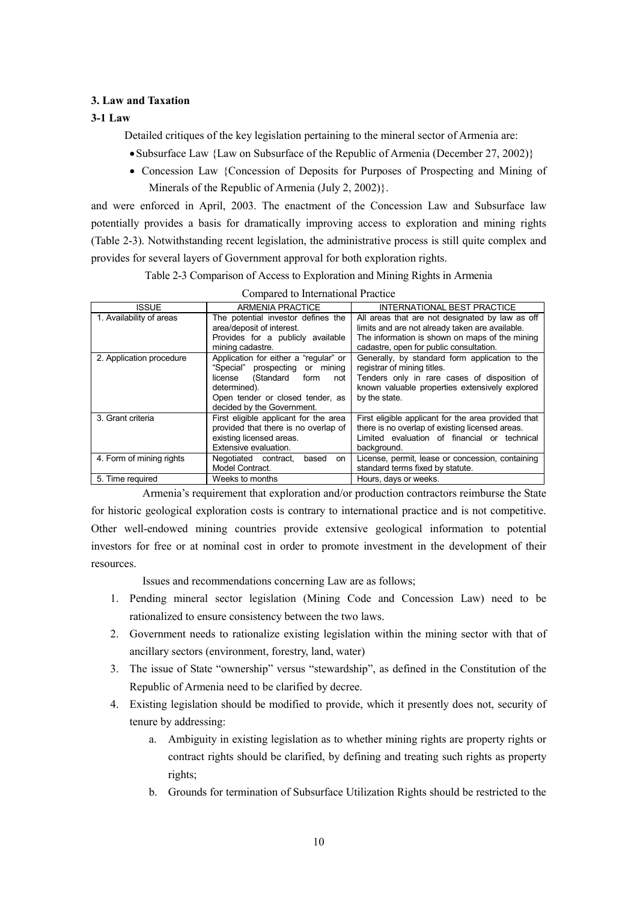### 3. Law and Taxation

### 3-1 Law

Detailed critiques of the key legislation pertaining to the mineral sector of Armenia are:

- Subsurface Law {Law on Subsurface of the Republic of Armenia (December 27, 2002)}
- Concession Law {Concession of Deposits for Purposes of Prospecting and Mining of Minerals of the Republic of Armenia (July 2, 2002)}.

and were enforced in April, 2003. The enactment of the Concession Law and Subsurface law potentially provides a basis for dramatically improving access to exploration and mining rights (Table 2-3). Notwithstanding recent legislation, the administrative process is still quite complex and provides for several layers of Government approval for both exploration rights.

Table 2-3 Comparison of Access to Exploration and Mining Rights in Armenia Compared to International Practice

| ISSUE | ARMENIA PRACTICE | INTERNATIONAL BEST PRACTICE |
|---|---|---|
| 1. Availability of areas | The potential investor defines the area/deposit of interest. Provides for a publicly available mining cadastre. | All areas that are not designated by law as off limits and are not already taken are available. The information is shown on maps of the mining cadastre, open for public consultation. |
| 2. Application procedure | Application for either a "regular" or "Special" prospecting or mining license (Standard form not determined). Open tender or closed tender, as decided by the Government. | Generally, by standard form application to the registrar of mining titles. Tenders only in rare cases of disposition of known valuable properties extensively explored by the state. |
| 3. Grant criteria | First eligible applicant for the area provided that there is no overlap of existing licensed areas. Extensive evaluation. | First eligible applicant for the area provided that there is no overlap of existing licensed areas. Limited evaluation of financial or technical background. |
| 4. Form of mining rights | Negotiated contract, based on Model Contract. | License, permit, lease or concession, containing standard terms fixed by statute. |
| 5. Time required | Weeks to months | Hours, days or weeks. |

Armenia's requirement that exploration and/or production contractors reimburse the State for historic geological exploration costs is contrary to international practice and is not competitive. Other well-endowed mining countries provide extensive geological information to potential investors for free or at nominal cost in order to promote investment in the development of their resources.

Issues and recommendations concerning Law are as follows;

1. Pending mineral sector legislation (Mining Code and Concession Law) need to be rationalized to ensure consistency between the two laws.
2. Government needs to rationalize existing legislation within the mining sector with that of ancillary sectors (environment, forestry, land, water)
3. The issue of State "ownership" versus "stewardship", as defined in the Constitution of the Republic of Armenia need to be clarified by decree.
4. Existing legislation should be modified to provide, which it presently does not, security of tenure by addressing:
    a. Ambiguity in existing legislation as to whether mining rights are property rights or contract rights should be clarified, by defining and treating such rights as property rights;
    b. Grounds for termination of Subsurface Utilization Rights should be restricted to the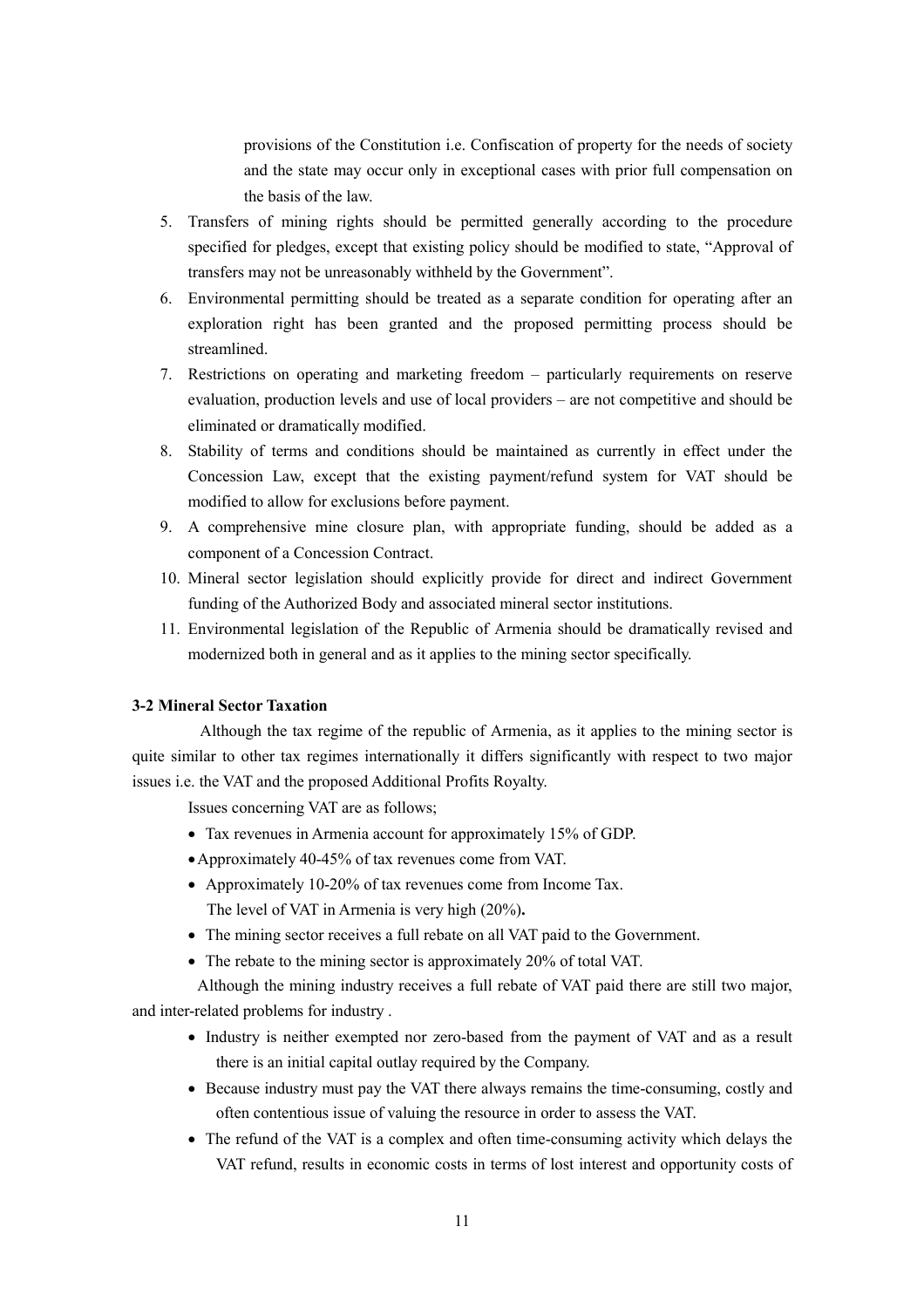provisions of the Constitution i.e. Confiscation of property for the needs of society and the state may occur only in exceptional cases with prior full compensation on the basis of the law.

5. Transfers of mining rights should be permitted generally according to the procedure specified for pledges, except that existing policy should be modified to state, "Approval of transfers may not be unreasonably withheld by the Government".
6. Environmental permitting should be treated as a separate condition for operating after an exploration right has been granted and the proposed permitting process should be streamlined.
7. Restrictions on operating and marketing freedom – particularly requirements on reserve evaluation, production levels and use of local providers – are not competitive and should be eliminated or dramatically modified.
8. Stability of terms and conditions should be maintained as currently in effect under the Concession Law, except that the existing payment/refund system for VAT should be modified to allow for exclusions before payment.
9. A comprehensive mine closure plan, with appropriate funding, should be added as a component of a Concession Contract.
10. Mineral sector legislation should explicitly provide for direct and indirect Government funding of the Authorized Body and associated mineral sector institutions.
11. Environmental legislation of the Republic of Armenia should be dramatically revised and modernized both in general and as it applies to the mining sector specifically.

**3-2 Mineral Sector Taxation**

Although the tax regime of the republic of Armenia, as it applies to the mining sector is quite similar to other tax regimes internationally it differs significantly with respect to two major issues i.e. the VAT and the proposed Additional Profits Royalty.

Issues concerning VAT are as follows;

- Tax revenues in Armenia account for approximately 15% of GDP.
- Approximately 40-45% of tax revenues come from VAT.
- Approximately 10-20% of tax revenues come from Income Tax.
  The level of VAT in Armenia is very high (20%)**.**
- The mining sector receives a full rebate on all VAT paid to the Government.
- The rebate to the mining sector is approximately 20% of total VAT.

Although the mining industry receives a full rebate of VAT paid there are still two major, and inter-related problems for industry .

- Industry is neither exempted nor zero-based from the payment of VAT and as a result there is an initial capital outlay required by the Company.
- Because industry must pay the VAT there always remains the time-consuming, costly and often contentious issue of valuing the resource in order to assess the VAT.
- The refund of the VAT is a complex and often time-consuming activity which delays the VAT refund, results in economic costs in terms of lost interest and opportunity costs of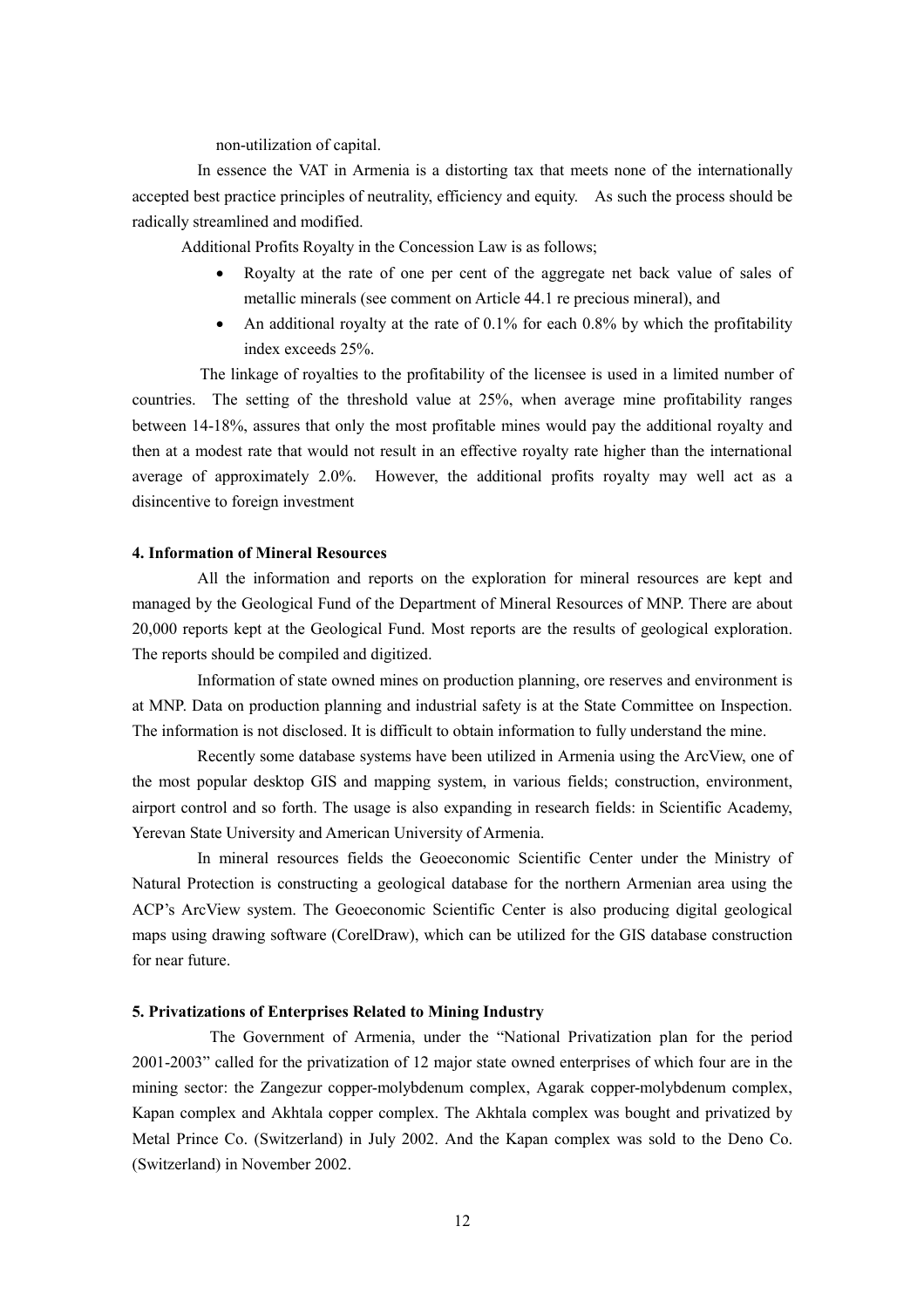non-utilization of capital.

In essence the VAT in Armenia is a distorting tax that meets none of the internationally accepted best practice principles of neutrality, efficiency and equity. As such the process should be radically streamlined and modified.

Additional Profits Royalty in the Concession Law is as follows;

- Royalty at the rate of one per cent of the aggregate net back value of sales of metallic minerals (see comment on Article 44.1 re precious mineral), and
- An additional royalty at the rate of 0.1% for each 0.8% by which the profitability index exceeds 25%.

The linkage of royalties to the profitability of the licensee is used in a limited number of countries. The setting of the threshold value at 25%, when average mine profitability ranges between 14-18%, assures that only the most profitable mines would pay the additional royalty and then at a modest rate that would not result in an effective royalty rate higher than the international average of approximately 2.0%. However, the additional profits royalty may well act as a disincentive to foreign investment

#### 4. Information of Mineral Resources

All the information and reports on the exploration for mineral resources are kept and managed by the Geological Fund of the Department of Mineral Resources of MNP. There are about 20,000 reports kept at the Geological Fund. Most reports are the results of geological exploration. The reports should be compiled and digitized.

Information of state owned mines on production planning, ore reserves and environment is at MNP. Data on production planning and industrial safety is at the State Committee on Inspection. The information is not disclosed. It is difficult to obtain information to fully understand the mine.

Recently some database systems have been utilized in Armenia using the ArcView, one of the most popular desktop GIS and mapping system, in various fields; construction, environment, airport control and so forth. The usage is also expanding in research fields: in Scientific Academy, Yerevan State University and American University of Armenia.

In mineral resources fields the Geoeconomic Scientific Center under the Ministry of Natural Protection is constructing a geological database for the northern Armenian area using the ACP's ArcView system. The Geoeconomic Scientific Center is also producing digital geological maps using drawing software (CorelDraw), which can be utilized for the GIS database construction for near future.

#### 5. Privatizations of Enterprises Related to Mining Industry

The Government of Armenia, under the "National Privatization plan for the period 2001-2003" called for the privatization of 12 major state owned enterprises of which four are in the mining sector: the Zangezur copper-molybdenum complex, Agarak copper-molybdenum complex, Kapan complex and Akhtala copper complex. The Akhtala complex was bought and privatized by Metal Prince Co. (Switzerland) in July 2002. And the Kapan complex was sold to the Deno Co. (Switzerland) in November 2002.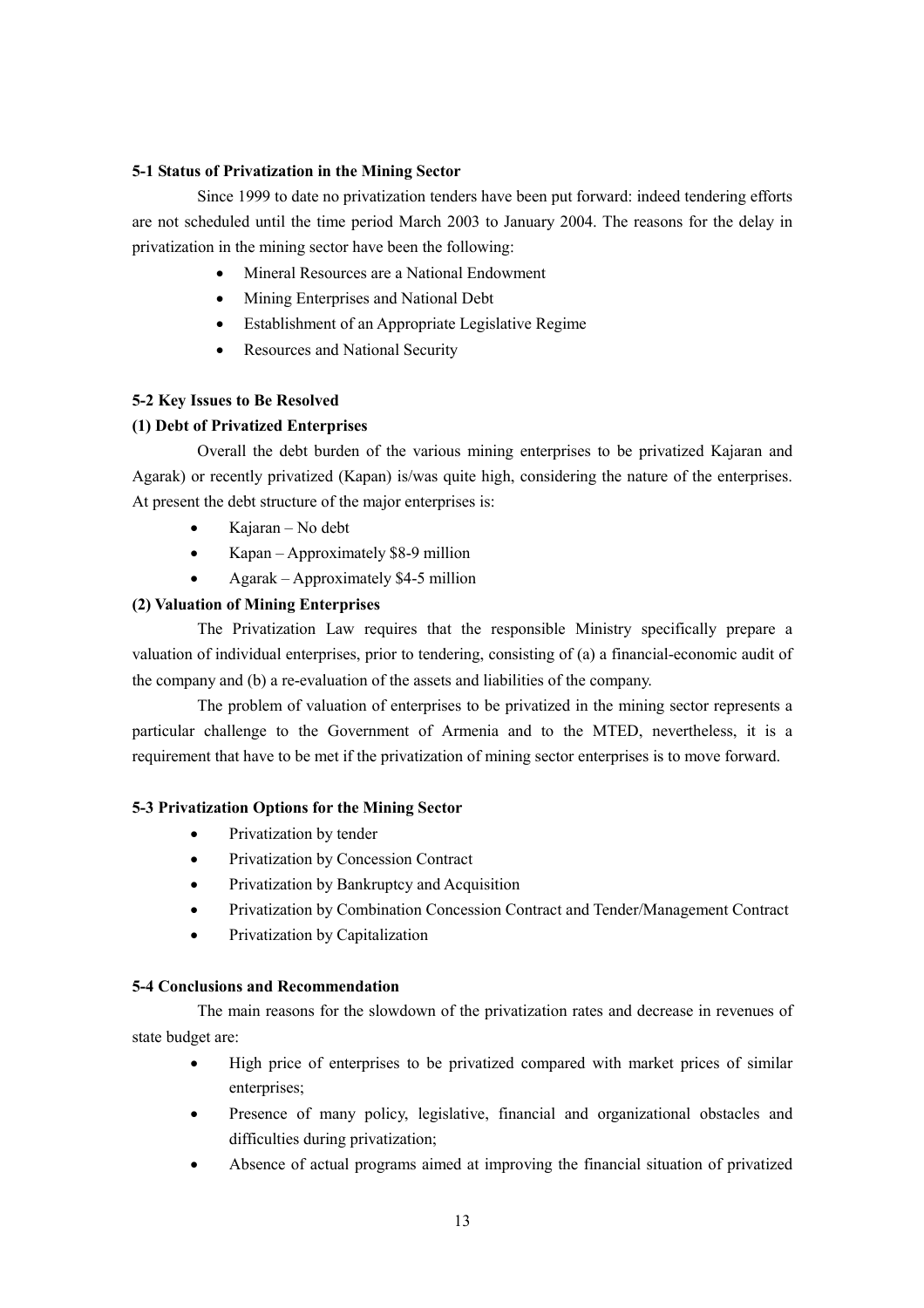### 5-1 Status of Privatization in the Mining Sector

Since 1999 to date no privatization tenders have been put forward: indeed tendering efforts are not scheduled until the time period March 2003 to January 2004. The reasons for the delay in privatization in the mining sector have been the following:

- Mineral Resources are a National Endowment
- Mining Enterprises and National Debt
- Establishment of an Appropriate Legislative Regime
- Resources and National Security

### 5-2 Key Issues to Be Resolved

#### (1) Debt of Privatized Enterprises

Overall the debt burden of the various mining enterprises to be privatized Kajaran and Agarak) or recently privatized (Kapan) is/was quite high, considering the nature of the enterprises. At present the debt structure of the major enterprises is:

- Kajaran – No debt
- Kapan – Approximately $8-9 million
- Agarak – Approximately $4-5 million

#### (2) Valuation of Mining Enterprises

The Privatization Law requires that the responsible Ministry specifically prepare a valuation of individual enterprises, prior to tendering, consisting of (a) a financial-economic audit of the company and (b) a re-evaluation of the assets and liabilities of the company.

The problem of valuation of enterprises to be privatized in the mining sector represents a particular challenge to the Government of Armenia and to the MTED, nevertheless, it is a requirement that have to be met if the privatization of mining sector enterprises is to move forward.

### 5-3 Privatization Options for the Mining Sector

- Privatization by tender
- Privatization by Concession Contract
- Privatization by Bankruptcy and Acquisition
- Privatization by Combination Concession Contract and Tender/Management Contract
- Privatization by Capitalization

### 5-4 Conclusions and Recommendation

The main reasons for the slowdown of the privatization rates and decrease in revenues of state budget are:

- High price of enterprises to be privatized compared with market prices of similar enterprises;
- Presence of many policy, legislative, financial and organizational obstacles and difficulties during privatization;
- Absence of actual programs aimed at improving the financial situation of privatized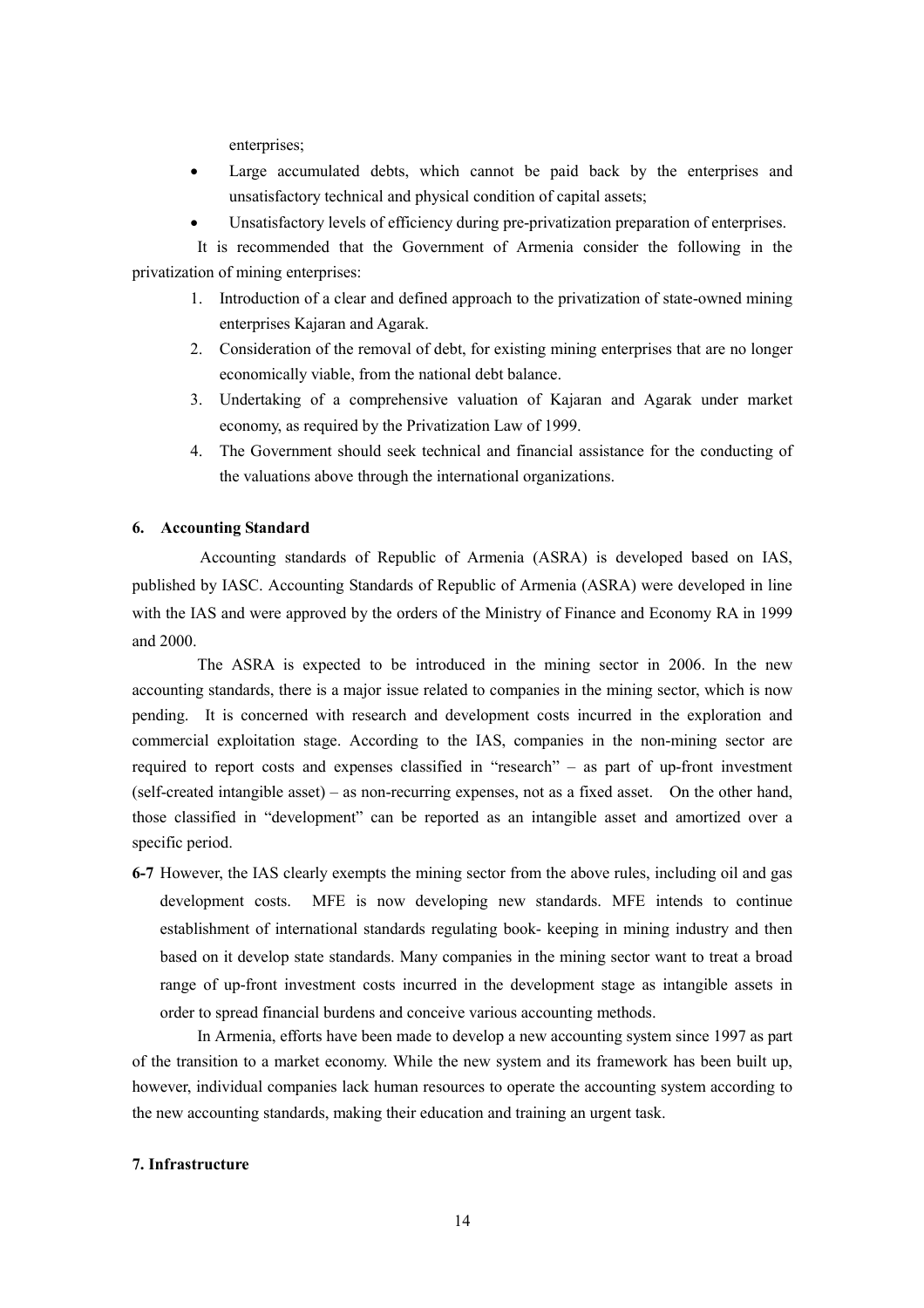enterprises;

- Large accumulated debts, which cannot be paid back by the enterprises and unsatisfactory technical and physical condition of capital assets;
- Unsatisfactory levels of efficiency during pre-privatization preparation of enterprises.

It is recommended that the Government of Armenia consider the following in the privatization of mining enterprises:

1. Introduction of a clear and defined approach to the privatization of state-owned mining enterprises Kajaran and Agarak.
2. Consideration of the removal of debt, for existing mining enterprises that are no longer economically viable, from the national debt balance.
3. Undertaking of a comprehensive valuation of Kajaran and Agarak under market economy, as required by the Privatization Law of 1999.
4. The Government should seek technical and financial assistance for the conducting of the valuations above through the international organizations.

### 6. Accounting Standard

Accounting standards of Republic of Armenia (ASRA) is developed based on IAS, published by IASC. Accounting Standards of Republic of Armenia (ASRA) were developed in line with the IAS and were approved by the orders of the Ministry of Finance and Economy RA in 1999 and 2000.

The ASRA is expected to be introduced in the mining sector in 2006. In the new accounting standards, there is a major issue related to companies in the mining sector, which is now pending. It is concerned with research and development costs incurred in the exploration and commercial exploitation stage. According to the IAS, companies in the non-mining sector are required to report costs and expenses classified in "research" – as part of up-front investment (self-created intangible asset) – as non-recurring expenses, not as a fixed asset. On the other hand, those classified in "development" can be reported as an intangible asset and amortized over a specific period.

**6-7** However, the IAS clearly exempts the mining sector from the above rules, including oil and gas development costs. MFE is now developing new standards. MFE intends to continue establishment of international standards regulating book- keeping in mining industry and then based on it develop state standards. Many companies in the mining sector want to treat a broad range of up-front investment costs incurred in the development stage as intangible assets in order to spread financial burdens and conceive various accounting methods.

In Armenia, efforts have been made to develop a new accounting system since 1997 as part of the transition to a market economy. While the new system and its framework has been built up, however, individual companies lack human resources to operate the accounting system according to the new accounting standards, making their education and training an urgent task.

### 7. Infrastructure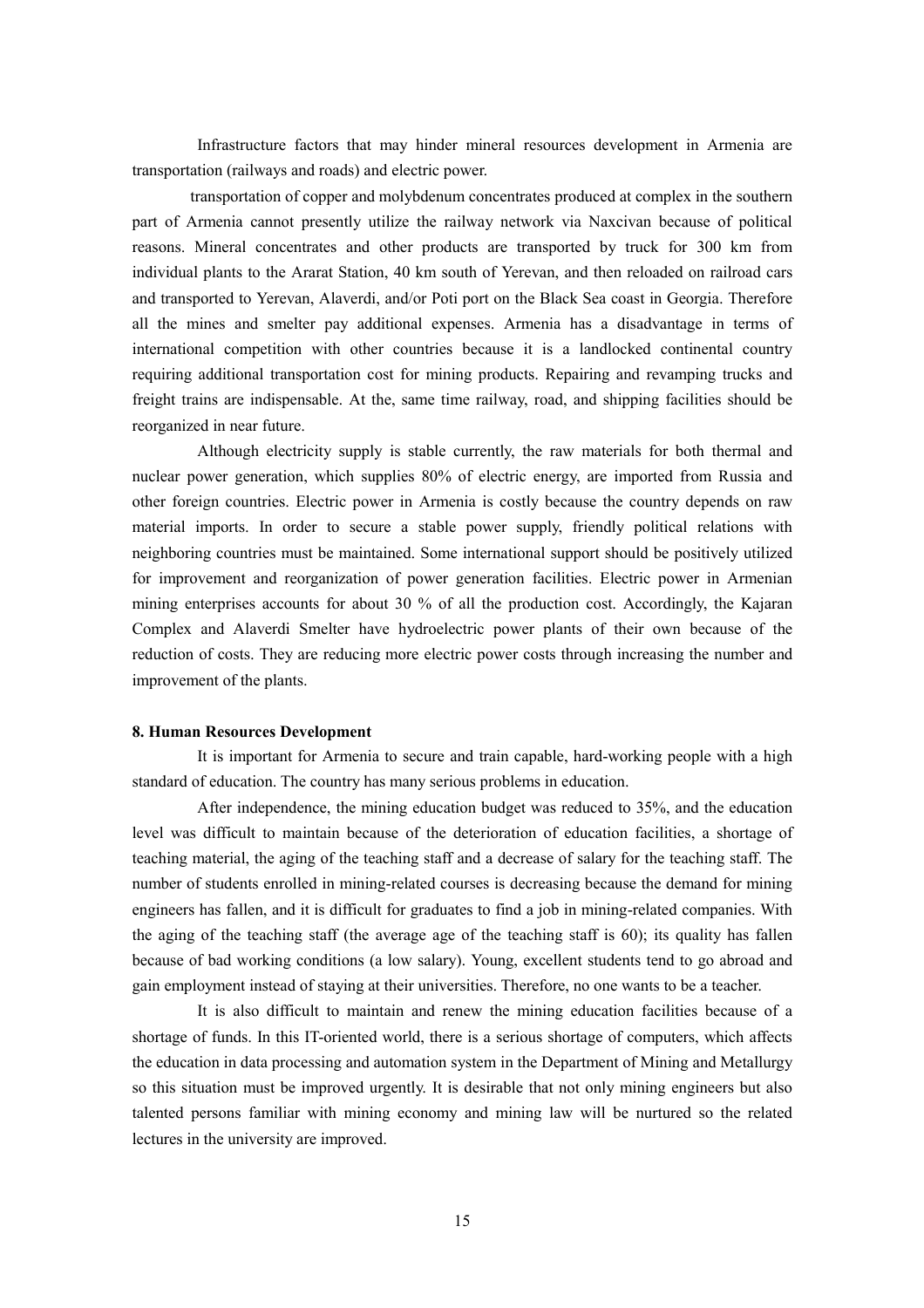Infrastructure factors that may hinder mineral resources development in Armenia are transportation (railways and roads) and electric power.

transportation of copper and molybdenum concentrates produced at complex in the southern part of Armenia cannot presently utilize the railway network via Naxcivan because of political reasons. Mineral concentrates and other products are transported by truck for 300 km from individual plants to the Ararat Station, 40 km south of Yerevan, and then reloaded on railroad cars and transported to Yerevan, Alaverdi, and/or Poti port on the Black Sea coast in Georgia. Therefore all the mines and smelter pay additional expenses. Armenia has a disadvantage in terms of international competition with other countries because it is a landlocked continental country requiring additional transportation cost for mining products. Repairing and revamping trucks and freight trains are indispensable. At the, same time railway, road, and shipping facilities should be reorganized in near future.

Although electricity supply is stable currently, the raw materials for both thermal and nuclear power generation, which supplies 80% of electric energy, are imported from Russia and other foreign countries. Electric power in Armenia is costly because the country depends on raw material imports. In order to secure a stable power supply, friendly political relations with neighboring countries must be maintained. Some international support should be positively utilized for improvement and reorganization of power generation facilities. Electric power in Armenian mining enterprises accounts for about 30 % of all the production cost. Accordingly, the Kajaran Complex and Alaverdi Smelter have hydroelectric power plants of their own because of the reduction of costs. They are reducing more electric power costs through increasing the number and improvement of the plants.

**8. Human Resources Development**

It is important for Armenia to secure and train capable, hard-working people with a high standard of education. The country has many serious problems in education.

After independence, the mining education budget was reduced to 35%, and the education level was difficult to maintain because of the deterioration of education facilities, a shortage of teaching material, the aging of the teaching staff and a decrease of salary for the teaching staff. The number of students enrolled in mining-related courses is decreasing because the demand for mining engineers has fallen, and it is difficult for graduates to find a job in mining-related companies. With the aging of the teaching staff (the average age of the teaching staff is 60); its quality has fallen because of bad working conditions (a low salary). Young, excellent students tend to go abroad and gain employment instead of staying at their universities. Therefore, no one wants to be a teacher.

It is also difficult to maintain and renew the mining education facilities because of a shortage of funds. In this IT-oriented world, there is a serious shortage of computers, which affects the education in data processing and automation system in the Department of Mining and Metallurgy so this situation must be improved urgently. It is desirable that not only mining engineers but also talented persons familiar with mining economy and mining law will be nurtured so the related lectures in the university are improved.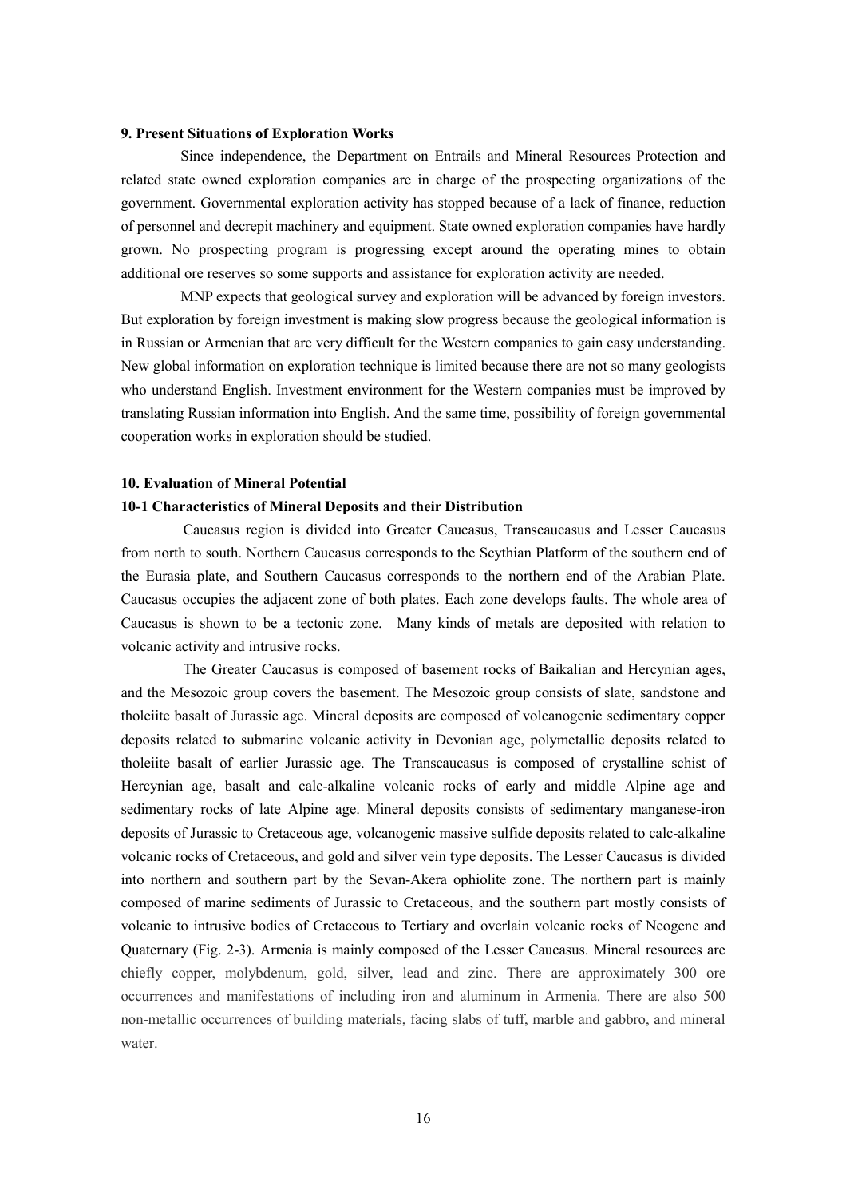### 9. Present Situations of Exploration Works

Since independence, the Department on Entrails and Mineral Resources Protection and related state owned exploration companies are in charge of the prospecting organizations of the government. Governmental exploration activity has stopped because of a lack of finance, reduction of personnel and decrepit machinery and equipment. State owned exploration companies have hardly grown. No prospecting program is progressing except around the operating mines to obtain additional ore reserves so some supports and assistance for exploration activity are needed.

MNP expects that geological survey and exploration will be advanced by foreign investors. But exploration by foreign investment is making slow progress because the geological information is in Russian or Armenian that are very difficult for the Western companies to gain easy understanding. New global information on exploration technique is limited because there are not so many geologists who understand English. Investment environment for the Western companies must be improved by translating Russian information into English. And the same time, possibility of foreign governmental cooperation works in exploration should be studied.

### 10. Evaluation of Mineral Potential

#### 10-1 Characteristics of Mineral Deposits and their Distribution

Caucasus region is divided into Greater Caucasus, Transcaucasus and Lesser Caucasus from north to south. Northern Caucasus corresponds to the Scythian Platform of the southern end of the Eurasia plate, and Southern Caucasus corresponds to the northern end of the Arabian Plate. Caucasus occupies the adjacent zone of both plates. Each zone develops faults. The whole area of Caucasus is shown to be a tectonic zone. Many kinds of metals are deposited with relation to volcanic activity and intrusive rocks.

The Greater Caucasus is composed of basement rocks of Baikalian and Hercynian ages, and the Mesozoic group covers the basement. The Mesozoic group consists of slate, sandstone and tholeiite basalt of Jurassic age. Mineral deposits are composed of volcanogenic sedimentary copper deposits related to submarine volcanic activity in Devonian age, polymetallic deposits related to tholeiite basalt of earlier Jurassic age. The Transcaucasus is composed of crystalline schist of Hercynian age, basalt and calc-alkaline volcanic rocks of early and middle Alpine age and sedimentary rocks of late Alpine age. Mineral deposits consists of sedimentary manganese-iron deposits of Jurassic to Cretaceous age, volcanogenic massive sulfide deposits related to calc-alkaline volcanic rocks of Cretaceous, and gold and silver vein type deposits. The Lesser Caucasus is divided into northern and southern part by the Sevan-Akera ophiolite zone. The northern part is mainly composed of marine sediments of Jurassic to Cretaceous, and the southern part mostly consists of volcanic to intrusive bodies of Cretaceous to Tertiary and overlain volcanic rocks of Neogene and Quaternary (Fig. 2-3). Armenia is mainly composed of the Lesser Caucasus. Mineral resources are chiefly copper, molybdenum, gold, silver, lead and zinc. There are approximately 300 ore occurrences and manifestations of including iron and aluminum in Armenia. There are also 500 non-metallic occurrences of building materials, facing slabs of tuff, marble and gabbro, and mineral water.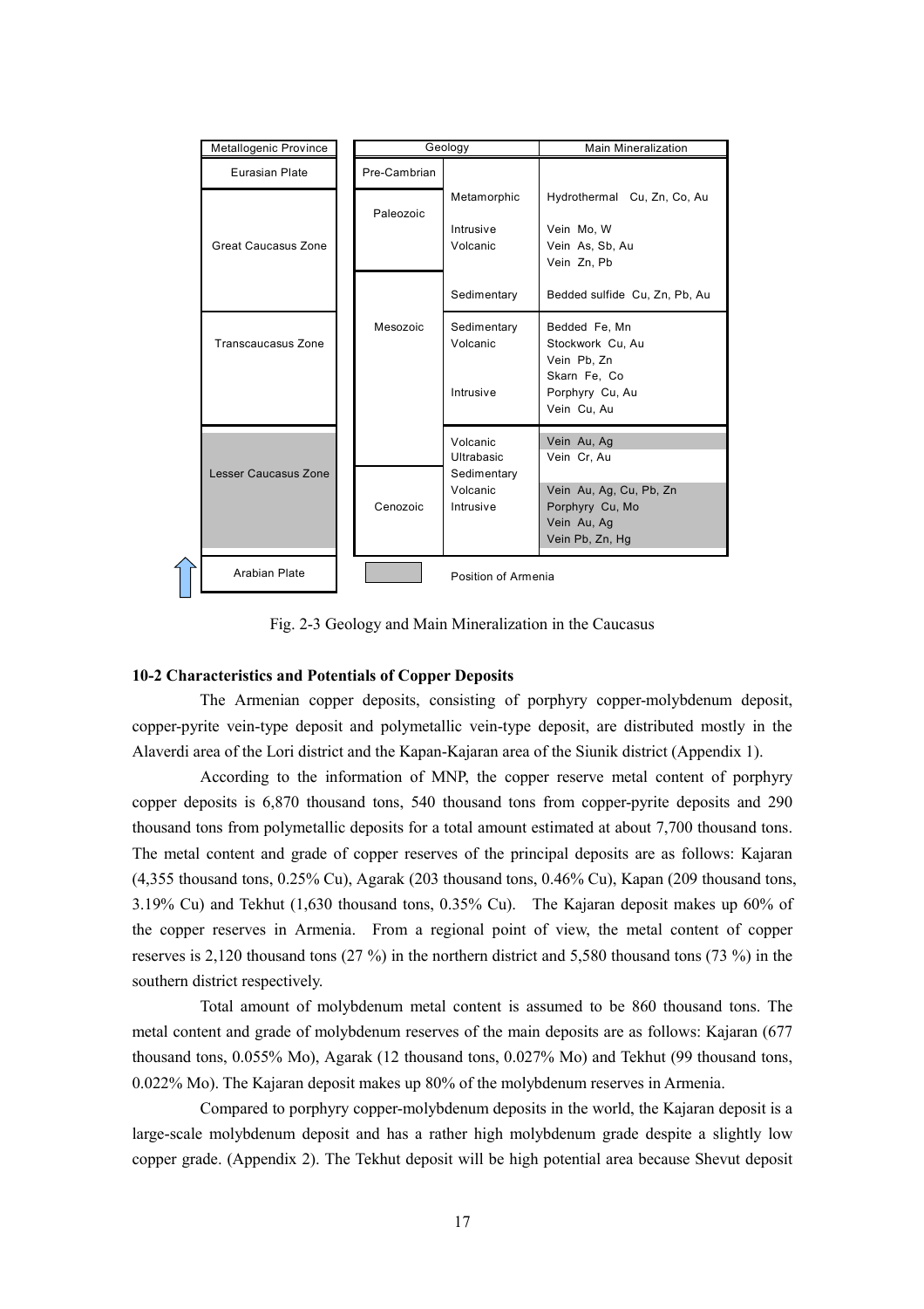| Metallogenic Province | Geology | | Main Mineralization |
|---|---|---|---|
| Eurasian Plate | Pre-Cambrian | | |
| Great Caucasus Zone | Paleozoic | Metamorphic | Hydrothermal Cu, Zn, Co, Au |
| | | Intrusive | Vein Mo, W |
| | | Volcanic | Vein As, Sb, Au |
| | | | Vein Zn, Pb |
| | Mesozoic | Sedimentary | Bedded sulfide Cu, Zn, Pb, Au |
| Transcaucasus Zone | | Sedimentary | Bedded Fe, Mn |
| | | Volcanic | Stockwork Cu, Au |
| | | | Vein Pb, Zn |
| | | | Skarn Fe, Co |
| | | Intrusive | Porphyry Cu, Au |
| | | | Vein Cu, Au |
| Lesser Caucasus Zone | | Volcanic | Vein Au, Ag |
| | | Ultrabasic | Vein Cr, Au |
| | | Sedimentary | |
| | Cenozoic | Volcanic | Vein Au, Ag, Cu, Pb, Zn |
| | | Intrusive | Porphyry Cu, Mo |
| | | | Vein Au, Ag |
| | | | Vein Pb, Zn, Hg |
| Arabian Plate | (shaded) Position of Armenia | | |

Fig. 2-3 Geology and Main Mineralization in the Caucasus

**10-2 Characteristics and Potentials of Copper Deposits**

The Armenian copper deposits, consisting of porphyry copper-molybdenum deposit, copper-pyrite vein-type deposit and polymetallic vein-type deposit, are distributed mostly in the Alaverdi area of the Lori district and the Kapan-Kajaran area of the Siunik district (Appendix 1).

According to the information of MNP, the copper reserve metal content of porphyry copper deposits is 6,870 thousand tons, 540 thousand tons from copper-pyrite deposits and 290 thousand tons from polymetallic deposits for a total amount estimated at about 7,700 thousand tons. The metal content and grade of copper reserves of the principal deposits are as follows: Kajaran (4,355 thousand tons, 0.25% Cu), Agarak (203 thousand tons, 0.46% Cu), Kapan (209 thousand tons, 3.19% Cu) and Tekhut (1,630 thousand tons, 0.35% Cu). The Kajaran deposit makes up 60% of the copper reserves in Armenia. From a regional point of view, the metal content of copper reserves is 2,120 thousand tons (27 %) in the northern district and 5,580 thousand tons (73 %) in the southern district respectively.

Total amount of molybdenum metal content is assumed to be 860 thousand tons. The metal content and grade of molybdenum reserves of the main deposits are as follows: Kajaran (677 thousand tons, 0.055% Mo), Agarak (12 thousand tons, 0.027% Mo) and Tekhut (99 thousand tons, 0.022% Mo). The Kajaran deposit makes up 80% of the molybdenum reserves in Armenia.

Compared to porphyry copper-molybdenum deposits in the world, the Kajaran deposit is a large-scale molybdenum deposit and has a rather high molybdenum grade despite a slightly low copper grade. (Appendix 2). The Tekhut deposit will be high potential area because Shevut deposit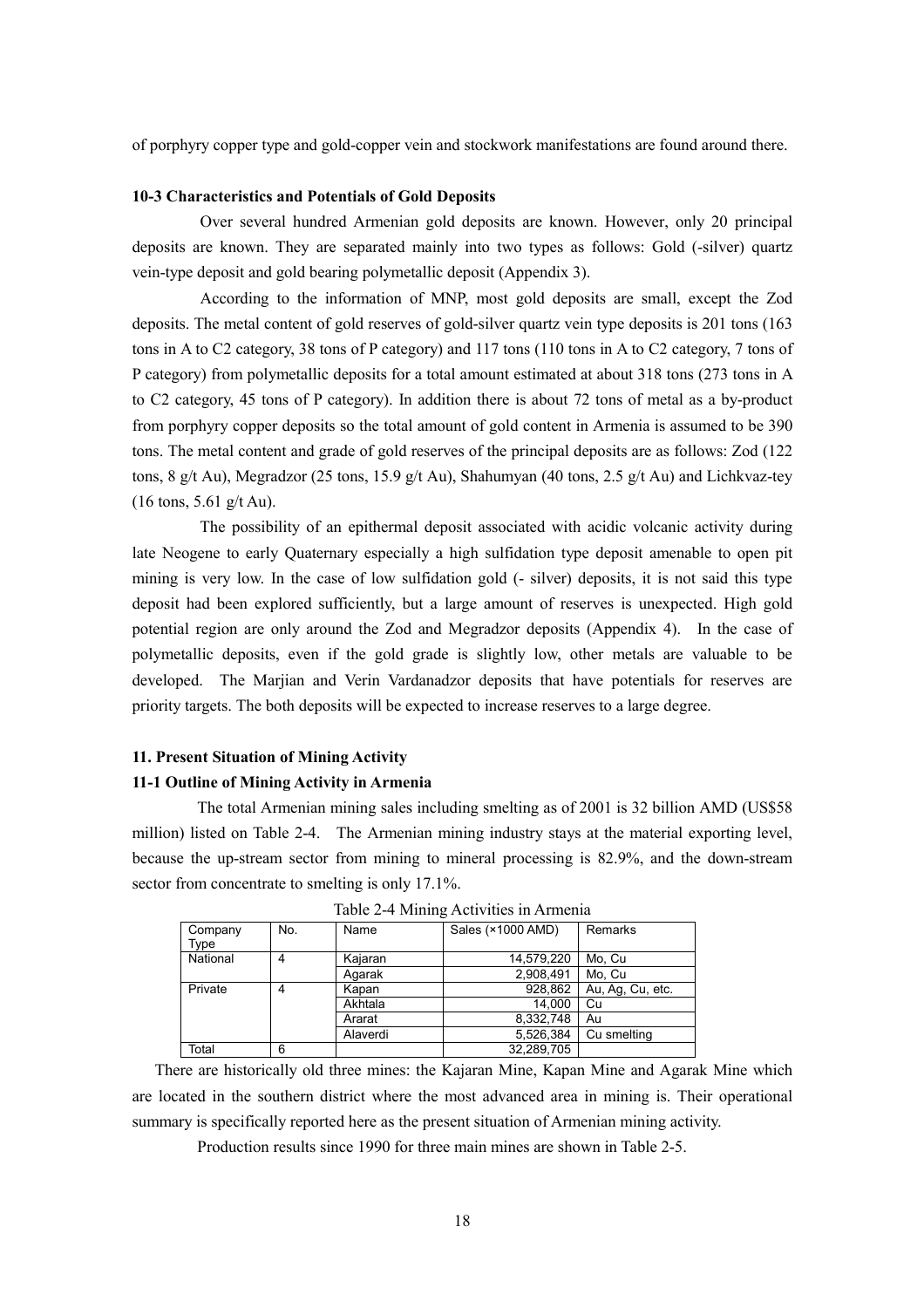of porphyry copper type and gold-copper vein and stockwork manifestations are found around there.

### 10-3 Characteristics and Potentials of Gold Deposits

Over several hundred Armenian gold deposits are known. However, only 20 principal deposits are known. They are separated mainly into two types as follows: Gold (-silver) quartz vein-type deposit and gold bearing polymetallic deposit (Appendix 3).

According to the information of MNP, most gold deposits are small, except the Zod deposits. The metal content of gold reserves of gold-silver quartz vein type deposits is 201 tons (163 tons in A to C2 category, 38 tons of P category) and 117 tons (110 tons in A to C2 category, 7 tons of P category) from polymetallic deposits for a total amount estimated at about 318 tons (273 tons in A to C2 category, 45 tons of P category). In addition there is about 72 tons of metal as a by-product from porphyry copper deposits so the total amount of gold content in Armenia is assumed to be 390 tons. The metal content and grade of gold reserves of the principal deposits are as follows: Zod (122 tons, 8 g/t Au), Megradzor (25 tons, 15.9 g/t Au), Shahumyan (40 tons, 2.5 g/t Au) and Lichkvaz-tey (16 tons, 5.61 g/t Au).

The possibility of an epithermal deposit associated with acidic volcanic activity during late Neogene to early Quaternary especially a high sulfidation type deposit amenable to open pit mining is very low. In the case of low sulfidation gold (- silver) deposits, it is not said this type deposit had been explored sufficiently, but a large amount of reserves is unexpected. High gold potential region are only around the Zod and Megradzor deposits (Appendix 4). In the case of polymetallic deposits, even if the gold grade is slightly low, other metals are valuable to be developed. The Marjian and Verin Vardanadzor deposits that have potentials for reserves are priority targets. The both deposits will be expected to increase reserves to a large degree.

## 11. Present Situation of Mining Activity

### 11-1 Outline of Mining Activity in Armenia

The total Armenian mining sales including smelting as of 2001 is 32 billion AMD (US$58 million) listed on Table 2-4. The Armenian mining industry stays at the material exporting level, because the up-stream sector from mining to mineral processing is 82.9%, and the down-stream sector from concentrate to smelting is only 17.1%.

Table 2-4 Mining Activities in Armenia

| Company Type | No. | Name | Sales (×1000 AMD) | Remarks |
|---|---|---|---|---|
| National | 4 | Kajaran | 14,579,220 | Mo, Cu |
| | | Agarak | 2,908,491 | Mo, Cu |
| Private | 4 | Kapan | 928,862 | Au, Ag, Cu, etc. |
| | | Akhtala | 14,000 | Cu |
| | | Ararat | 8,332,748 | Au |
| | | Alaverdi | 5,526,384 | Cu smelting |
| Total | 6 | | 32,289,705 | |

There are historically old three mines: the Kajaran Mine, Kapan Mine and Agarak Mine which are located in the southern district where the most advanced area in mining is. Their operational summary is specifically reported here as the present situation of Armenian mining activity.

Production results since 1990 for three main mines are shown in Table 2-5.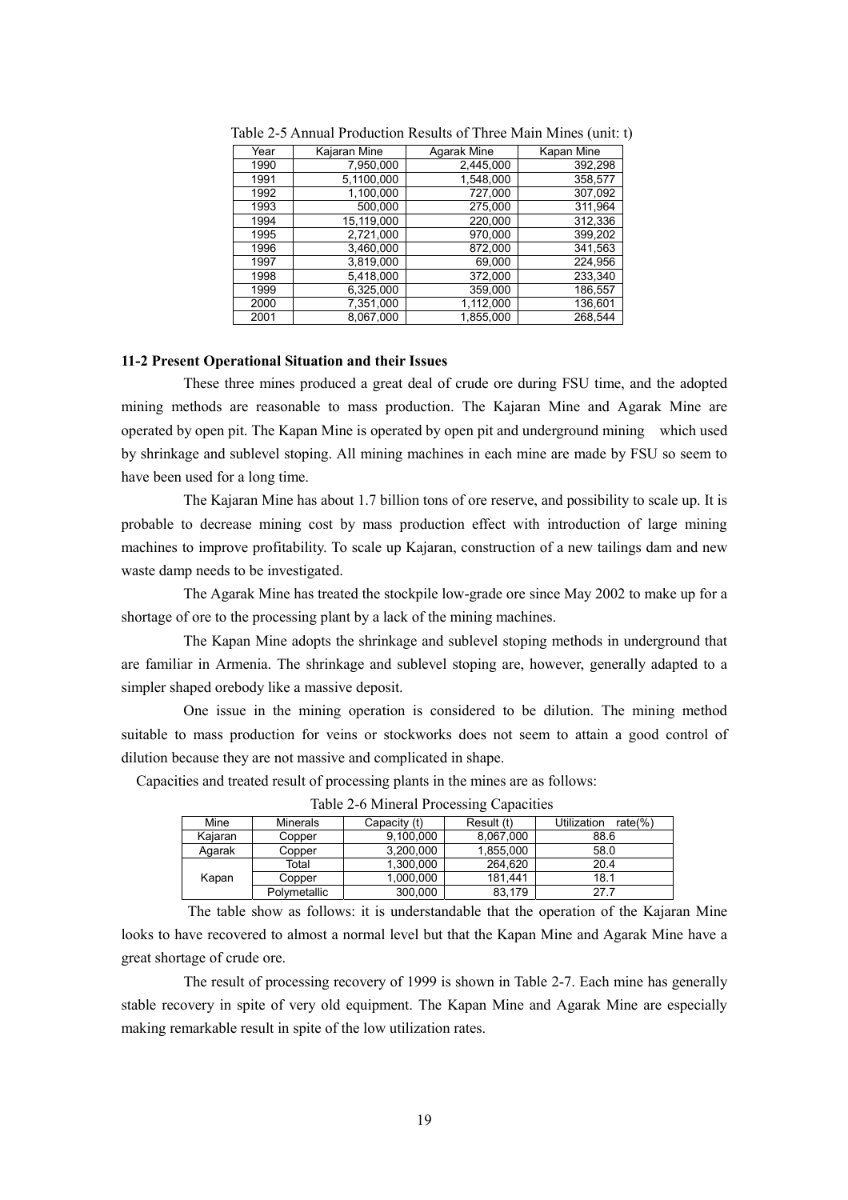Table 2-5 Annual Production Results of Three Main Mines (unit: t)

| Year | Kajaran Mine | Agarak Mine | Kapan Mine |
|---|---|---|---|
| 1990 | 7,950,000 | 2,445,000 | 392,298 |
| 1991 | 5,1100,000 | 1,548,000 | 358,577 |
| 1992 | 1,100,000 | 727,000 | 307,092 |
| 1993 | 500,000 | 275,000 | 311,964 |
| 1994 | 15,119,000 | 220,000 | 312,336 |
| 1995 | 2,721,000 | 970,000 | 399,202 |
| 1996 | 3,460,000 | 872,000 | 341,563 |
| 1997 | 3,819,000 | 69,000 | 224,956 |
| 1998 | 5,418,000 | 372,000 | 233,340 |
| 1999 | 6,325,000 | 359,000 | 186,557 |
| 2000 | 7,351,000 | 1,112,000 | 136,601 |
| 2001 | 8,067,000 | 1,855,000 | 268,544 |

**11-2 Present Operational Situation and their Issues**

These three mines produced a great deal of crude ore during FSU time, and the adopted mining methods are reasonable to mass production. The Kajaran Mine and Agarak Mine are operated by open pit. The Kapan Mine is operated by open pit and underground mining which used by shrinkage and sublevel stoping. All mining machines in each mine are made by FSU so seem to have been used for a long time.

The Kajaran Mine has about 1.7 billion tons of ore reserve, and possibility to scale up. It is probable to decrease mining cost by mass production effect with introduction of large mining machines to improve profitability. To scale up Kajaran, construction of a new tailings dam and new waste damp needs to be investigated.

The Agarak Mine has treated the stockpile low-grade ore since May 2002 to make up for a shortage of ore to the processing plant by a lack of the mining machines.

The Kapan Mine adopts the shrinkage and sublevel stoping methods in underground that are familiar in Armenia. The shrinkage and sublevel stoping are, however, generally adapted to a simpler shaped orebody like a massive deposit.

One issue in the mining operation is considered to be dilution. The mining method suitable to mass production for veins or stockworks does not seem to attain a good control of dilution because they are not massive and complicated in shape.

Capacities and treated result of processing plants in the mines are as follows:

Table 2-6 Mineral Processing Capacities

| Mine | Minerals | Capacity (t) | Result (t) | Utilization rate(%) |
|---|---|---|---|---|
| Kajaran | Copper | 9,100,000 | 8,067,000 | 88.6 |
| Agarak | Copper | 3,200,000 | 1,855,000 | 58.0 |
| Kapan | Total | 1,300,000 | 264,620 | 20.4 |
| | Copper | 1,000,000 | 181,441 | 18.1 |
| | Polymetallic | 300,000 | 83,179 | 27.7 |

The table show as follows: it is understandable that the operation of the Kajaran Mine looks to have recovered to almost a normal level but that the Kapan Mine and Agarak Mine have a great shortage of crude ore.

The result of processing recovery of 1999 is shown in Table 2-7. Each mine has generally stable recovery in spite of very old equipment. The Kapan Mine and Agarak Mine are especially making remarkable result in spite of the low utilization rates.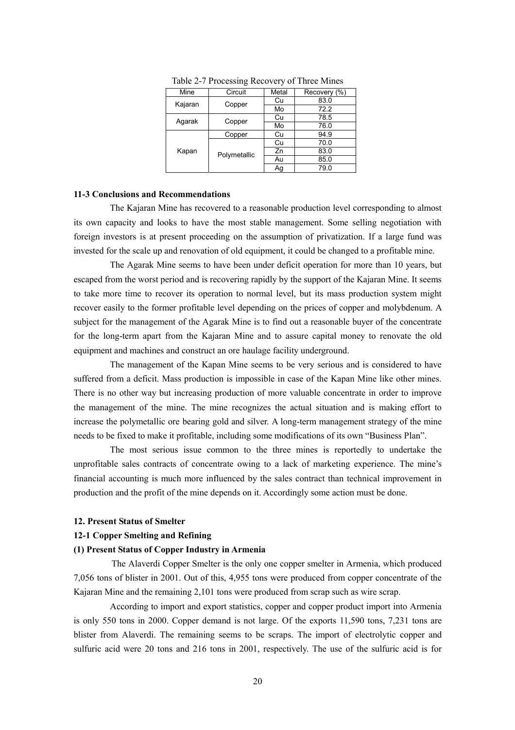Table 2-7 Processing Recovery of Three Mines

| Mine | Circuit | Metal | Recovery (%) |
|---|---|---|---|
| Kajaran | Copper | Cu | 83.0 |
| | | Mo | 72.2 |
| Agarak | Copper | Cu | 78.5 |
| | | Mo | 76.0 |
| Kapan | Copper | Cu | 94.9 |
| | Polymetallic | Cu | 70.0 |
| | | Zn | 83.0 |
| | | Au | 85.0 |
| | | Ag | 79.0 |

### 11-3 Conclusions and Recommendations

The Kajaran Mine has recovered to a reasonable production level corresponding to almost its own capacity and looks to have the most stable management. Some selling negotiation with foreign investors is at present proceeding on the assumption of privatization. If a large fund was invested for the scale up and renovation of old equipment, it could be changed to a profitable mine.

The Agarak Mine seems to have been under deficit operation for more than 10 years, but escaped from the worst period and is recovering rapidly by the support of the Kajaran Mine. It seems to take more time to recover its operation to normal level, but its mass production system might recover easily to the former profitable level depending on the prices of copper and molybdenum. A subject for the management of the Agarak Mine is to find out a reasonable buyer of the concentrate for the long-term apart from the Kajaran Mine and to assure capital money to renovate the old equipment and machines and construct an ore haulage facility underground.

The management of the Kapan Mine seems to be very serious and is considered to have suffered from a deficit. Mass production is impossible in case of the Kapan Mine like other mines. There is no other way but increasing production of more valuable concentrate in order to improve the management of the mine. The mine recognizes the actual situation and is making effort to increase the polymetallic ore bearing gold and silver. A long-term management strategy of the mine needs to be fixed to make it profitable, including some modifications of its own "Business Plan".

The most serious issue common to the three mines is reportedly to undertake the unprofitable sales contracts of concentrate owing to a lack of marketing experience. The mine's financial accounting is much more influenced by the sales contract than technical improvement in production and the profit of the mine depends on it. Accordingly some action must be done.

## 12. Present Status of Smelter

### 12-1 Copper Smelting and Refining

#### (1) Present Status of Copper Industry in Armenia

The Alaverdi Copper Smelter is the only one copper smelter in Armenia, which produced 7,056 tons of blister in 2001. Out of this, 4,955 tons were produced from copper concentrate of the Kajaran Mine and the remaining 2,101 tons were produced from scrap such as wire scrap.

According to import and export statistics, copper and copper product import into Armenia is only 550 tons in 2000. Copper demand is not large. Of the exports 11,590 tons, 7,231 tons are blister from Alaverdi. The remaining seems to be scraps. The import of electrolytic copper and sulfuric acid were 20 tons and 216 tons in 2001, respectively. The use of the sulfuric acid is for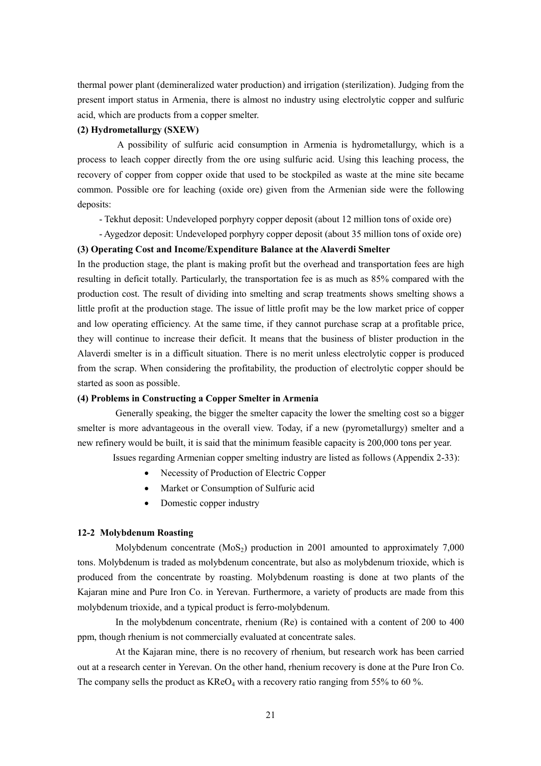thermal power plant (demineralized water production) and irrigation (sterilization). Judging from the present import status in Armenia, there is almost no industry using electrolytic copper and sulfuric acid, which are products from a copper smelter.

**(2) Hydrometallurgy (SXEW)**

A possibility of sulfuric acid consumption in Armenia is hydrometallurgy, which is a process to leach copper directly from the ore using sulfuric acid. Using this leaching process, the recovery of copper from copper oxide that used to be stockpiled as waste at the mine site became common. Possible ore for leaching (oxide ore) given from the Armenian side were the following deposits:

- Tekhut deposit: Undeveloped porphyry copper deposit (about 12 million tons of oxide ore)
- Aygedzor deposit: Undeveloped porphyry copper deposit (about 35 million tons of oxide ore)

**(3) Operating Cost and Income/Expenditure Balance at the Alaverdi Smelter**

In the production stage, the plant is making profit but the overhead and transportation fees are high resulting in deficit totally. Particularly, the transportation fee is as much as 85% compared with the production cost. The result of dividing into smelting and scrap treatments shows smelting shows a little profit at the production stage. The issue of little profit may be the low market price of copper and low operating efficiency. At the same time, if they cannot purchase scrap at a profitable price, they will continue to increase their deficit. It means that the business of blister production in the Alaverdi smelter is in a difficult situation. There is no merit unless electrolytic copper is produced from the scrap. When considering the profitability, the production of electrolytic copper should be started as soon as possible.

**(4) Problems in Constructing a Copper Smelter in Armenia**

Generally speaking, the bigger the smelter capacity the lower the smelting cost so a bigger smelter is more advantageous in the overall view. Today, if a new (pyrometallurgy) smelter and a new refinery would be built, it is said that the minimum feasible capacity is 200,000 tons per year.

Issues regarding Armenian copper smelting industry are listed as follows (Appendix 2-33):

- Necessity of Production of Electric Copper
- Market or Consumption of Sulfuric acid
- Domestic copper industry

### 12-2 Molybdenum Roasting

Molybdenum concentrate ($MoS_2$) production in 2001 amounted to approximately 7,000 tons. Molybdenum is traded as molybdenum concentrate, but also as molybdenum trioxide, which is produced from the concentrate by roasting. Molybdenum roasting is done at two plants of the Kajaran mine and Pure Iron Co. in Yerevan. Furthermore, a variety of products are made from this molybdenum trioxide, and a typical product is ferro-molybdenum.

In the molybdenum concentrate, rhenium (Re) is contained with a content of 200 to 400 ppm, though rhenium is not commercially evaluated at concentrate sales.

At the Kajaran mine, there is no recovery of rhenium, but research work has been carried out at a research center in Yerevan. On the other hand, rhenium recovery is done at the Pure Iron Co. The company sells the product as $KReO_4$ with a recovery ratio ranging from 55% to 60 %.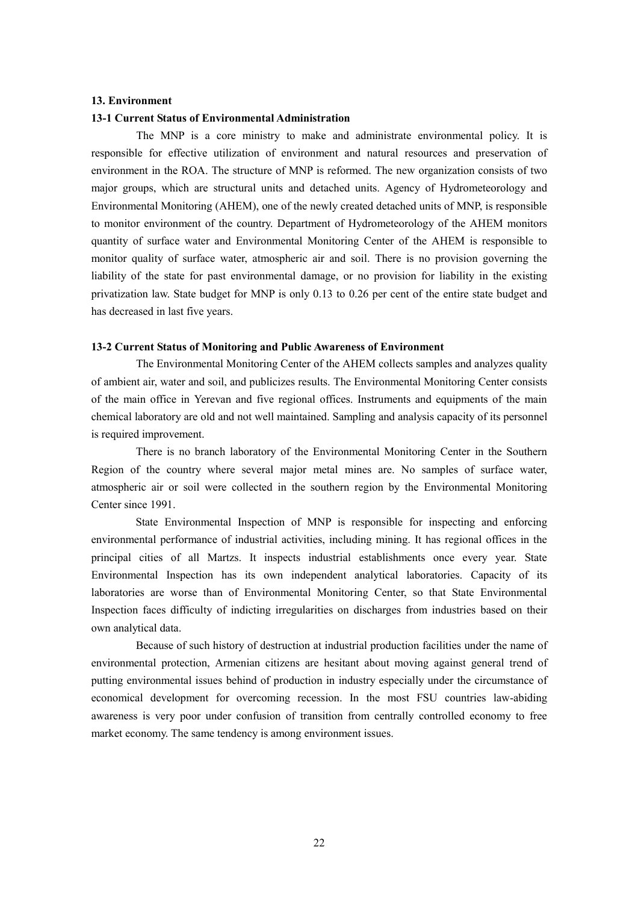## 13. Environment

### 13-1 Current Status of Environmental Administration

The MNP is a core ministry to make and administrate environmental policy. It is responsible for effective utilization of environment and natural resources and preservation of environment in the ROA. The structure of MNP is reformed. The new organization consists of two major groups, which are structural units and detached units. Agency of Hydrometeorology and Environmental Monitoring (AHEM), one of the newly created detached units of MNP, is responsible to monitor environment of the country. Department of Hydrometeorology of the AHEM monitors quantity of surface water and Environmental Monitoring Center of the AHEM is responsible to monitor quality of surface water, atmospheric air and soil. There is no provision governing the liability of the state for past environmental damage, or no provision for liability in the existing privatization law. State budget for MNP is only 0.13 to 0.26 per cent of the entire state budget and has decreased in last five years.

### 13-2 Current Status of Monitoring and Public Awareness of Environment

The Environmental Monitoring Center of the AHEM collects samples and analyzes quality of ambient air, water and soil, and publicizes results. The Environmental Monitoring Center consists of the main office in Yerevan and five regional offices. Instruments and equipments of the main chemical laboratory are old and not well maintained. Sampling and analysis capacity of its personnel is required improvement.

There is no branch laboratory of the Environmental Monitoring Center in the Southern Region of the country where several major metal mines are. No samples of surface water, atmospheric air or soil were collected in the southern region by the Environmental Monitoring Center since 1991.

State Environmental Inspection of MNP is responsible for inspecting and enforcing environmental performance of industrial activities, including mining. It has regional offices in the principal cities of all Martzs. It inspects industrial establishments once every year. State Environmental Inspection has its own independent analytical laboratories. Capacity of its laboratories are worse than of Environmental Monitoring Center, so that State Environmental Inspection faces difficulty of indicting irregularities on discharges from industries based on their own analytical data.

Because of such history of destruction at industrial production facilities under the name of environmental protection, Armenian citizens are hesitant about moving against general trend of putting environmental issues behind of production in industry especially under the circumstance of economical development for overcoming recession. In the most FSU countries law-abiding awareness is very poor under confusion of transition from centrally controlled economy to free market economy. The same tendency is among environment issues.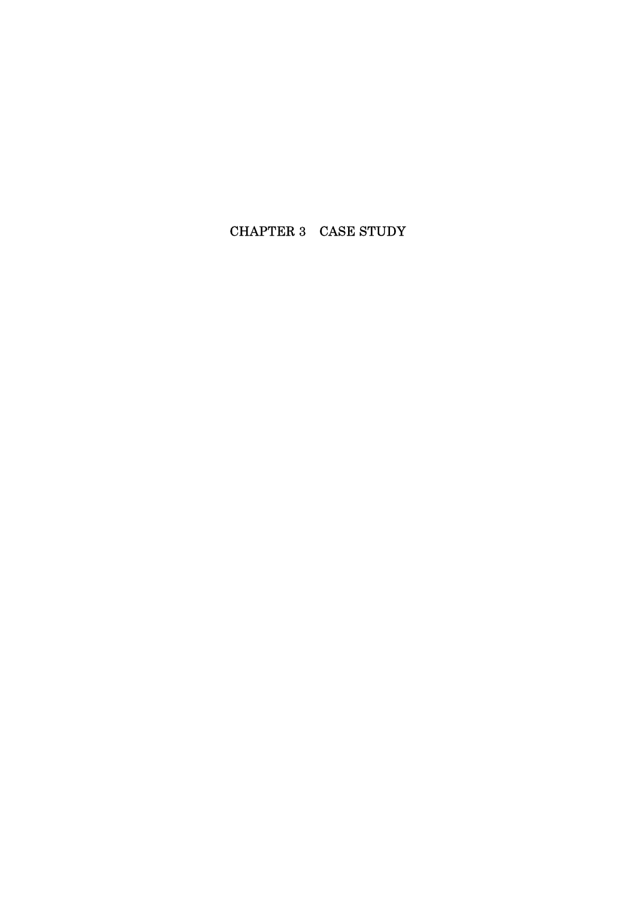# CHAPTER 3　CASE STUDY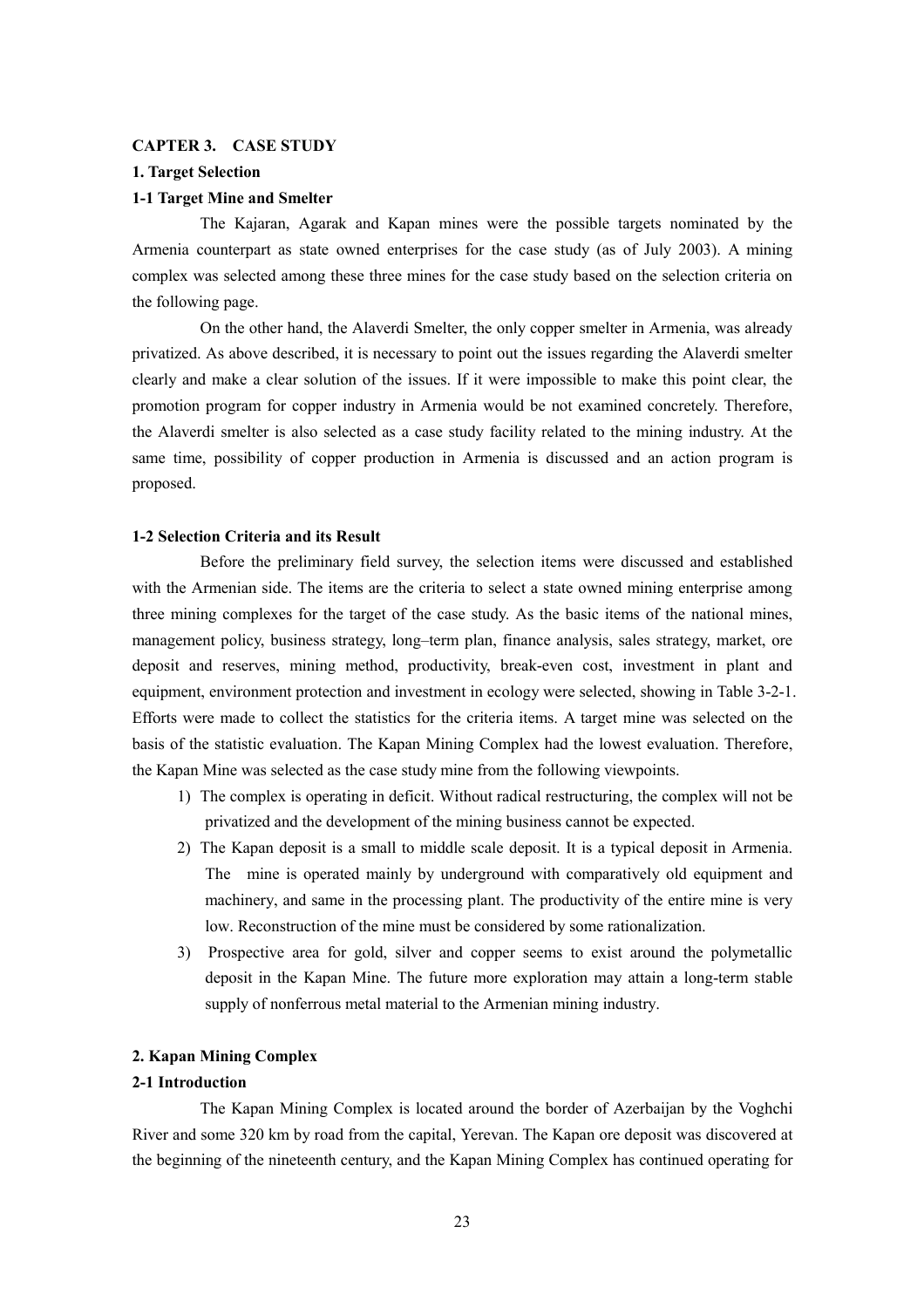# CAPTER 3. CASE STUDY

## 1. Target Selection

### 1-1 Target Mine and Smelter

The Kajaran, Agarak and Kapan mines were the possible targets nominated by the Armenia counterpart as state owned enterprises for the case study (as of July 2003). A mining complex was selected among these three mines for the case study based on the selection criteria on the following page.

On the other hand, the Alaverdi Smelter, the only copper smelter in Armenia, was already privatized. As above described, it is necessary to point out the issues regarding the Alaverdi smelter clearly and make a clear solution of the issues. If it were impossible to make this point clear, the promotion program for copper industry in Armenia would be not examined concretely. Therefore, the Alaverdi smelter is also selected as a case study facility related to the mining industry. At the same time, possibility of copper production in Armenia is discussed and an action program is proposed.

### 1-2 Selection Criteria and its Result

Before the preliminary field survey, the selection items were discussed and established with the Armenian side. The items are the criteria to select a state owned mining enterprise among three mining complexes for the target of the case study. As the basic items of the national mines, management policy, business strategy, long–term plan, finance analysis, sales strategy, market, ore deposit and reserves, mining method, productivity, break-even cost, investment in plant and equipment, environment protection and investment in ecology were selected, showing in Table 3-2-1. Efforts were made to collect the statistics for the criteria items. A target mine was selected on the basis of the statistic evaluation. The Kapan Mining Complex had the lowest evaluation. Therefore, the Kapan Mine was selected as the case study mine from the following viewpoints.

1) The complex is operating in deficit. Without radical restructuring, the complex will not be privatized and the development of the mining business cannot be expected.
2) The Kapan deposit is a small to middle scale deposit. It is a typical deposit in Armenia. The mine is operated mainly by underground with comparatively old equipment and machinery, and same in the processing plant. The productivity of the entire mine is very low. Reconstruction of the mine must be considered by some rationalization.
3) Prospective area for gold, silver and copper seems to exist around the polymetallic deposit in the Kapan Mine. The future more exploration may attain a long-term stable supply of nonferrous metal material to the Armenian mining industry.

## 2. Kapan Mining Complex

### 2-1 Introduction

The Kapan Mining Complex is located around the border of Azerbaijan by the Voghchi River and some 320 km by road from the capital, Yerevan. The Kapan ore deposit was discovered at the beginning of the nineteenth century, and the Kapan Mining Complex has continued operating for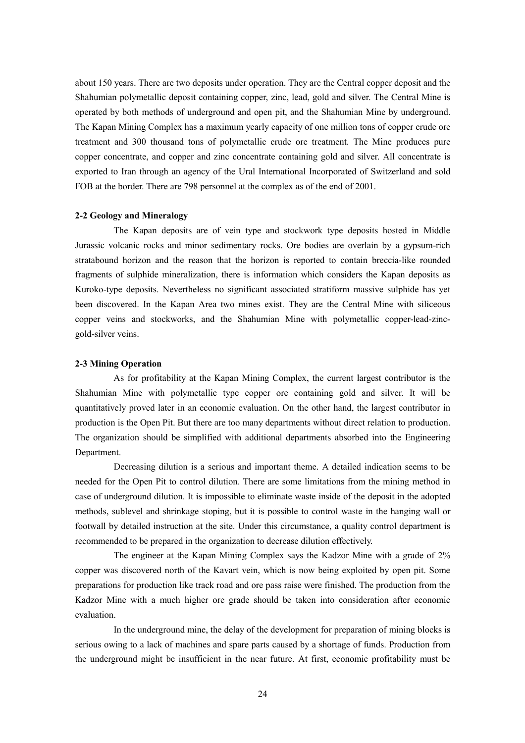about 150 years. There are two deposits under operation. They are the Central copper deposit and the Shahumian polymetallic deposit containing copper, zinc, lead, gold and silver. The Central Mine is operated by both methods of underground and open pit, and the Shahumian Mine by underground. The Kapan Mining Complex has a maximum yearly capacity of one million tons of copper crude ore treatment and 300 thousand tons of polymetallic crude ore treatment. The Mine produces pure copper concentrate, and copper and zinc concentrate containing gold and silver. All concentrate is exported to Iran through an agency of the Ural International Incorporated of Switzerland and sold FOB at the border. There are 798 personnel at the complex as of the end of 2001.

#### 2-2 Geology and Mineralogy

The Kapan deposits are of vein type and stockwork type deposits hosted in Middle Jurassic volcanic rocks and minor sedimentary rocks. Ore bodies are overlain by a gypsum-rich stratabound horizon and the reason that the horizon is reported to contain breccia-like rounded fragments of sulphide mineralization, there is information which considers the Kapan deposits as Kuroko-type deposits. Nevertheless no significant associated stratiform massive sulphide has yet been discovered. In the Kapan Area two mines exist. They are the Central Mine with siliceous copper veins and stockworks, and the Shahumian Mine with polymetallic copper-lead-zinc-gold-silver veins.

#### 2-3 Mining Operation

As for profitability at the Kapan Mining Complex, the current largest contributor is the Shahumian Mine with polymetallic type copper ore containing gold and silver. It will be quantitatively proved later in an economic evaluation. On the other hand, the largest contributor in production is the Open Pit. But there are too many departments without direct relation to production. The organization should be simplified with additional departments absorbed into the Engineering Department.

Decreasing dilution is a serious and important theme. A detailed indication seems to be needed for the Open Pit to control dilution. There are some limitations from the mining method in case of underground dilution. It is impossible to eliminate waste inside of the deposit in the adopted methods, sublevel and shrinkage stoping, but it is possible to control waste in the hanging wall or footwall by detailed instruction at the site. Under this circumstance, a quality control department is recommended to be prepared in the organization to decrease dilution effectively.

The engineer at the Kapan Mining Complex says the Kadzor Mine with a grade of 2% copper was discovered north of the Kavart vein, which is now being exploited by open pit. Some preparations for production like track road and ore pass raise were finished. The production from the Kadzor Mine with a much higher ore grade should be taken into consideration after economic evaluation.

In the underground mine, the delay of the development for preparation of mining blocks is serious owing to a lack of machines and spare parts caused by a shortage of funds. Production from the underground might be insufficient in the near future. At first, economic profitability must be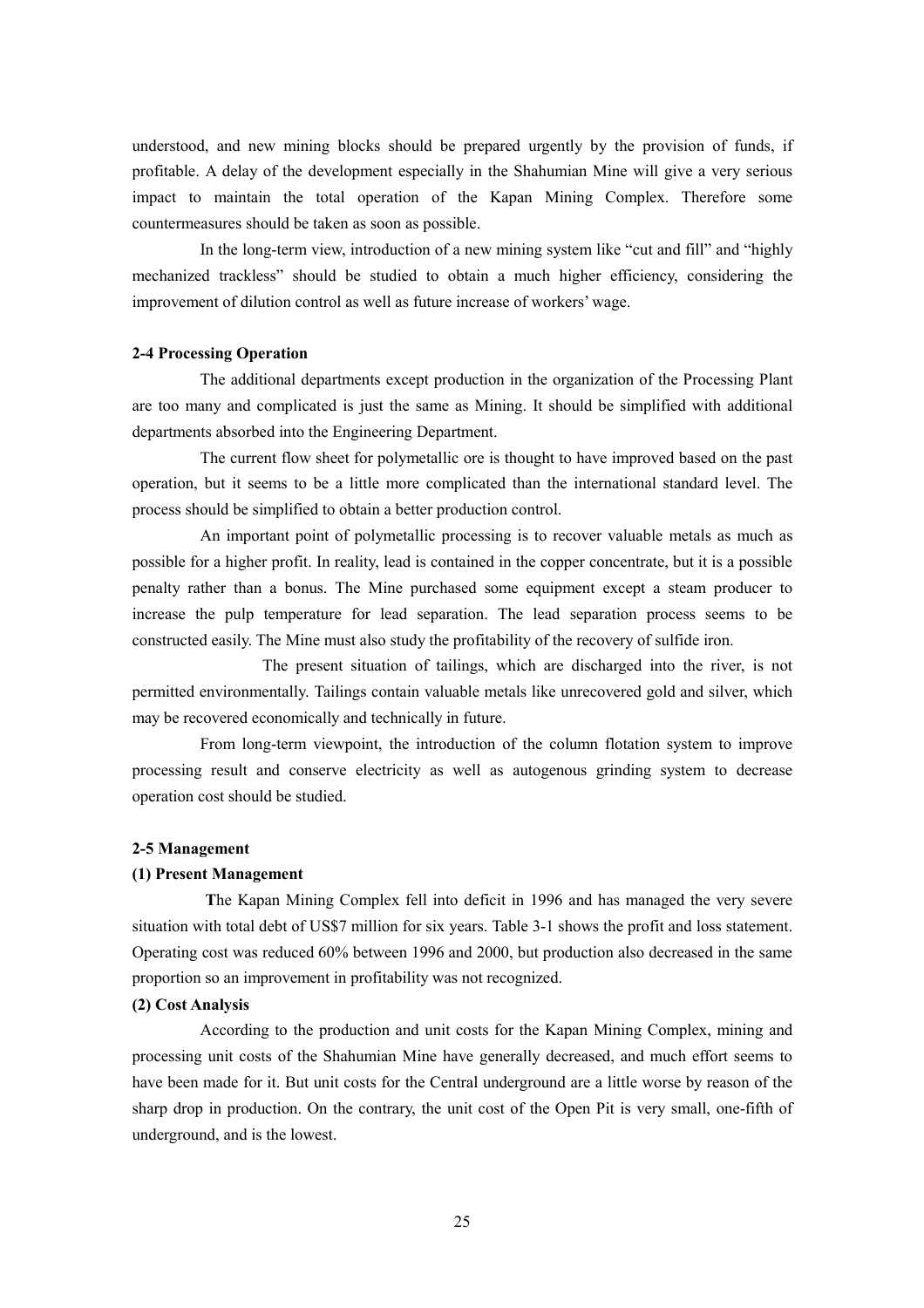understood, and new mining blocks should be prepared urgently by the provision of funds, if profitable. A delay of the development especially in the Shahumian Mine will give a very serious impact to maintain the total operation of the Kapan Mining Complex. Therefore some countermeasures should be taken as soon as possible.

In the long-term view, introduction of a new mining system like "cut and fill" and "highly mechanized trackless" should be studied to obtain a much higher efficiency, considering the improvement of dilution control as well as future increase of workers' wage.

### 2-4 Processing Operation

The additional departments except production in the organization of the Processing Plant are too many and complicated is just the same as Mining. It should be simplified with additional departments absorbed into the Engineering Department.

The current flow sheet for polymetallic ore is thought to have improved based on the past operation, but it seems to be a little more complicated than the international standard level. The process should be simplified to obtain a better production control.

An important point of polymetallic processing is to recover valuable metals as much as possible for a higher profit. In reality, lead is contained in the copper concentrate, but it is a possible penalty rather than a bonus. The Mine purchased some equipment except a steam producer to increase the pulp temperature for lead separation. The lead separation process seems to be constructed easily. The Mine must also study the profitability of the recovery of sulfide iron.

The present situation of tailings, which are discharged into the river, is not permitted environmentally. Tailings contain valuable metals like unrecovered gold and silver, which may be recovered economically and technically in future.

From long-term viewpoint, the introduction of the column flotation system to improve processing result and conserve electricity as well as autogenous grinding system to decrease operation cost should be studied.

### 2-5 Management

#### (1) Present Management

The Kapan Mining Complex fell into deficit in 1996 and has managed the very severe situation with total debt of US$7 million for six years. Table 3-1 shows the profit and loss statement. Operating cost was reduced 60% between 1996 and 2000, but production also decreased in the same proportion so an improvement in profitability was not recognized.

#### (2) Cost Analysis

According to the production and unit costs for the Kapan Mining Complex, mining and processing unit costs of the Shahumian Mine have generally decreased, and much effort seems to have been made for it. But unit costs for the Central underground are a little worse by reason of the sharp drop in production. On the contrary, the unit cost of the Open Pit is very small, one-fifth of underground, and is the lowest.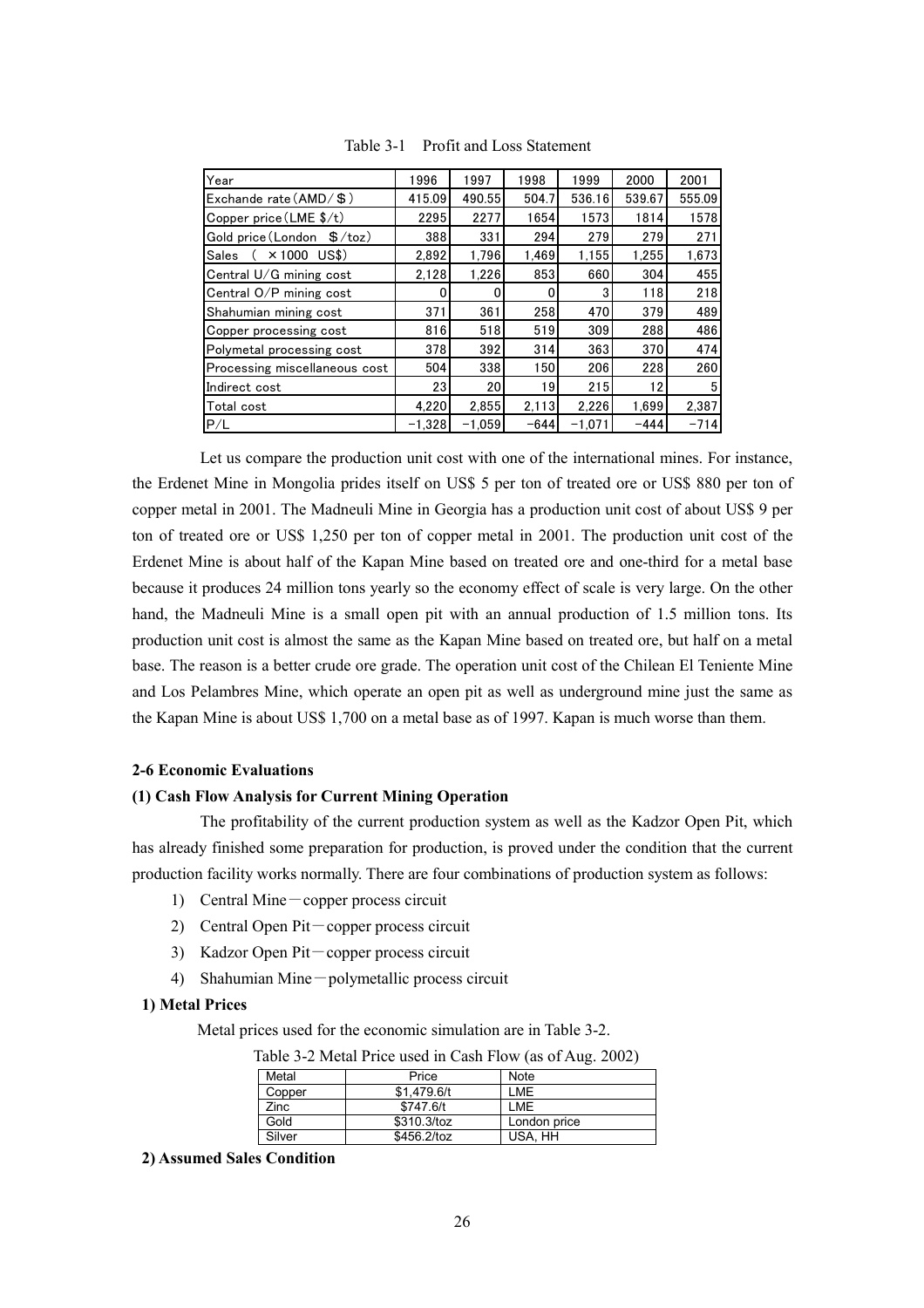Table 3-1 Profit and Loss Statement

| Year | 1996 | 1997 | 1998 | 1999 | 2000 | 2001 |
|---|---|---|---|---|---|---|
| Exchande rate (AMD/＄) | 415.09 | 490.55 | 504.7 | 536.16 | 539.67 | 555.09 |
| Copper price (LME $/t) | 2295 | 2277 | 1654 | 1573 | 1814 | 1578 |
| Gold price (London ＄/toz) | 388 | 331 | 294 | 279 | 279 | 271 |
| Sales ( ×1000 US$) | 2,892 | 1,796 | 1,469 | 1,155 | 1,255 | 1,673 |
| Central U/G mining cost | 2,128 | 1,226 | 853 | 660 | 304 | 455 |
| Central O/P mining cost | 0 | 0 | 0 | 3 | 118 | 218 |
| Shahumian mining cost | 371 | 361 | 258 | 470 | 379 | 489 |
| Copper processing cost | 816 | 518 | 519 | 309 | 288 | 486 |
| Polymetal processing cost | 378 | 392 | 314 | 363 | 370 | 474 |
| Processing miscellaneous cost | 504 | 338 | 150 | 206 | 228 | 260 |
| Indirect cost | 23 | 20 | 19 | 215 | 12 | 5 |
| Total cost | 4,220 | 2,855 | 2,113 | 2,226 | 1,699 | 2,387 |
| P/L | −1,328 | −1,059 | −644 | −1,071 | −444 | −714 |

Let us compare the production unit cost with one of the international mines. For instance, the Erdenet Mine in Mongolia prides itself on US$ 5 per ton of treated ore or US$ 880 per ton of copper metal in 2001. The Madneuli Mine in Georgia has a production unit cost of about US$ 9 per ton of treated ore or US$ 1,250 per ton of copper metal in 2001. The production unit cost of the Erdenet Mine is about half of the Kapan Mine based on treated ore and one-third for a metal base because it produces 24 million tons yearly so the economy effect of scale is very large. On the other hand, the Madneuli Mine is a small open pit with an annual production of 1.5 million tons. Its production unit cost is almost the same as the Kapan Mine based on treated ore, but half on a metal base. The reason is a better crude ore grade. The operation unit cost of the Chilean El Teniente Mine and Los Pelambres Mine, which operate an open pit as well as underground mine just the same as the Kapan Mine is about US$ 1,700 on a metal base as of 1997. Kapan is much worse than them.

### 2-6 Economic Evaluations

#### (1) Cash Flow Analysis for Current Mining Operation

The profitability of the current production system as well as the Kadzor Open Pit, which has already finished some preparation for production, is proved under the condition that the current production facility works normally. There are four combinations of production system as follows:

1) Central Mine－copper process circuit
2) Central Open Pit－copper process circuit
3) Kadzor Open Pit－copper process circuit
4) Shahumian Mine－polymetallic process circuit

**1) Metal Prices**

Metal prices used for the economic simulation are in Table 3-2.

Table 3-2 Metal Price used in Cash Flow (as of Aug. 2002)

| Metal | Price | Note |
|---|---|---|
| Copper | $1,479.6/t | LME |
| Zinc | $747.6/t | LME |
| Gold | $310.3/toz | London price |
| Silver | $456.2/toz | USA, HH |

**2) Assumed Sales Condition**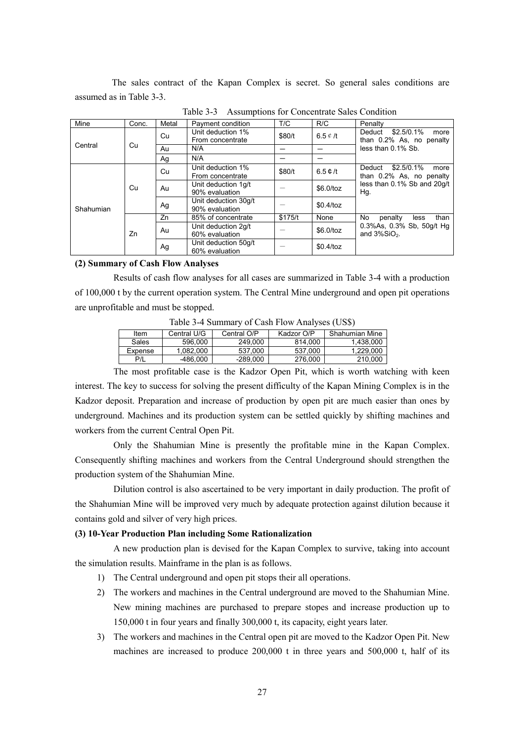The sales contract of the Kapan Complex is secret. So general sales conditions are assumed as in Table 3-3.

Table 3-3 Assumptions for Concentrate Sales Condition

| Mine | Conc. | Metal | Payment condition | T/C | R/C | Penalty |
|---|---|---|---|---|---|---|
| Central | Cu | Cu | Unit deduction 1% From concentrate | \$80/t | 6.5¢/t | Deduct \$2.5/0.1% more than 0.2% As, no penalty less than 0.1% Sb. |
| | | Au | N/A | — | — | |
| | | Ag | N/A | — | — | |
| Shahumian | Cu | Cu | Unit deduction 1% From concentrate | \$80/t | 6.5¢/t | Deduct \$2.5/0.1% more than 0.2% As, no penalty less than 0.1% Sb and 20g/t Hg. |
| | | Au | Unit deduction 1g/t 90% evaluation | — | \$6.0/toz | |
| | | Ag | Unit deduction 30g/t 90% evaluation | — | \$0.4/toz | |
| | Zn | Zn | 85% of concentrate | \$175/t | None | No penalty less than 0.3%As, 0.3% Sb, 50g/t Hg and 3%$SiO_2$. |
| | | Au | Unit deduction 2g/t 60% evaluation | — | \$6.0/toz | |
| | | Ag | Unit deduction 50g/t 60% evaluation | — | \$0.4/toz | |

**(2) Summary of Cash Flow Analyses**

Results of cash flow analyses for all cases are summarized in Table 3-4 with a production of 100,000 t by the current operation system. The Central Mine underground and open pit operations are unprofitable and must be stopped.

Table 3-4 Summary of Cash Flow Analyses (US\$)

| Item | Central U/G | Central O/P | Kadzor O/P | Shahumian Mine |
|---|---|---|---|---|
| Sales | 596,000 | 249,000 | 814,000 | 1,438,000 |
| Expense | 1,082,000 | 537,000 | 537,000 | 1,229,000 |
| P/L | -486,000 | -289,000 | 276,000 | 210,000 |

The most profitable case is the Kadzor Open Pit, which is worth watching with keen interest. The key to success for solving the present difficulty of the Kapan Mining Complex is in the Kadzor deposit. Preparation and increase of production by open pit are much easier than ones by underground. Machines and its production system can be settled quickly by shifting machines and workers from the current Central Open Pit.

Only the Shahumian Mine is presently the profitable mine in the Kapan Complex. Consequently shifting machines and workers from the Central Underground should strengthen the production system of the Shahumian Mine.

Dilution control is also ascertained to be very important in daily production. The profit of the Shahumian Mine will be improved very much by adequate protection against dilution because it contains gold and silver of very high prices.

**(3) 10-Year Production Plan including Some Rationalization**

A new production plan is devised for the Kapan Complex to survive, taking into account the simulation results. Mainframe in the plan is as follows.

1) The Central underground and open pit stops their all operations.
2) The workers and machines in the Central underground are moved to the Shahumian Mine. New mining machines are purchased to prepare stopes and increase production up to 150,000 t in four years and finally 300,000 t, its capacity, eight years later.
3) The workers and machines in the Central open pit are moved to the Kadzor Open Pit. New machines are increased to produce 200,000 t in three years and 500,000 t, half of its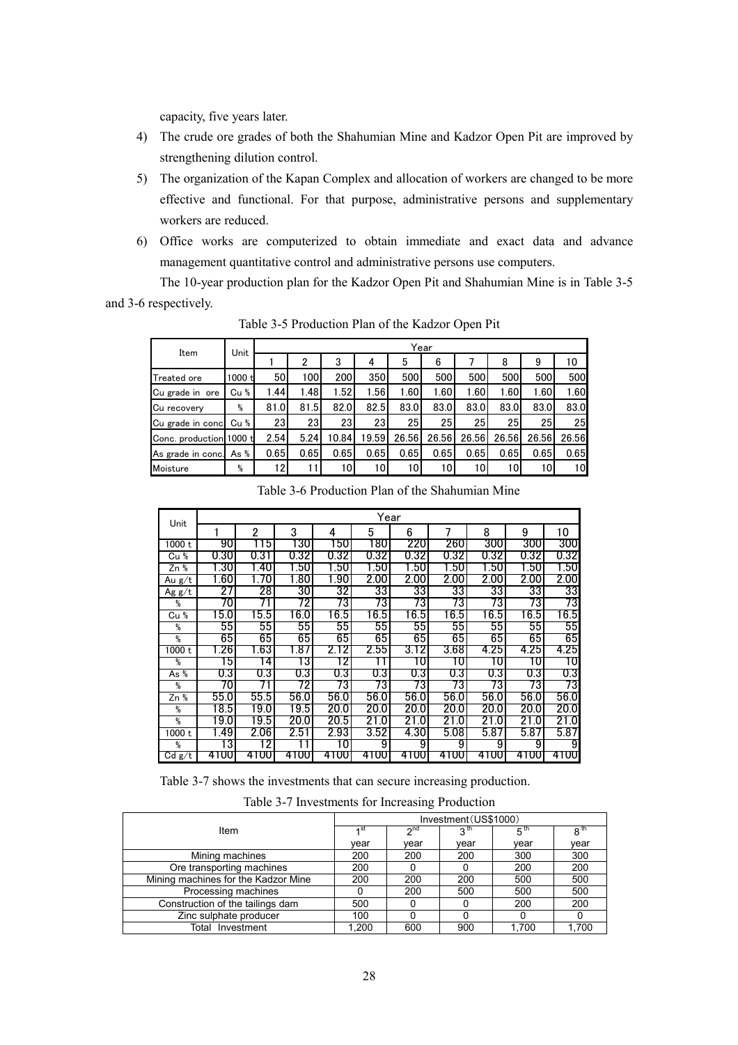capacity, five years later.

4) The crude ore grades of both the Shahumian Mine and Kadzor Open Pit are improved by strengthening dilution control.
5) The organization of the Kapan Complex and allocation of workers are changed to be more effective and functional. For that purpose, administrative persons and supplementary workers are reduced.
6) Office works are computerized to obtain immediate and exact data and advance management quantitative control and administrative persons use computers.

The 10-year production plan for the Kadzor Open Pit and Shahumian Mine is in Table 3-5 and 3-6 respectively.

Table 3-5 Production Plan of the Kadzor Open Pit

| Item | Unit | Year | | | | | | | | | |
|---|---|---|---|---|---|---|---|---|---|---|---|
| | | 1 | 2 | 3 | 4 | 5 | 6 | 7 | 8 | 9 | 10 |
| Treated ore | 1000 t | 50 | 100 | 200 | 350 | 500 | 500 | 500 | 500 | 500 | 500 |
| Cu grade in ore | Cu % | 1.44 | 1.48 | 1.52 | 1.56 | 1.60 | 1.60 | 1.60 | 1.60 | 1.60 | 1.60 |
| Cu recovery | % | 81.0 | 81.5 | 82.0 | 82.5 | 83.0 | 83.0 | 83.0 | 83.0 | 83.0 | 83.0 |
| Cu grade in conc | Cu % | 23 | 23 | 23 | 23 | 25 | 25 | 25 | 25 | 25 | 25 |
| Conc. production | 1000 t | 2.54 | 5.24 | 10.84 | 19.59 | 26.56 | 26.56 | 26.56 | 26.56 | 26.56 | 26.56 |
| As grade in conc. | As % | 0.65 | 0.65 | 0.65 | 0.65 | 0.65 | 0.65 | 0.65 | 0.65 | 0.65 | 0.65 |
| Moisture | % | 12 | 11 | 10 | 10 | 10 | 10 | 10 | 10 | 10 | 10 |

Table 3-6 Production Plan of the Shahumian Mine

| Unit | Year | | | | | | | | | |
|---|---|---|---|---|---|---|---|---|---|---|
| | 1 | 2 | 3 | 4 | 5 | 6 | 7 | 8 | 9 | 10 |
| 1000 t | 90 | 115 | 130 | 150 | 180 | 220 | 260 | 300 | 300 | 300 |
| Cu % | 0.30 | 0.31 | 0.32 | 0.32 | 0.32 | 0.32 | 0.32 | 0.32 | 0.32 | 0.32 |
| Zn % | 1.30 | 1.40 | 1.50 | 1.50 | 1.50 | 1.50 | 1.50 | 1.50 | 1.50 | 1.50 |
| Au g/t | 1.60 | 1.70 | 1.80 | 1.90 | 2.00 | 2.00 | 2.00 | 2.00 | 2.00 | 2.00 |
| Ag g/t | 27 | 28 | 30 | 32 | 33 | 33 | 33 | 33 | 33 | 33 |
| % | 70 | 71 | 72 | 73 | 73 | 73 | 73 | 73 | 73 | 73 |
| Cu % | 15.0 | 15.5 | 16.0 | 16.5 | 16.5 | 16.5 | 16.5 | 16.5 | 16.5 | 16.5 |
| % | 55 | 55 | 55 | 55 | 55 | 55 | 55 | 55 | 55 | 55 |
| % | 65 | 65 | 65 | 65 | 65 | 65 | 65 | 65 | 65 | 65 |
| 1000 t | 1.26 | 1.63 | 1.87 | 2.12 | 2.55 | 3.12 | 3.68 | 4.25 | 4.25 | 4.25 |
| % | 15 | 14 | 13 | 12 | 11 | 10 | 10 | 10 | 10 | 10 |
| As % | 0.3 | 0.3 | 0.3 | 0.3 | 0.3 | 0.3 | 0.3 | 0.3 | 0.3 | 0.3 |
| % | 70 | 71 | 72 | 73 | 73 | 73 | 73 | 73 | 73 | 73 |
| Zn % | 55.0 | 55.5 | 56.0 | 56.0 | 56.0 | 56.0 | 56.0 | 56.0 | 56.0 | 56.0 |
| % | 18.5 | 19.0 | 19.5 | 20.0 | 20.0 | 20.0 | 20.0 | 20.0 | 20.0 | 20.0 |
| % | 19.0 | 19.5 | 20.0 | 20.5 | 21.0 | 21.0 | 21.0 | 21.0 | 21.0 | 21.0 |
| 1000 t | 1.49 | 2.06 | 2.51 | 2.93 | 3.52 | 4.30 | 5.08 | 5.87 | 5.87 | 5.87 |
| % | 13 | 12 | 11 | 10 | 9 | 9 | 9 | 9 | 9 | 9 |
| Cd g/t | 4100 | 4100 | 4100 | 4100 | 4100 | 4100 | 4100 | 4100 | 4100 | 4100 |

Table 3-7 shows the investments that can secure increasing production.

Table 3-7 Investments for Increasing Production

| Item | Investment (US$1000) | | | | |
|---|---|---|---|---|---|
| | 1st year | 2nd year | 3th year | 5th year | 8th year |
| Mining machines | 200 | 200 | 200 | 300 | 300 |
| Ore transporting machines | 200 | 0 | 0 | 200 | 200 |
| Mining machines for the Kadzor Mine | 200 | 200 | 200 | 500 | 500 |
| Processing machines | 0 | 200 | 500 | 500 | 500 |
| Construction of the tailings dam | 500 | 0 | 0 | 200 | 200 |
| Zinc sulphate producer | 100 | 0 | 0 | 0 | 0 |
| Total Investment | 1,200 | 600 | 900 | 1,700 | 1,700 |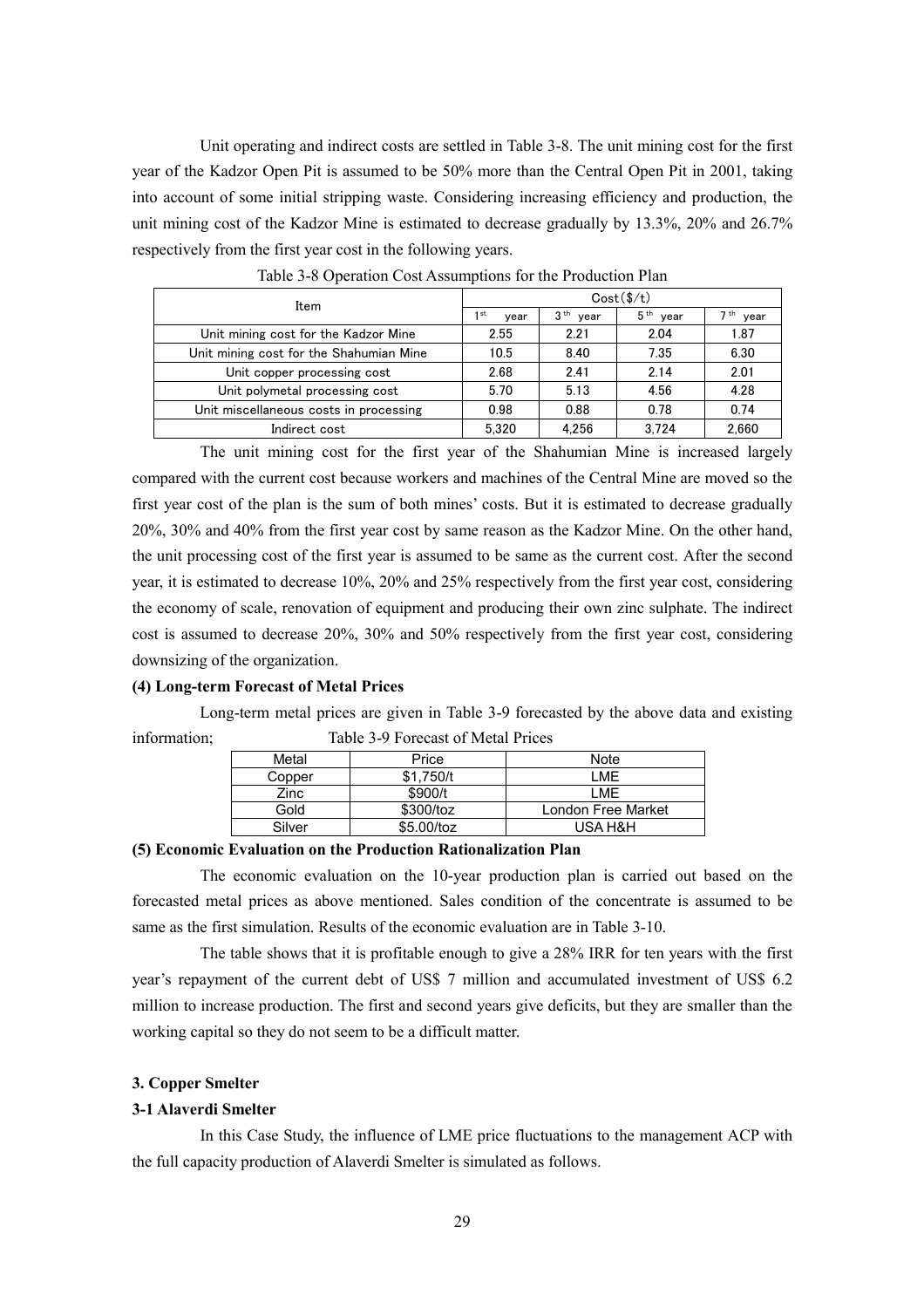Unit operating and indirect costs are settled in Table 3-8. The unit mining cost for the first year of the Kadzor Open Pit is assumed to be 50% more than the Central Open Pit in 2001, taking into account of some initial stripping waste. Considering increasing efficiency and production, the unit mining cost of the Kadzor Mine is estimated to decrease gradually by 13.3%, 20% and 26.7% respectively from the first year cost in the following years.

Table 3-8 Operation Cost Assumptions for the Production Plan

| Item | Cost($/t) | | | |
|---|---|---|---|---|
| | 1st year | 3th year | 5th year | 7th year |
| Unit mining cost for the Kadzor Mine | 2.55 | 2.21 | 2.04 | 1.87 |
| Unit mining cost for the Shahumian Mine | 10.5 | 8.40 | 7.35 | 6.30 |
| Unit copper processing cost | 2.68 | 2.41 | 2.14 | 2.01 |
| Unit polymetal processing cost | 5.70 | 5.13 | 4.56 | 4.28 |
| Unit miscellaneous costs in processing | 0.98 | 0.88 | 0.78 | 0.74 |
| Indirect cost | 5,320 | 4,256 | 3,724 | 2,660 |

The unit mining cost for the first year of the Shahumian Mine is increased largely compared with the current cost because workers and machines of the Central Mine are moved so the first year cost of the plan is the sum of both mines' costs. But it is estimated to decrease gradually 20%, 30% and 40% from the first year cost by same reason as the Kadzor Mine. On the other hand, the unit processing cost of the first year is assumed to be same as the current cost. After the second year, it is estimated to decrease 10%, 20% and 25% respectively from the first year cost, considering the economy of scale, renovation of equipment and producing their own zinc sulphate. The indirect cost is assumed to decrease 20%, 30% and 50% respectively from the first year cost, considering downsizing of the organization.

**(4) Long-term Forecast of Metal Prices**

Long-term metal prices are given in Table 3-9 forecasted by the above data and existing information;

Table 3-9 Forecast of Metal Prices

| Metal | Price | Note |
|---|---|---|
| Copper | $1,750/t | LME |
| Zinc | $900/t | LME |
| Gold | $300/toz | London Free Market |
| Silver | $5.00/toz | USA H&H |

**(5) Economic Evaluation on the Production Rationalization Plan**

The economic evaluation on the 10-year production plan is carried out based on the forecasted metal prices as above mentioned. Sales condition of the concentrate is assumed to be same as the first simulation. Results of the economic evaluation are in Table 3-10.

The table shows that it is profitable enough to give a 28% IRR for ten years with the first year's repayment of the current debt of US$ 7 million and accumulated investment of US$ 6.2 million to increase production. The first and second years give deficits, but they are smaller than the working capital so they do not seem to be a difficult matter.

**3. Copper Smelter**

**3-1 Alaverdi Smelter**

In this Case Study, the influence of LME price fluctuations to the management ACP with the full capacity production of Alaverdi Smelter is simulated as follows.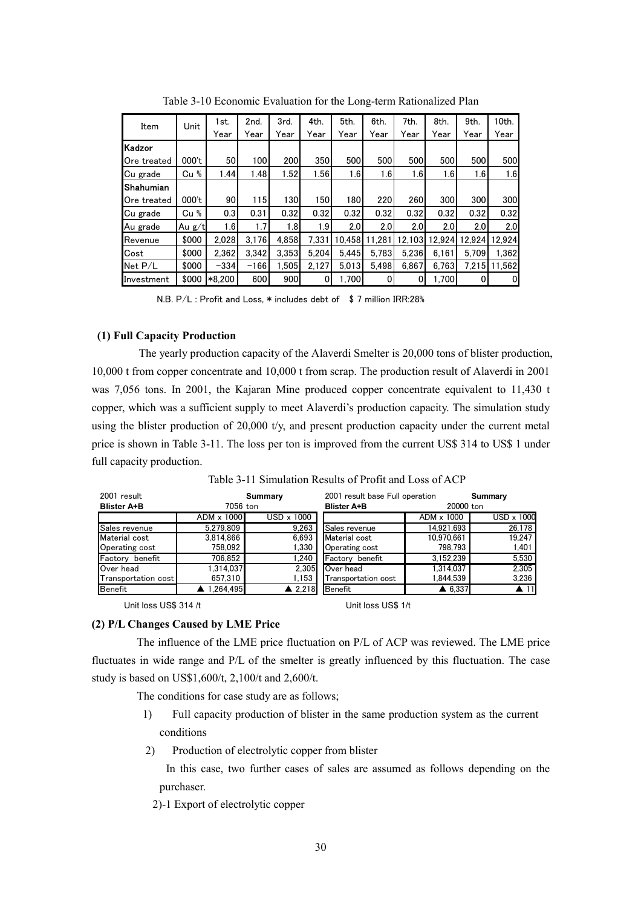Table 3-10 Economic Evaluation for the Long-term Rationalized Plan

| Item | Unit | 1st. Year | 2nd. Year | 3rd. Year | 4th. Year | 5th. Year | 6th. Year | 7th. Year | 8th. Year | 9th. Year | 10th. Year |
|---|---|---|---|---|---|---|---|---|---|---|---|
| **Kadzor** | | | | | | | | | | | |
| Ore treated | 000't | 50 | 100 | 200 | 350 | 500 | 500 | 500 | 500 | 500 | 500 |
| Cu grade | Cu % | 1.44 | 1.48 | 1.52 | 1.56 | 1.6 | 1.6 | 1.6 | 1.6 | 1.6 | 1.6 |
| **Shahumian** | | | | | | | | | | | |
| Ore treated | 000't | 90 | 115 | 130 | 150 | 180 | 220 | 260 | 300 | 300 | 300 |
| Cu grade | Cu % | 0.3 | 0.31 | 0.32 | 0.32 | 0.32 | 0.32 | 0.32 | 0.32 | 0.32 | 0.32 |
| Au grade | Au g/t | 1.6 | 1.7 | 1.8 | 1.9 | 2.0 | 2.0 | 2.0 | 2.0 | 2.0 | 2.0 |
| Revenue | $000 | 2,028 | 3,176 | 4,858 | 7,331 | 10,458 | 11,281 | 12,103 | 12,924 | 12,924 | 12,924 |
| Cost | $000 | 2,362 | 3,342 | 3,353 | 5,204 | 5,445 | 5,783 | 5,236 | 6,161 | 5,709 | 1,362 |
| Net P/L | $000 | −334 | −166 | 1,505 | 2,127 | 5,013 | 5,498 | 6,867 | 6,763 | 7,215 | 11,562 |
| Investment | $000 | *8,200 | 600 | 900 | 0 | 1,700 | 0 | 0 | 1,700 | 0 | 0 |

N.B. P/L : Profit and Loss, * includes debt of $ 7 million IRR:28%

### (1) Full Capacity Production

The yearly production capacity of the Alaverdi Smelter is 20,000 tons of blister production, 10,000 t from copper concentrate and 10,000 t from scrap. The production result of Alaverdi in 2001 was 7,056 tons. In 2001, the Kajaran Mine produced copper concentrate equivalent to 11,430 t copper, which was a sufficient supply to meet Alaverdi's production capacity. The simulation study using the blister production of 20,000 t/y, and present production capacity under the current metal price is shown in Table 3-11. The loss per ton is improved from the current US$ 314 to US$ 1 under full capacity production.

Table 3-11 Simulation Results of Profit and Loss of ACP

| 2001 result | | Summary | 2001 result base Full operation | | Summary |
|---|---|---|---|---|---|
| **Blister A+B** | 7056 ton | | **Blister A+B** | 20000 ton | |
| | ADM x 1000 | USD x 1000 | | ADM x 1000 | USD x 1000 |
| Sales revenue | 5,279,809 | 9,263 | Sales revenue | 14,921,693 | 26,178 |
| Material cost | 3,814,866 | 6,693 | Material cost | 10,970,661 | 19,247 |
| Operating cost | 758,092 | 1,330 | Operating cost | 798,793 | 1,401 |
| Factory benefit | 706,852 | 1,240 | Factory benefit | 3,152,239 | 5,530 |
| Over head | 1,314,037 | 2,305 | Over head | 1,314,037 | 2,305 |
| Transportation cost | 657,310 | 1,153 | Transportation cost | 1,844,539 | 3,236 |
| Benefit | ▲ 1,264,495 | ▲ 2,218 | Benefit | ▲ 6,337 | ▲ 11 |

Unit loss US$ 314 /t　　　　Unit loss US$ 1/t

### (2) P/L Changes Caused by LME Price

The influence of the LME price fluctuation on P/L of ACP was reviewed. The LME price fluctuates in wide range and P/L of the smelter is greatly influenced by this fluctuation. The case study is based on US$1,600/t, 2,100/t and 2,600/t.

The conditions for case study are as follows;

1) Full capacity production of blister in the same production system as the current conditions
2) Production of electrolytic copper from blister

   In this case, two further cases of sales are assumed as follows depending on the purchaser.

   2)-1 Export of electrolytic copper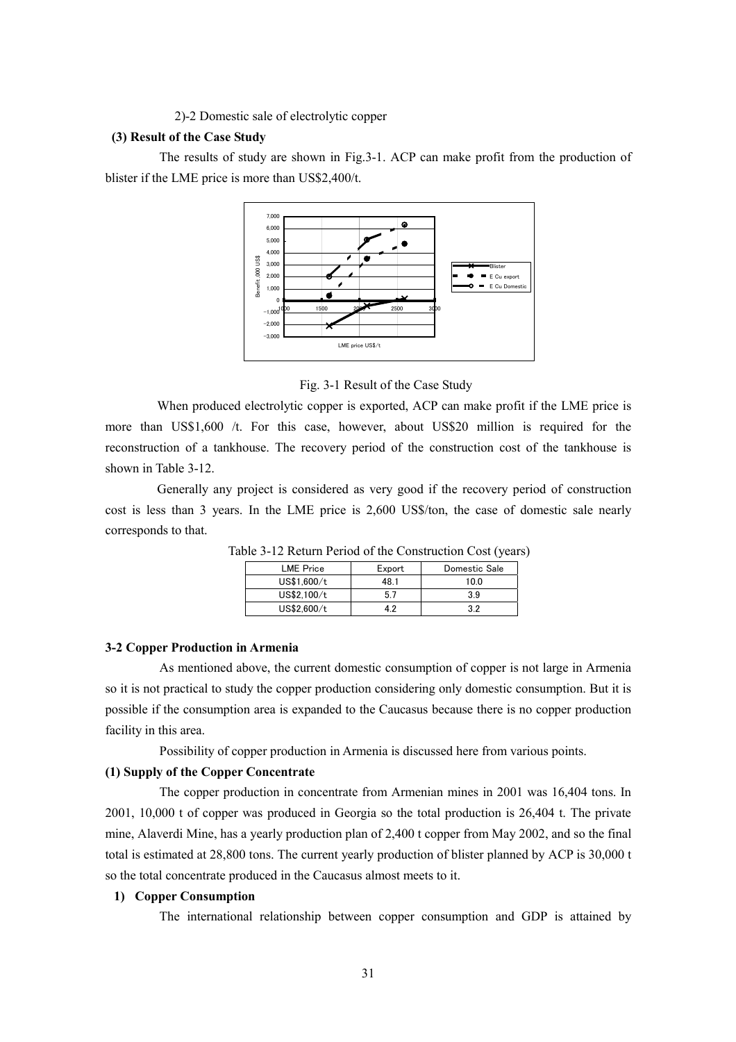2)-2 Domestic sale of electrolytic copper

**(3) Result of the Case Study**

The results of study are shown in Fig.3-1. ACP can make profit from the production of blister if the LME price is more than US$2,400/t.

Fig. 3-1 Result of the Case Study

When produced electrolytic copper is exported, ACP can make profit if the LME price is more than US$1,600 /t. For this case, however, about US$20 million is required for the reconstruction of a tankhouse. The recovery period of the construction cost of the tankhouse is shown in Table 3-12.

Generally any project is considered as very good if the recovery period of construction cost is less than 3 years. In the LME price is 2,600 US$/ton, the case of domestic sale nearly corresponds to that.

Table 3-12 Return Period of the Construction Cost (years)

| LME Price | Export | Domestic Sale |
|---|---|---|
| US$1,600/t | 48.1 | 10.0 |
| US$2,100/t | 5.7 | 3.9 |
| US$2,600/t | 4.2 | 3.2 |

### 3-2 Copper Production in Armenia

As mentioned above, the current domestic consumption of copper is not large in Armenia so it is not practical to study the copper production considering only domestic consumption. But it is possible if the consumption area is expanded to the Caucasus because there is no copper production facility in this area.

Possibility of copper production in Armenia is discussed here from various points.

**(1) Supply of the Copper Concentrate**

The copper production in concentrate from Armenian mines in 2001 was 16,404 tons. In 2001, 10,000 t of copper was produced in Georgia so the total production is 26,404 t. The private mine, Alaverdi Mine, has a yearly production plan of 2,400 t copper from May 2002, and so the final total is estimated at 28,800 tons. The current yearly production of blister planned by ACP is 30,000 t so the total concentrate produced in the Caucasus almost meets to it.

**1) Copper Consumption**

The international relationship between copper consumption and GDP is attained by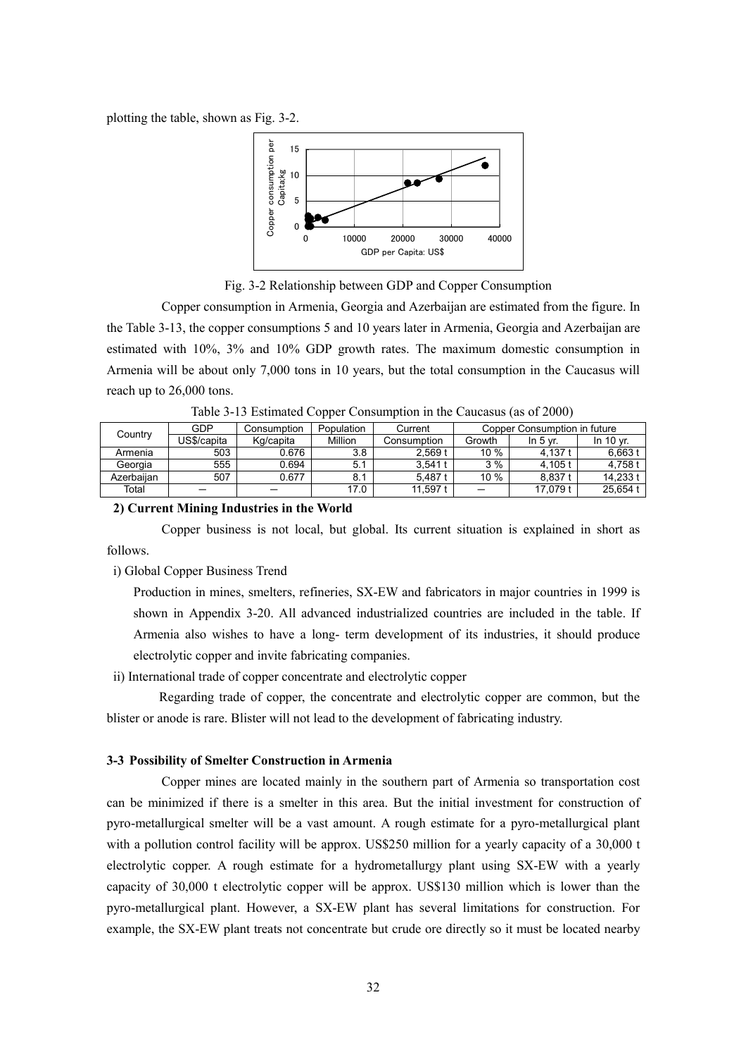plotting the table, shown as Fig. 3-2.

Fig. 3-2 Relationship between GDP and Copper Consumption

Copper consumption in Armenia, Georgia and Azerbaijan are estimated from the figure. In the Table 3-13, the copper consumptions 5 and 10 years later in Armenia, Georgia and Azerbaijan are estimated with 10%, 3% and 10% GDP growth rates. The maximum domestic consumption in Armenia will be about only 7,000 tons in 10 years, but the total consumption in the Caucasus will reach up to 26,000 tons.

Table 3-13 Estimated Copper Consumption in the Caucasus (as of 2000)

| Country | GDP | Consumption | Population | Current | Copper Consumption in future | | |
|---|---|---|---|---|---|---|---|
| | US$/capita | Kg/capita | Million | Consumption | Growth | In 5 yr. | In 10 yr. |
| Armenia | 503 | 0.676 | 3.8 | 2,569 t | 10 % | 4,137 t | 6,663 t |
| Georgia | 555 | 0.694 | 5.1 | 3,541 t | 3 % | 4,105 t | 4,758 t |
| Azerbaijan | 507 | 0.677 | 8.1 | 5,487 t | 10 % | 8,837 t | 14,233 t |
| Total | — | — | 17.0 | 11,597 t | — | 17,079 t | 25,654 t |

**2) Current Mining Industries in the World**

Copper business is not local, but global. Its current situation is explained in short as follows.

i) Global Copper Business Trend

Production in mines, smelters, refineries, SX-EW and fabricators in major countries in 1999 is shown in Appendix 3-20. All advanced industrialized countries are included in the table. If Armenia also wishes to have a long- term development of its industries, it should produce electrolytic copper and invite fabricating companies.

ii) International trade of copper concentrate and electrolytic copper

Regarding trade of copper, the concentrate and electrolytic copper are common, but the blister or anode is rare. Blister will not lead to the development of fabricating industry.

### 3-3 Possibility of Smelter Construction in Armenia

Copper mines are located mainly in the southern part of Armenia so transportation cost can be minimized if there is a smelter in this area. But the initial investment for construction of pyro-metallurgical smelter will be a vast amount. A rough estimate for a pyro-metallurgical plant with a pollution control facility will be approx. US$250 million for a yearly capacity of a 30,000 t electrolytic copper. A rough estimate for a hydrometallurgy plant using SX-EW with a yearly capacity of 30,000 t electrolytic copper will be approx. US$130 million which is lower than the pyro-metallurgical plant. However, a SX-EW plant has several limitations for construction. For example, the SX-EW plant treats not concentrate but crude ore directly so it must be located nearby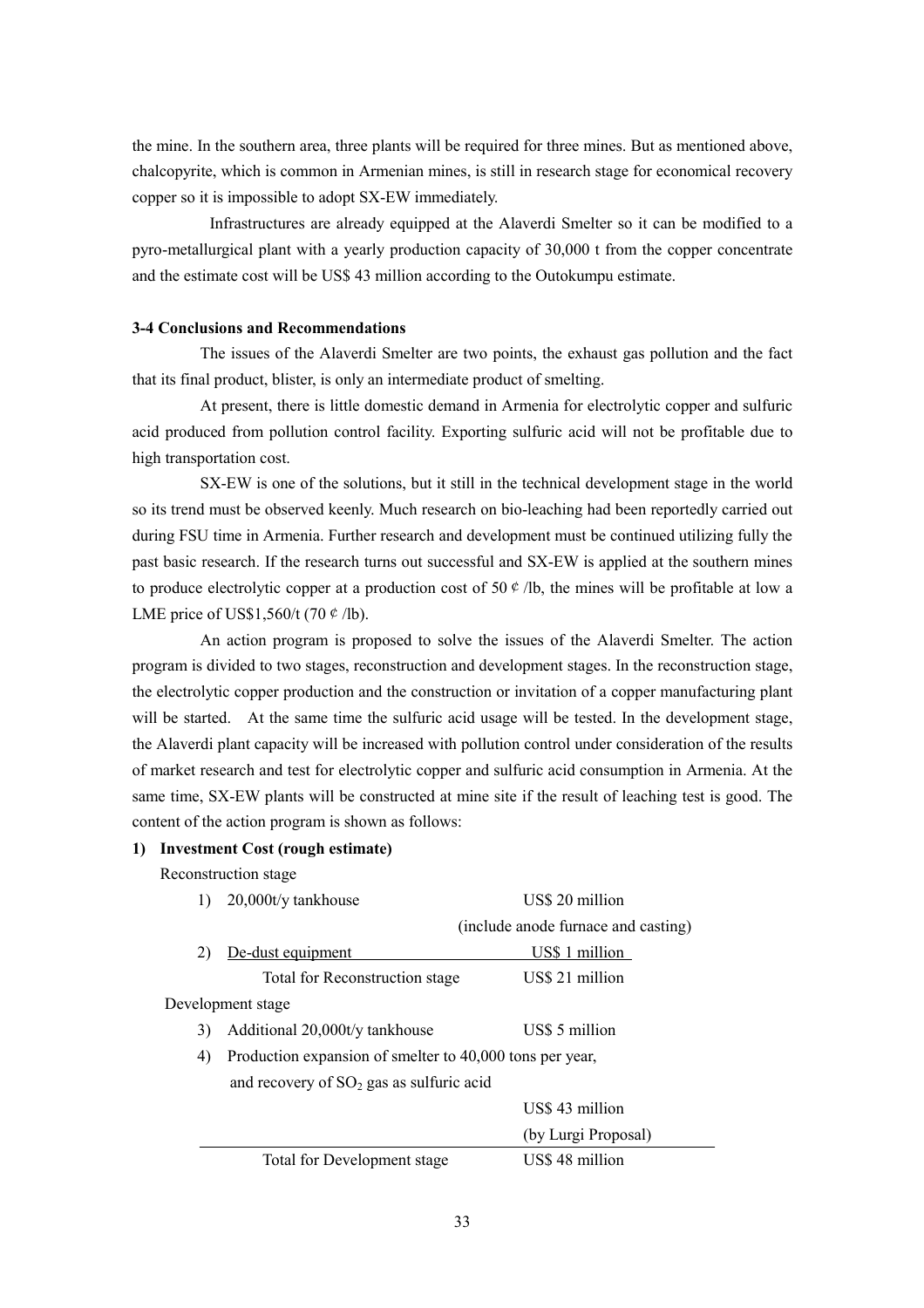the mine. In the southern area, three plants will be required for three mines. But as mentioned above, chalcopyrite, which is common in Armenian mines, is still in research stage for economical recovery copper so it is impossible to adopt SX-EW immediately.

Infrastructures are already equipped at the Alaverdi Smelter so it can be modified to a pyro-metallurgical plant with a yearly production capacity of 30,000 t from the copper concentrate and the estimate cost will be US$ 43 million according to the Outokumpu estimate.

### 3-4 Conclusions and Recommendations

The issues of the Alaverdi Smelter are two points, the exhaust gas pollution and the fact that its final product, blister, is only an intermediate product of smelting.

At present, there is little domestic demand in Armenia for electrolytic copper and sulfuric acid produced from pollution control facility. Exporting sulfuric acid will not be profitable due to high transportation cost.

SX-EW is one of the solutions, but it still in the technical development stage in the world so its trend must be observed keenly. Much research on bio-leaching had been reportedly carried out during FSU time in Armenia. Further research and development must be continued utilizing fully the past basic research. If the research turns out successful and SX-EW is applied at the southern mines to produce electrolytic copper at a production cost of 50 ¢ /lb, the mines will be profitable at low a LME price of US$1,560/t (70 ¢ /lb).

An action program is proposed to solve the issues of the Alaverdi Smelter. The action program is divided to two stages, reconstruction and development stages. In the reconstruction stage, the electrolytic copper production and the construction or invitation of a copper manufacturing plant will be started. At the same time the sulfuric acid usage will be tested. In the development stage, the Alaverdi plant capacity will be increased with pollution control under consideration of the results of market research and test for electrolytic copper and sulfuric acid consumption in Armenia. At the same time, SX-EW plants will be constructed at mine site if the result of leaching test is good. The content of the action program is shown as follows:

**1) Investment Cost (rough estimate)**

Reconstruction stage

1) 20,000t/y tankhouse — US$ 20 million (include anode furnace and casting)

2) De-dust equipment — US$ 1 million

Total for Reconstruction stage — US$ 21 million

Development stage

3) Additional 20,000t/y tankhouse — US$ 5 million

4) Production expansion of smelter to 40,000 tons per year, and recovery of $SO_2$ gas as sulfuric acid — US$ 43 million (by Lurgi Proposal)

Total for Development stage — US$ 48 million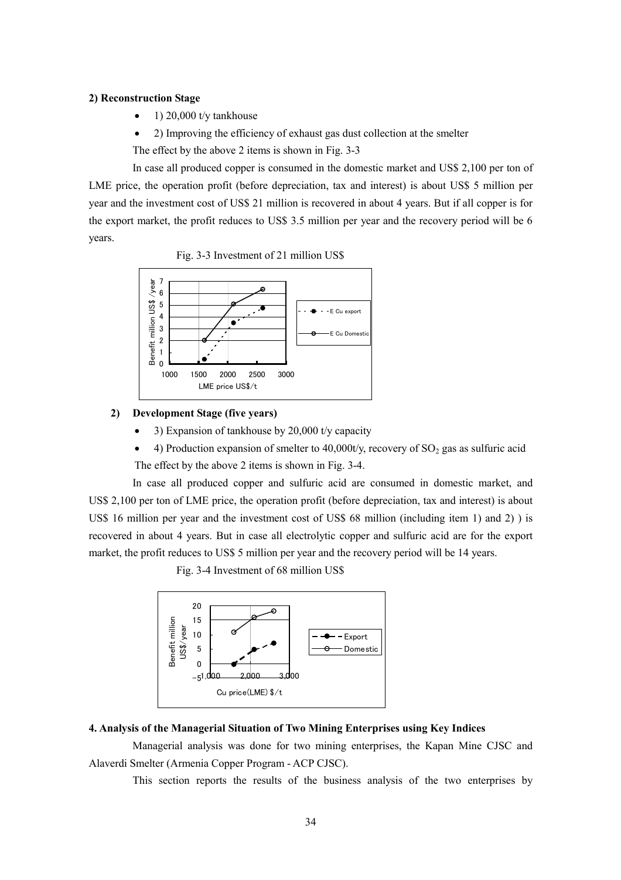**2) Reconstruction Stage**

- 1) 20,000 t/y tankhouse
- 2) Improving the efficiency of exhaust gas dust collection at the smelter

The effect by the above 2 items is shown in Fig. 3-3

In case all produced copper is consumed in the domestic market and US$ 2,100 per ton of LME price, the operation profit (before depreciation, tax and interest) is about US$ 5 million per year and the investment cost of US$ 21 million is recovered in about 4 years. But if all copper is for the export market, the profit reduces to US$ 3.5 million per year and the recovery period will be 6 years.

Fig. 3-3 Investment of 21 million US$

**2) Development Stage (five years)**

- 3) Expansion of tankhouse by 20,000 t/y capacity
- 4) Production expansion of smelter to 40,000t/y, recovery of $SO_2$ gas as sulfuric acid

The effect by the above 2 items is shown in Fig. 3-4.

In case all produced copper and sulfuric acid are consumed in domestic market, and US$ 2,100 per ton of LME price, the operation profit (before depreciation, tax and interest) is about US$ 16 million per year and the investment cost of US$ 68 million (including item 1) and 2) ) is recovered in about 4 years. But in case all electrolytic copper and sulfuric acid are for the export market, the profit reduces to US$ 5 million per year and the recovery period will be 14 years.

Fig. 3-4 Investment of 68 million US$

**4. Analysis of the Managerial Situation of Two Mining Enterprises using Key Indices**

Managerial analysis was done for two mining enterprises, the Kapan Mine CJSC and Alaverdi Smelter (Armenia Copper Program - ACP CJSC).

This section reports the results of the business analysis of the two enterprises by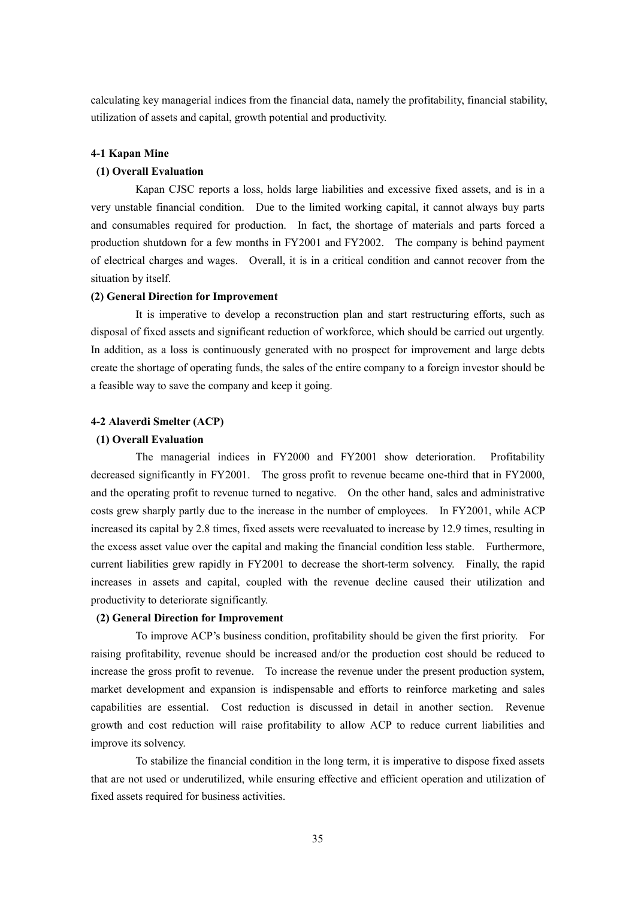calculating key managerial indices from the financial data, namely the profitability, financial stability, utilization of assets and capital, growth potential and productivity.

### 4-1 Kapan Mine

#### (1) Overall Evaluation

Kapan CJSC reports a loss, holds large liabilities and excessive fixed assets, and is in a very unstable financial condition. Due to the limited working capital, it cannot always buy parts and consumables required for production. In fact, the shortage of materials and parts forced a production shutdown for a few months in FY2001 and FY2002. The company is behind payment of electrical charges and wages. Overall, it is in a critical condition and cannot recover from the situation by itself.

#### (2) General Direction for Improvement

It is imperative to develop a reconstruction plan and start restructuring efforts, such as disposal of fixed assets and significant reduction of workforce, which should be carried out urgently. In addition, as a loss is continuously generated with no prospect for improvement and large debts create the shortage of operating funds, the sales of the entire company to a foreign investor should be a feasible way to save the company and keep it going.

### 4-2 Alaverdi Smelter (ACP)

#### (1) Overall Evaluation

The managerial indices in FY2000 and FY2001 show deterioration. Profitability decreased significantly in FY2001. The gross profit to revenue became one-third that in FY2000, and the operating profit to revenue turned to negative. On the other hand, sales and administrative costs grew sharply partly due to the increase in the number of employees. In FY2001, while ACP increased its capital by 2.8 times, fixed assets were reevaluated to increase by 12.9 times, resulting in the excess asset value over the capital and making the financial condition less stable. Furthermore, current liabilities grew rapidly in FY2001 to decrease the short-term solvency. Finally, the rapid increases in assets and capital, coupled with the revenue decline caused their utilization and productivity to deteriorate significantly.

#### (2) General Direction for Improvement

To improve ACP's business condition, profitability should be given the first priority. For raising profitability, revenue should be increased and/or the production cost should be reduced to increase the gross profit to revenue. To increase the revenue under the present production system, market development and expansion is indispensable and efforts to reinforce marketing and sales capabilities are essential. Cost reduction is discussed in detail in another section. Revenue growth and cost reduction will raise profitability to allow ACP to reduce current liabilities and improve its solvency.

To stabilize the financial condition in the long term, it is imperative to dispose fixed assets that are not used or underutilized, while ensuring effective and efficient operation and utilization of fixed assets required for business activities.